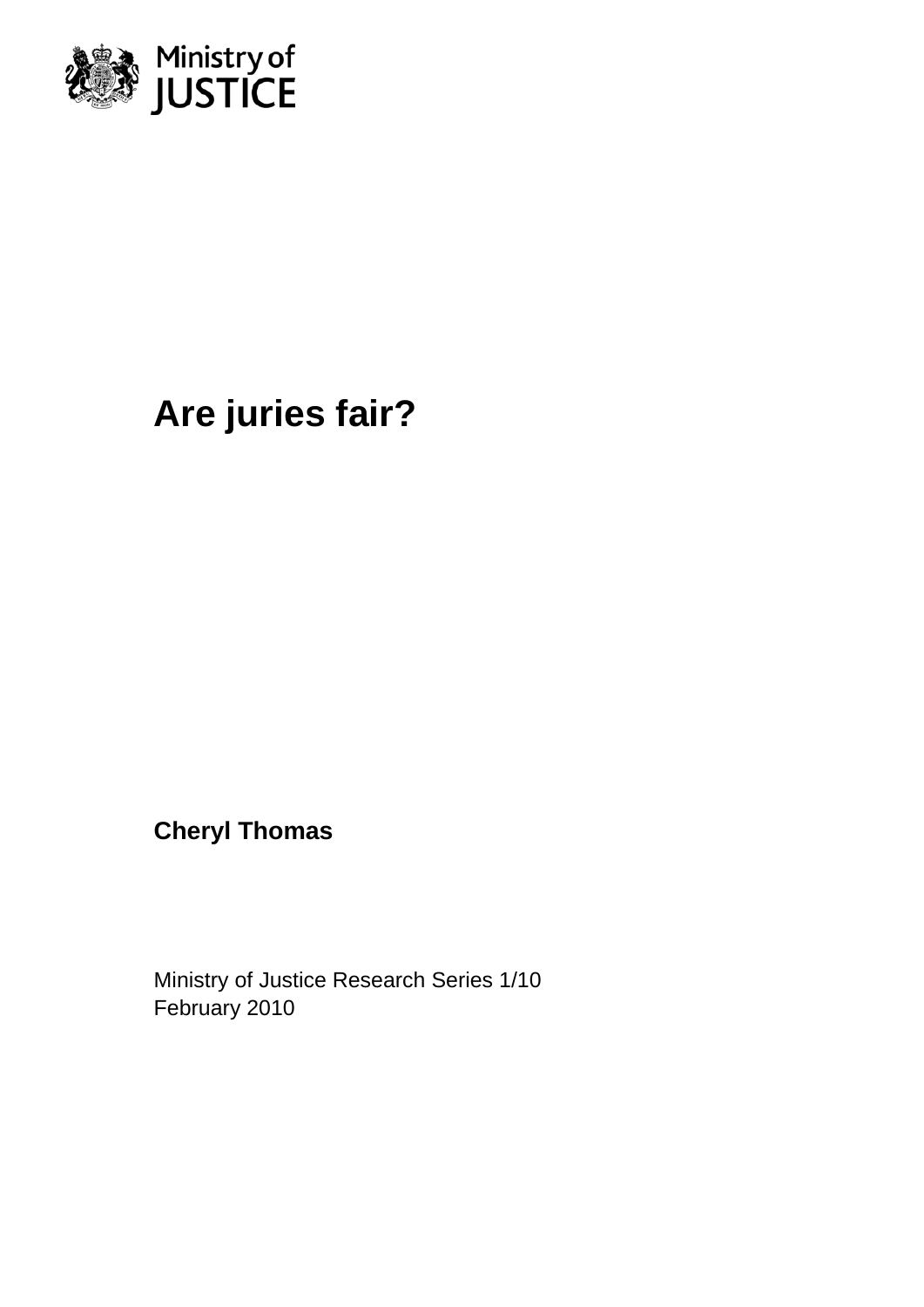Ministry of JUSTICE

# Are juries fair?

**Cheryl Thomas**

Ministry of Justice Research Series 1/10
February 2010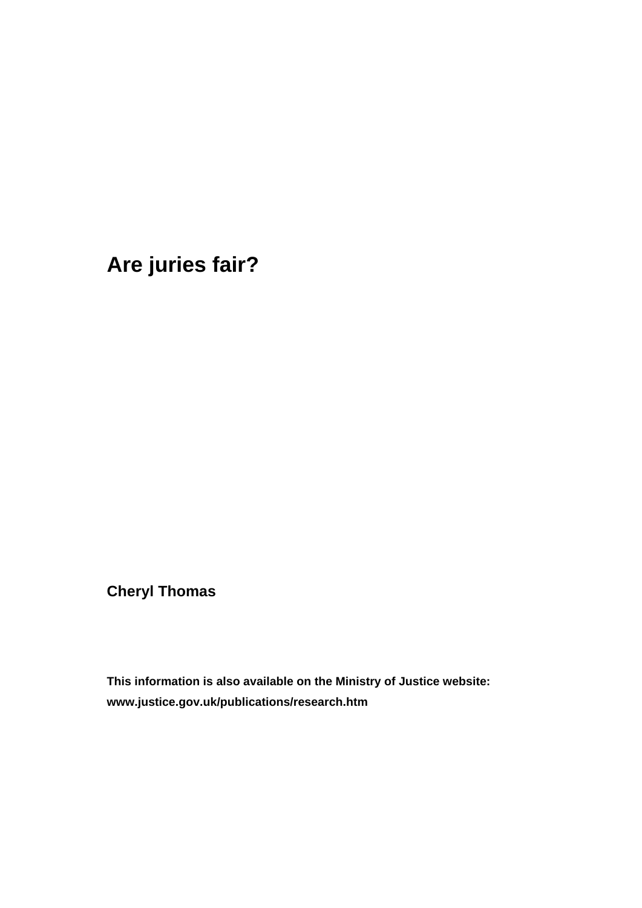# Are juries fair?

**Cheryl Thomas**

**This information is also available on the Ministry of Justice website:**
**www.justice.gov.uk/publications/research.htm**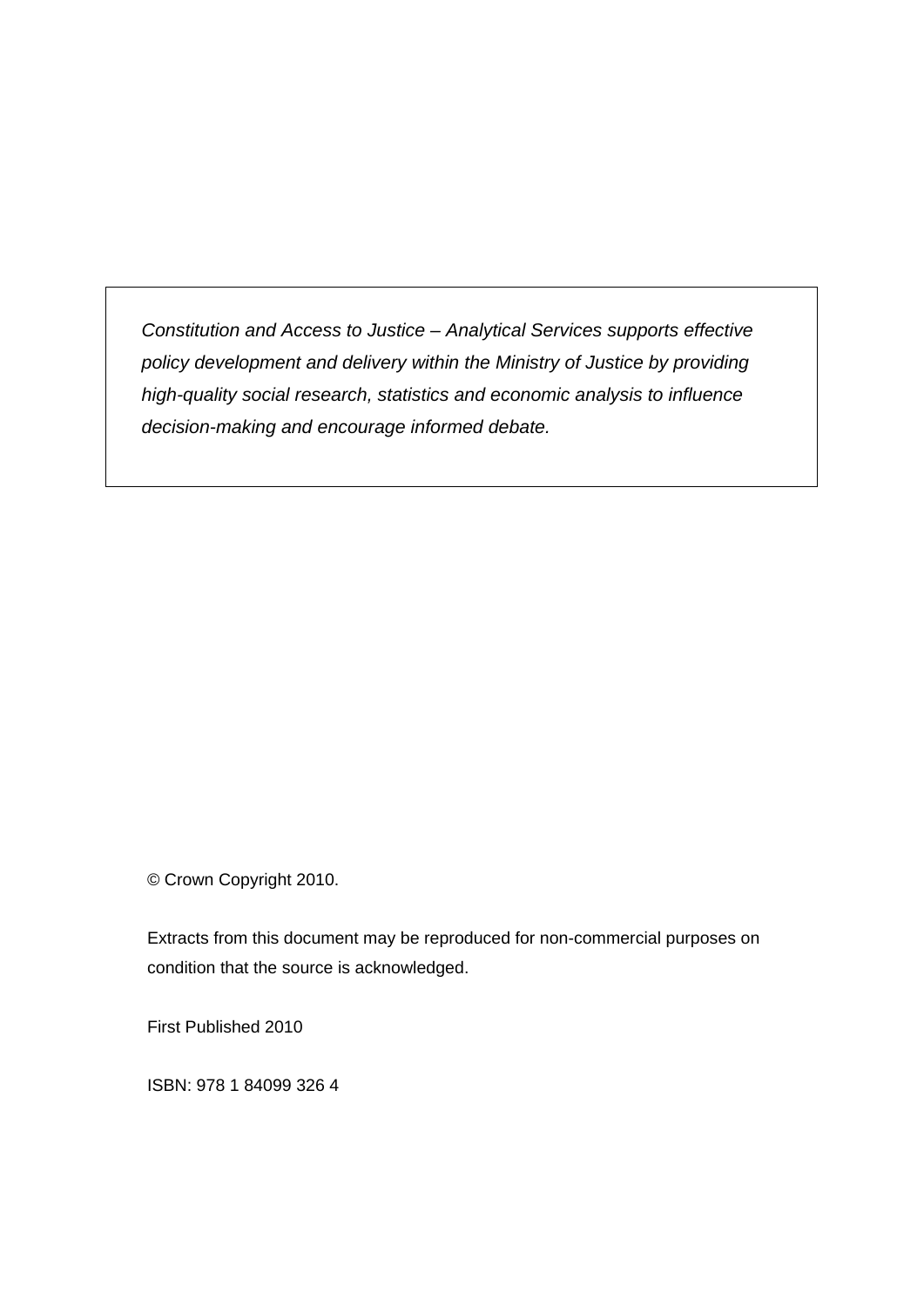*Constitution and Access to Justice – Analytical Services supports effective policy development and delivery within the Ministry of Justice by providing high-quality social research, statistics and economic analysis to influence decision-making and encourage informed debate.*

© Crown Copyright 2010.

Extracts from this document may be reproduced for non-commercial purposes on condition that the source is acknowledged.

First Published 2010

ISBN: 978 1 84099 326 4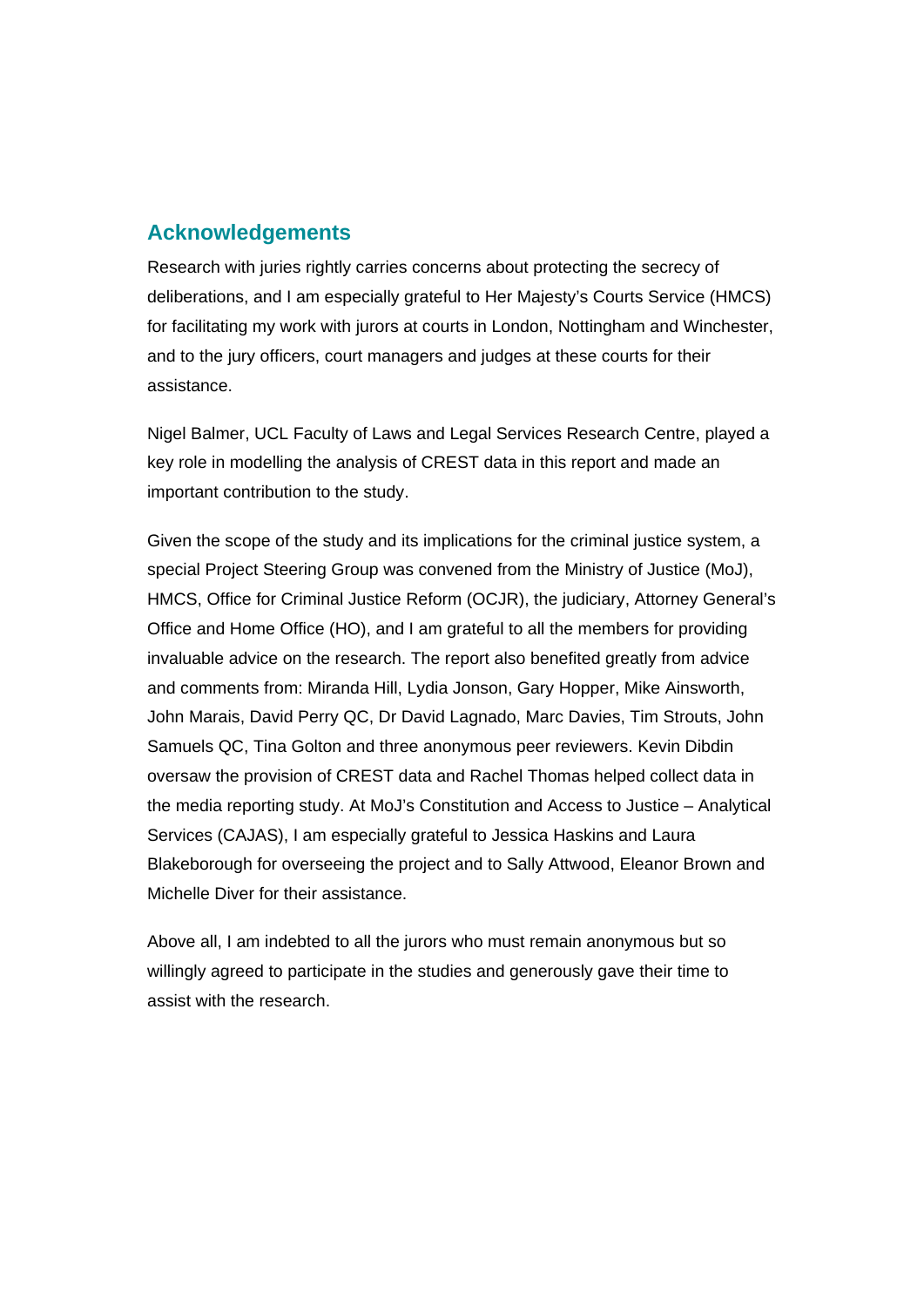## Acknowledgements

Research with juries rightly carries concerns about protecting the secrecy of deliberations, and I am especially grateful to Her Majesty's Courts Service (HMCS) for facilitating my work with jurors at courts in London, Nottingham and Winchester, and to the jury officers, court managers and judges at these courts for their assistance.

Nigel Balmer, UCL Faculty of Laws and Legal Services Research Centre, played a key role in modelling the analysis of CREST data in this report and made an important contribution to the study.

Given the scope of the study and its implications for the criminal justice system, a special Project Steering Group was convened from the Ministry of Justice (MoJ), HMCS, Office for Criminal Justice Reform (OCJR), the judiciary, Attorney General's Office and Home Office (HO), and I am grateful to all the members for providing invaluable advice on the research. The report also benefited greatly from advice and comments from: Miranda Hill, Lydia Jonson, Gary Hopper, Mike Ainsworth, John Marais, David Perry QC, Dr David Lagnado, Marc Davies, Tim Strouts, John Samuels QC, Tina Golton and three anonymous peer reviewers. Kevin Dibdin oversaw the provision of CREST data and Rachel Thomas helped collect data in the media reporting study. At MoJ's Constitution and Access to Justice – Analytical Services (CAJAS), I am especially grateful to Jessica Haskins and Laura Blakeborough for overseeing the project and to Sally Attwood, Eleanor Brown and Michelle Diver for their assistance.

Above all, I am indebted to all the jurors who must remain anonymous but so willingly agreed to participate in the studies and generously gave their time to assist with the research.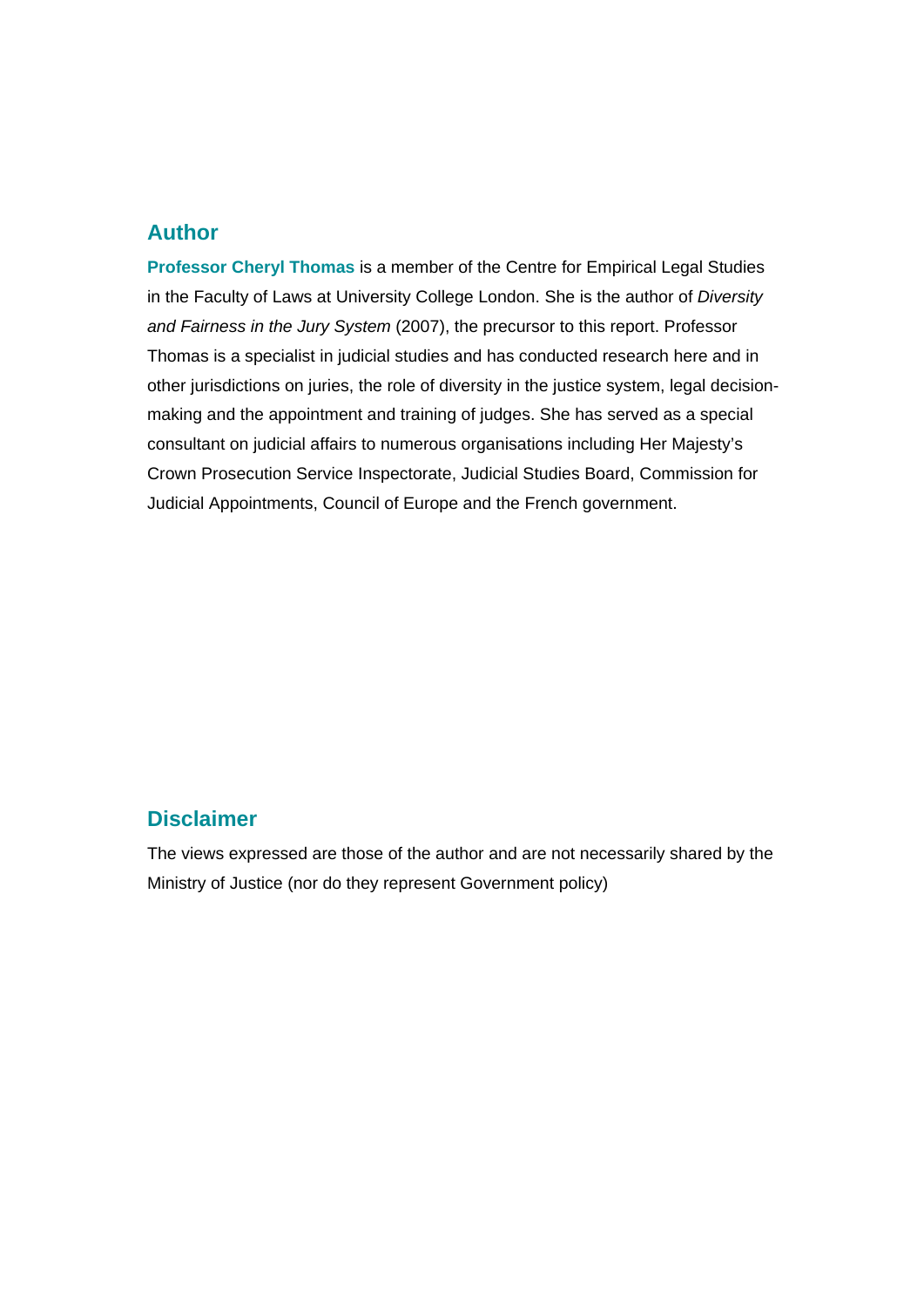## Author

**Professor Cheryl Thomas** is a member of the Centre for Empirical Legal Studies in the Faculty of Laws at University College London. She is the author of *Diversity and Fairness in the Jury System* (2007), the precursor to this report. Professor Thomas is a specialist in judicial studies and has conducted research here and in other jurisdictions on juries, the role of diversity in the justice system, legal decision-making and the appointment and training of judges. She has served as a special consultant on judicial affairs to numerous organisations including Her Majesty's Crown Prosecution Service Inspectorate, Judicial Studies Board, Commission for Judicial Appointments, Council of Europe and the French government.

## Disclaimer

The views expressed are those of the author and are not necessarily shared by the Ministry of Justice (nor do they represent Government policy)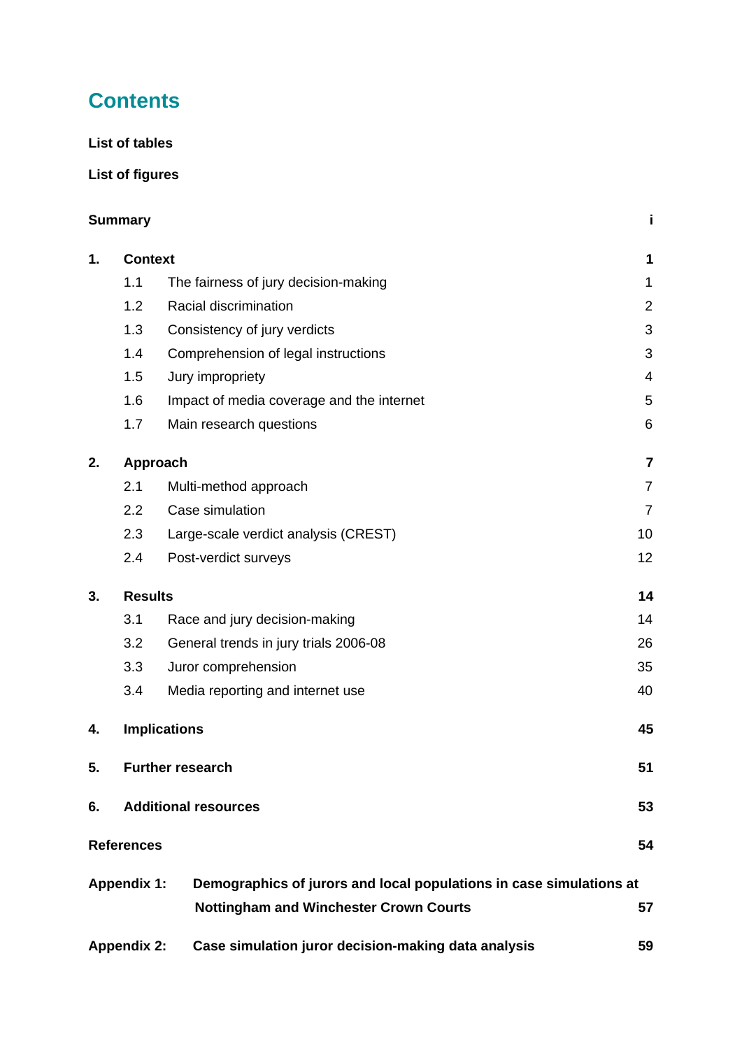# Contents

**List of tables**

**List of figures**

| | | |
|---|---|---|
| **Summary** | | **i** |
| **1.** | **Context** | **1** |
| 1.1 | The fairness of jury decision-making | 1 |
| 1.2 | Racial discrimination | 2 |
| 1.3 | Consistency of jury verdicts | 3 |
| 1.4 | Comprehension of legal instructions | 3 |
| 1.5 | Jury impropriety | 4 |
| 1.6 | Impact of media coverage and the internet | 5 |
| 1.7 | Main research questions | 6 |
| **2.** | **Approach** | **7** |
| 2.1 | Multi-method approach | 7 |
| 2.2 | Case simulation | 7 |
| 2.3 | Large-scale verdict analysis (CREST) | 10 |
| 2.4 | Post-verdict surveys | 12 |
| **3.** | **Results** | **14** |
| 3.1 | Race and jury decision-making | 14 |
| 3.2 | General trends in jury trials 2006-08 | 26 |
| 3.3 | Juror comprehension | 35 |
| 3.4 | Media reporting and internet use | 40 |
| **4.** | **Implications** | **45** |
| **5.** | **Further research** | **51** |
| **6.** | **Additional resources** | **53** |
| **References** | | **54** |
| **Appendix 1:** | **Demographics of jurors and local populations in case simulations at Nottingham and Winchester Crown Courts** | **57** |
| **Appendix 2:** | **Case simulation juror decision-making data analysis** | **59** |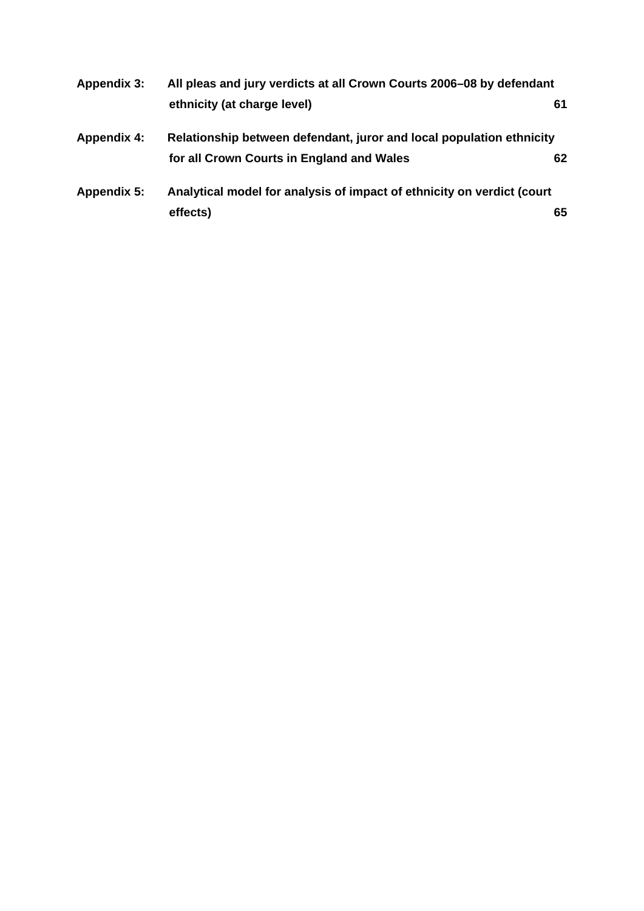**Appendix 3:** **All pleas and jury verdicts at all Crown Courts 2006–08 by defendant ethnicity (at charge level)** **61**

**Appendix 4:** **Relationship between defendant, juror and local population ethnicity for all Crown Courts in England and Wales** **62**

**Appendix 5:** **Analytical model for analysis of impact of ethnicity on verdict (court effects)** **65**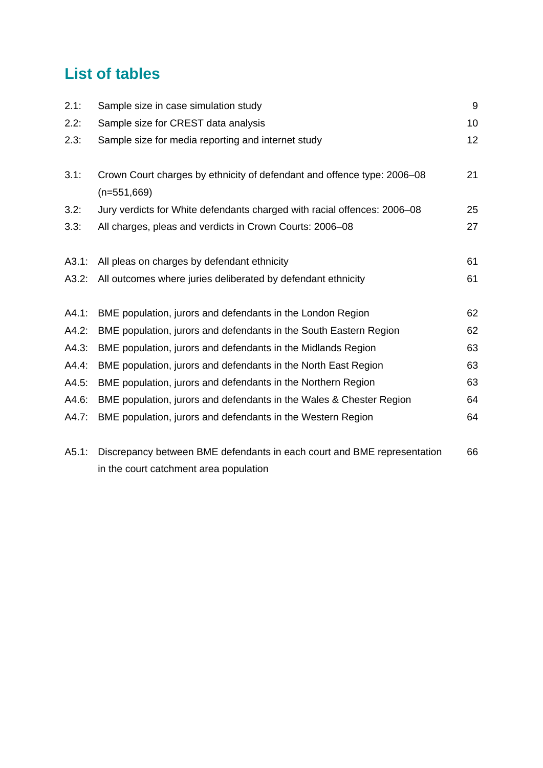## List of tables

| | | |
|---|---|---|
| 2.1: | Sample size in case simulation study | 9 |
| 2.2: | Sample size for CREST data analysis | 10 |
| 2.3: | Sample size for media reporting and internet study | 12 |
| 3.1: | Crown Court charges by ethnicity of defendant and offence type: 2006–08 (n=551,669) | 21 |
| 3.2: | Jury verdicts for White defendants charged with racial offences: 2006–08 | 25 |
| 3.3: | All charges, pleas and verdicts in Crown Courts: 2006–08 | 27 |
| A3.1: | All pleas on charges by defendant ethnicity | 61 |
| A3.2: | All outcomes where juries deliberated by defendant ethnicity | 61 |
| A4.1: | BME population, jurors and defendants in the London Region | 62 |
| A4.2: | BME population, jurors and defendants in the South Eastern Region | 62 |
| A4.3: | BME population, jurors and defendants in the Midlands Region | 63 |
| A4.4: | BME population, jurors and defendants in the North East Region | 63 |
| A4.5: | BME population, jurors and defendants in the Northern Region | 63 |
| A4.6: | BME population, jurors and defendants in the Wales & Chester Region | 64 |
| A4.7: | BME population, jurors and defendants in the Western Region | 64 |
| A5.1: | Discrepancy between BME defendants in each court and BME representation in the court catchment area population | 66 |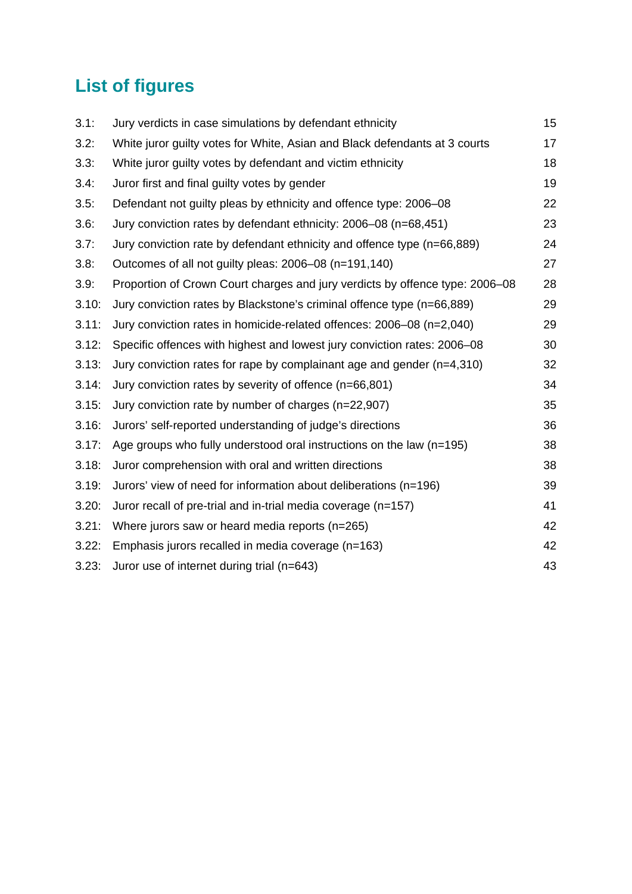## List of figures

| | | |
|---|---|---|
| 3.1: | Jury verdicts in case simulations by defendant ethnicity | 15 |
| 3.2: | White juror guilty votes for White, Asian and Black defendants at 3 courts | 17 |
| 3.3: | White juror guilty votes by defendant and victim ethnicity | 18 |
| 3.4: | Juror first and final guilty votes by gender | 19 |
| 3.5: | Defendant not guilty pleas by ethnicity and offence type: 2006–08 | 22 |
| 3.6: | Jury conviction rates by defendant ethnicity: 2006–08 (n=68,451) | 23 |
| 3.7: | Jury conviction rate by defendant ethnicity and offence type (n=66,889) | 24 |
| 3.8: | Outcomes of all not guilty pleas: 2006–08 (n=191,140) | 27 |
| 3.9: | Proportion of Crown Court charges and jury verdicts by offence type: 2006–08 | 28 |
| 3.10: | Jury conviction rates by Blackstone's criminal offence type (n=66,889) | 29 |
| 3.11: | Jury conviction rates in homicide-related offences: 2006–08 (n=2,040) | 29 |
| 3.12: | Specific offences with highest and lowest jury conviction rates: 2006–08 | 30 |
| 3.13: | Jury conviction rates for rape by complainant age and gender (n=4,310) | 32 |
| 3.14: | Jury conviction rates by severity of offence (n=66,801) | 34 |
| 3.15: | Jury conviction rate by number of charges (n=22,907) | 35 |
| 3.16: | Jurors' self-reported understanding of judge's directions | 36 |
| 3.17: | Age groups who fully understood oral instructions on the law (n=195) | 38 |
| 3.18: | Juror comprehension with oral and written directions | 38 |
| 3.19: | Jurors' view of need for information about deliberations (n=196) | 39 |
| 3.20: | Juror recall of pre-trial and in-trial media coverage (n=157) | 41 |
| 3.21: | Where jurors saw or heard media reports (n=265) | 42 |
| 3.22: | Emphasis jurors recalled in media coverage (n=163) | 42 |
| 3.23: | Juror use of internet during trial (n=643) | 43 |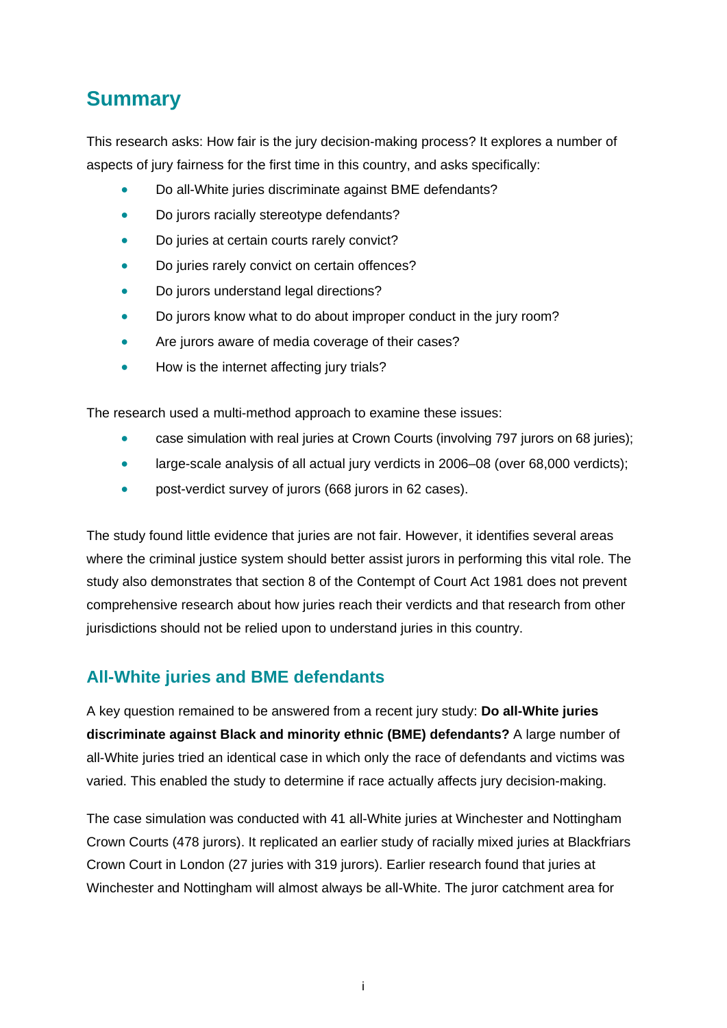## Summary

This research asks: How fair is the jury decision-making process? It explores a number of aspects of jury fairness for the first time in this country, and asks specifically:

- Do all-White juries discriminate against BME defendants?
- Do jurors racially stereotype defendants?
- Do juries at certain courts rarely convict?
- Do juries rarely convict on certain offences?
- Do jurors understand legal directions?
- Do jurors know what to do about improper conduct in the jury room?
- Are jurors aware of media coverage of their cases?
- How is the internet affecting jury trials?

The research used a multi-method approach to examine these issues:

- case simulation with real juries at Crown Courts (involving 797 jurors on 68 juries);
- large-scale analysis of all actual jury verdicts in 2006–08 (over 68,000 verdicts);
- post-verdict survey of jurors (668 jurors in 62 cases).

The study found little evidence that juries are not fair. However, it identifies several areas where the criminal justice system should better assist jurors in performing this vital role. The study also demonstrates that section 8 of the Contempt of Court Act 1981 does not prevent comprehensive research about how juries reach their verdicts and that research from other jurisdictions should not be relied upon to understand juries in this country.

### All-White juries and BME defendants

A key question remained to be answered from a recent jury study: **Do all-White juries discriminate against Black and minority ethnic (BME) defendants?** A large number of all-White juries tried an identical case in which only the race of defendants and victims was varied. This enabled the study to determine if race actually affects jury decision-making.

The case simulation was conducted with 41 all-White juries at Winchester and Nottingham Crown Courts (478 jurors). It replicated an earlier study of racially mixed juries at Blackfriars Crown Court in London (27 juries with 319 jurors). Earlier research found that juries at Winchester and Nottingham will almost always be all-White. The juror catchment area for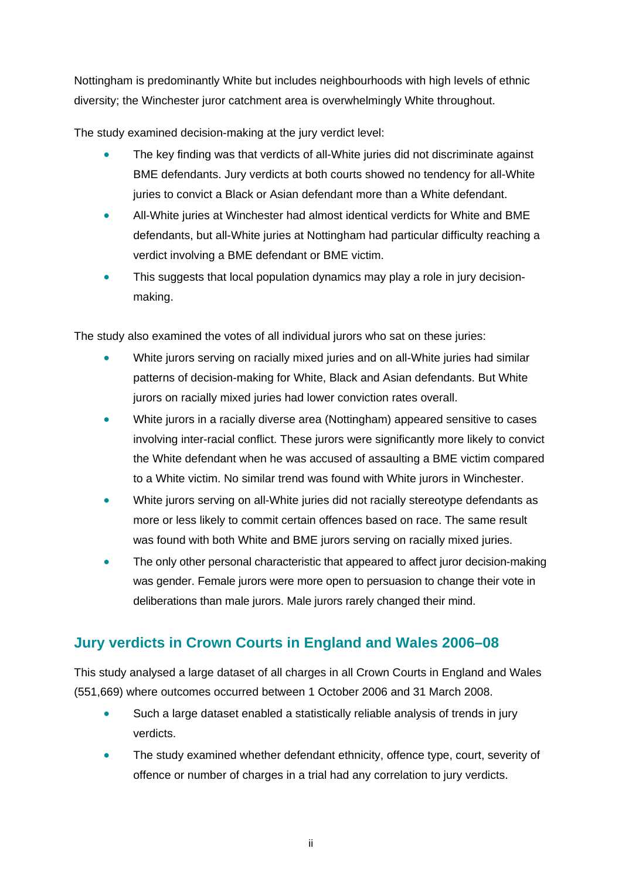Nottingham is predominantly White but includes neighbourhoods with high levels of ethnic diversity; the Winchester juror catchment area is overwhelmingly White throughout.

The study examined decision-making at the jury verdict level:

- The key finding was that verdicts of all-White juries did not discriminate against BME defendants. Jury verdicts at both courts showed no tendency for all-White juries to convict a Black or Asian defendant more than a White defendant.
- All-White juries at Winchester had almost identical verdicts for White and BME defendants, but all-White juries at Nottingham had particular difficulty reaching a verdict involving a BME defendant or BME victim.
- This suggests that local population dynamics may play a role in jury decision-making.

The study also examined the votes of all individual jurors who sat on these juries:

- White jurors serving on racially mixed juries and on all-White juries had similar patterns of decision-making for White, Black and Asian defendants. But White jurors on racially mixed juries had lower conviction rates overall.
- White jurors in a racially diverse area (Nottingham) appeared sensitive to cases involving inter-racial conflict. These jurors were significantly more likely to convict the White defendant when he was accused of assaulting a BME victim compared to a White victim. No similar trend was found with White jurors in Winchester.
- White jurors serving on all-White juries did not racially stereotype defendants as more or less likely to commit certain offences based on race. The same result was found with both White and BME jurors serving on racially mixed juries.
- The only other personal characteristic that appeared to affect juror decision-making was gender. Female jurors were more open to persuasion to change their vote in deliberations than male jurors. Male jurors rarely changed their mind.

## Jury verdicts in Crown Courts in England and Wales 2006–08

This study analysed a large dataset of all charges in all Crown Courts in England and Wales (551,669) where outcomes occurred between 1 October 2006 and 31 March 2008.

- Such a large dataset enabled a statistically reliable analysis of trends in jury verdicts.
- The study examined whether defendant ethnicity, offence type, court, severity of offence or number of charges in a trial had any correlation to jury verdicts.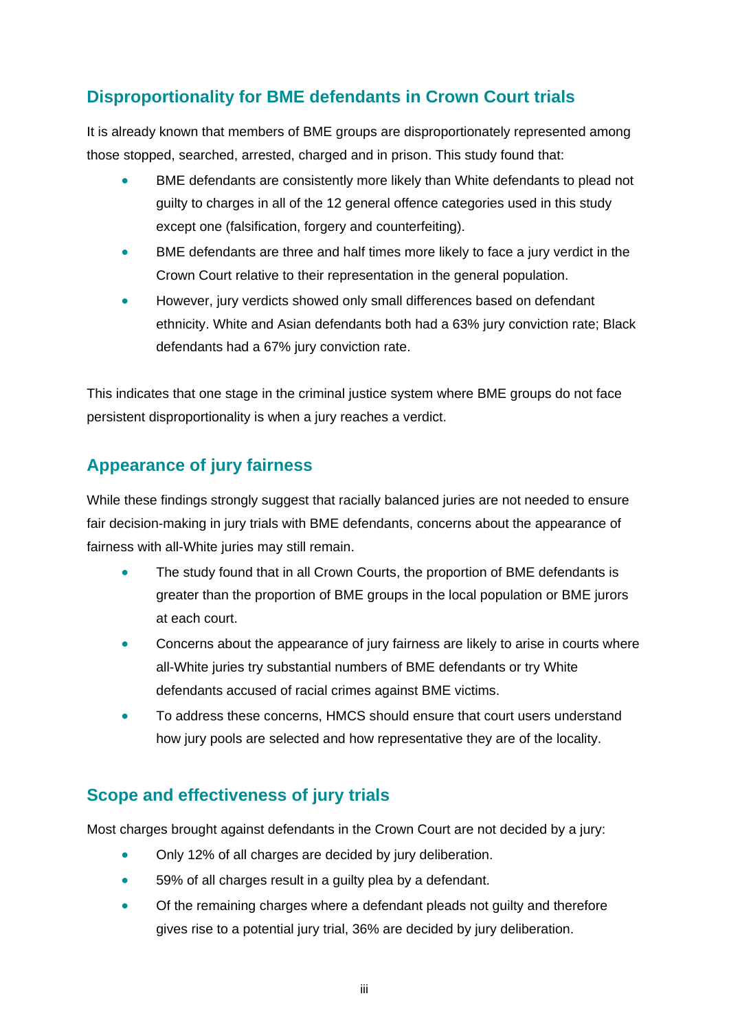## Disproportionality for BME defendants in Crown Court trials

It is already known that members of BME groups are disproportionately represented among those stopped, searched, arrested, charged and in prison. This study found that:

- BME defendants are consistently more likely than White defendants to plead not guilty to charges in all of the 12 general offence categories used in this study except one (falsification, forgery and counterfeiting).
- BME defendants are three and half times more likely to face a jury verdict in the Crown Court relative to their representation in the general population.
- However, jury verdicts showed only small differences based on defendant ethnicity. White and Asian defendants both had a 63% jury conviction rate; Black defendants had a 67% jury conviction rate.

This indicates that one stage in the criminal justice system where BME groups do not face persistent disproportionality is when a jury reaches a verdict.

## Appearance of jury fairness

While these findings strongly suggest that racially balanced juries are not needed to ensure fair decision-making in jury trials with BME defendants, concerns about the appearance of fairness with all-White juries may still remain.

- The study found that in all Crown Courts, the proportion of BME defendants is greater than the proportion of BME groups in the local population or BME jurors at each court.
- Concerns about the appearance of jury fairness are likely to arise in courts where all-White juries try substantial numbers of BME defendants or try White defendants accused of racial crimes against BME victims.
- To address these concerns, HMCS should ensure that court users understand how jury pools are selected and how representative they are of the locality.

## Scope and effectiveness of jury trials

Most charges brought against defendants in the Crown Court are not decided by a jury:

- Only 12% of all charges are decided by jury deliberation.
- 59% of all charges result in a guilty plea by a defendant.
- Of the remaining charges where a defendant pleads not guilty and therefore gives rise to a potential jury trial, 36% are decided by jury deliberation.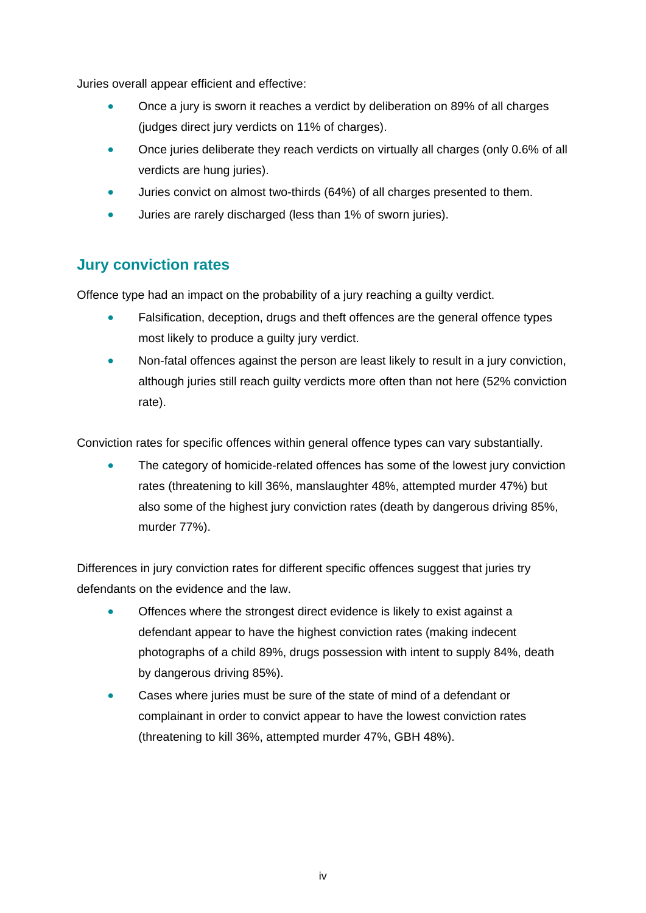Juries overall appear efficient and effective:

- Once a jury is sworn it reaches a verdict by deliberation on 89% of all charges (judges direct jury verdicts on 11% of charges).
- Once juries deliberate they reach verdicts on virtually all charges (only 0.6% of all verdicts are hung juries).
- Juries convict on almost two-thirds (64%) of all charges presented to them.
- Juries are rarely discharged (less than 1% of sworn juries).

## Jury conviction rates

Offence type had an impact on the probability of a jury reaching a guilty verdict.

- Falsification, deception, drugs and theft offences are the general offence types most likely to produce a guilty jury verdict.
- Non-fatal offences against the person are least likely to result in a jury conviction, although juries still reach guilty verdicts more often than not here (52% conviction rate).

Conviction rates for specific offences within general offence types can vary substantially.

- The category of homicide-related offences has some of the lowest jury conviction rates (threatening to kill 36%, manslaughter 48%, attempted murder 47%) but also some of the highest jury conviction rates (death by dangerous driving 85%, murder 77%).

Differences in jury conviction rates for different specific offences suggest that juries try defendants on the evidence and the law.

- Offences where the strongest direct evidence is likely to exist against a defendant appear to have the highest conviction rates (making indecent photographs of a child 89%, drugs possession with intent to supply 84%, death by dangerous driving 85%).
- Cases where juries must be sure of the state of mind of a defendant or complainant in order to convict appear to have the lowest conviction rates (threatening to kill 36%, attempted murder 47%, GBH 48%).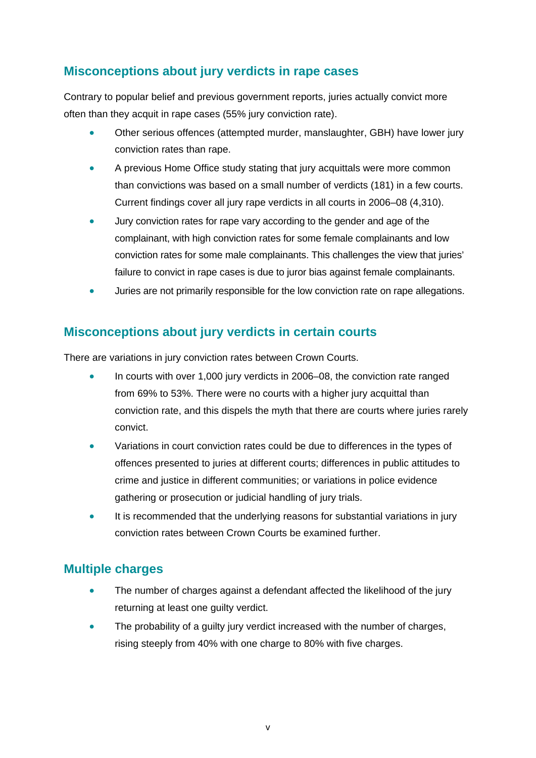## Misconceptions about jury verdicts in rape cases

Contrary to popular belief and previous government reports, juries actually convict more often than they acquit in rape cases (55% jury conviction rate).

- Other serious offences (attempted murder, manslaughter, GBH) have lower jury conviction rates than rape.
- A previous Home Office study stating that jury acquittals were more common than convictions was based on a small number of verdicts (181) in a few courts. Current findings cover all jury rape verdicts in all courts in 2006–08 (4,310).
- Jury conviction rates for rape vary according to the gender and age of the complainant, with high conviction rates for some female complainants and low conviction rates for some male complainants. This challenges the view that juries' failure to convict in rape cases is due to juror bias against female complainants.
- Juries are not primarily responsible for the low conviction rate on rape allegations.

## Misconceptions about jury verdicts in certain courts

There are variations in jury conviction rates between Crown Courts.

- In courts with over 1,000 jury verdicts in 2006–08, the conviction rate ranged from 69% to 53%. There were no courts with a higher jury acquittal than conviction rate, and this dispels the myth that there are courts where juries rarely convict.
- Variations in court conviction rates could be due to differences in the types of offences presented to juries at different courts; differences in public attitudes to crime and justice in different communities; or variations in police evidence gathering or prosecution or judicial handling of jury trials.
- It is recommended that the underlying reasons for substantial variations in jury conviction rates between Crown Courts be examined further.

## Multiple charges

- The number of charges against a defendant affected the likelihood of the jury returning at least one guilty verdict.
- The probability of a guilty jury verdict increased with the number of charges, rising steeply from 40% with one charge to 80% with five charges.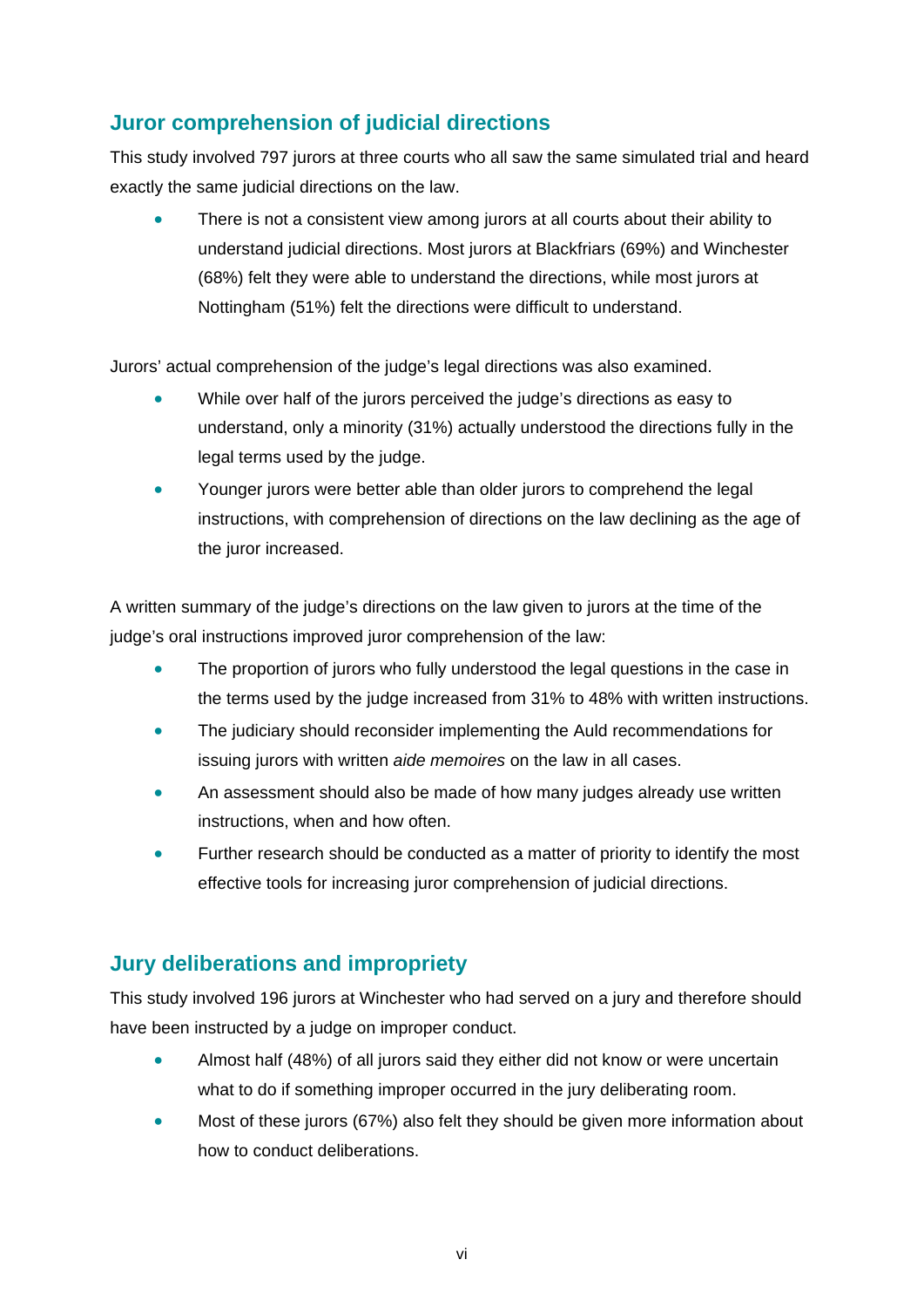## Juror comprehension of judicial directions

This study involved 797 jurors at three courts who all saw the same simulated trial and heard exactly the same judicial directions on the law.

- There is not a consistent view among jurors at all courts about their ability to understand judicial directions. Most jurors at Blackfriars (69%) and Winchester (68%) felt they were able to understand the directions, while most jurors at Nottingham (51%) felt the directions were difficult to understand.

Jurors' actual comprehension of the judge's legal directions was also examined.

- While over half of the jurors perceived the judge's directions as easy to understand, only a minority (31%) actually understood the directions fully in the legal terms used by the judge.
- Younger jurors were better able than older jurors to comprehend the legal instructions, with comprehension of directions on the law declining as the age of the juror increased.

A written summary of the judge's directions on the law given to jurors at the time of the judge's oral instructions improved juror comprehension of the law:

- The proportion of jurors who fully understood the legal questions in the case in the terms used by the judge increased from 31% to 48% with written instructions.
- The judiciary should reconsider implementing the Auld recommendations for issuing jurors with written *aide memoires* on the law in all cases.
- An assessment should also be made of how many judges already use written instructions, when and how often.
- Further research should be conducted as a matter of priority to identify the most effective tools for increasing juror comprehension of judicial directions.

## Jury deliberations and impropriety

This study involved 196 jurors at Winchester who had served on a jury and therefore should have been instructed by a judge on improper conduct.

- Almost half (48%) of all jurors said they either did not know or were uncertain what to do if something improper occurred in the jury deliberating room.
- Most of these jurors (67%) also felt they should be given more information about how to conduct deliberations.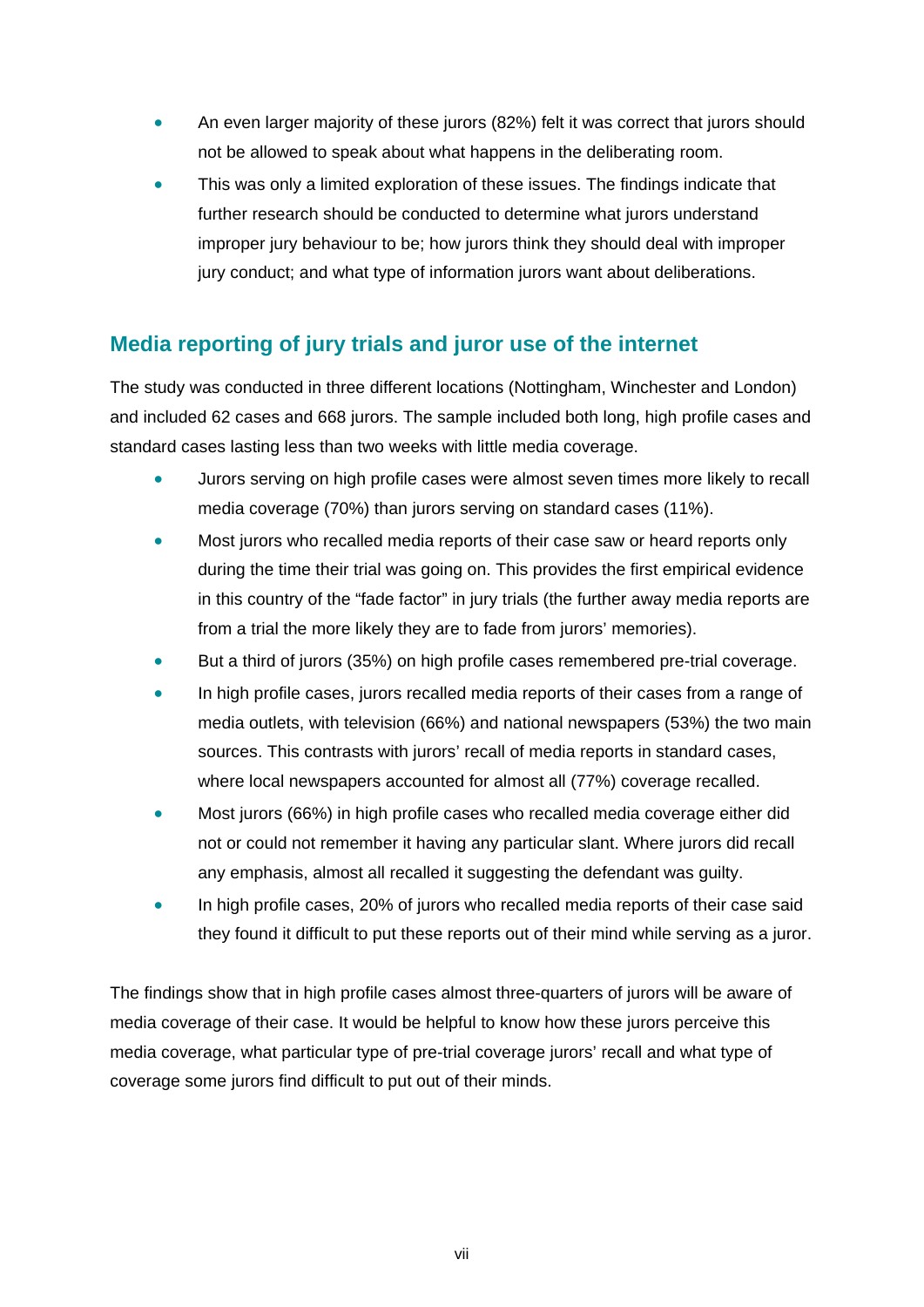- An even larger majority of these jurors (82%) felt it was correct that jurors should not be allowed to speak about what happens in the deliberating room.
- This was only a limited exploration of these issues. The findings indicate that further research should be conducted to determine what jurors understand improper jury behaviour to be; how jurors think they should deal with improper jury conduct; and what type of information jurors want about deliberations.

## Media reporting of jury trials and juror use of the internet

The study was conducted in three different locations (Nottingham, Winchester and London) and included 62 cases and 668 jurors. The sample included both long, high profile cases and standard cases lasting less than two weeks with little media coverage.

- Jurors serving on high profile cases were almost seven times more likely to recall media coverage (70%) than jurors serving on standard cases (11%).
- Most jurors who recalled media reports of their case saw or heard reports only during the time their trial was going on. This provides the first empirical evidence in this country of the "fade factor" in jury trials (the further away media reports are from a trial the more likely they are to fade from jurors' memories).
- But a third of jurors (35%) on high profile cases remembered pre-trial coverage.
- In high profile cases, jurors recalled media reports of their cases from a range of media outlets, with television (66%) and national newspapers (53%) the two main sources. This contrasts with jurors' recall of media reports in standard cases, where local newspapers accounted for almost all (77%) coverage recalled.
- Most jurors (66%) in high profile cases who recalled media coverage either did not or could not remember it having any particular slant. Where jurors did recall any emphasis, almost all recalled it suggesting the defendant was guilty.
- In high profile cases, 20% of jurors who recalled media reports of their case said they found it difficult to put these reports out of their mind while serving as a juror.

The findings show that in high profile cases almost three-quarters of jurors will be aware of media coverage of their case. It would be helpful to know how these jurors perceive this media coverage, what particular type of pre-trial coverage jurors' recall and what type of coverage some jurors find difficult to put out of their minds.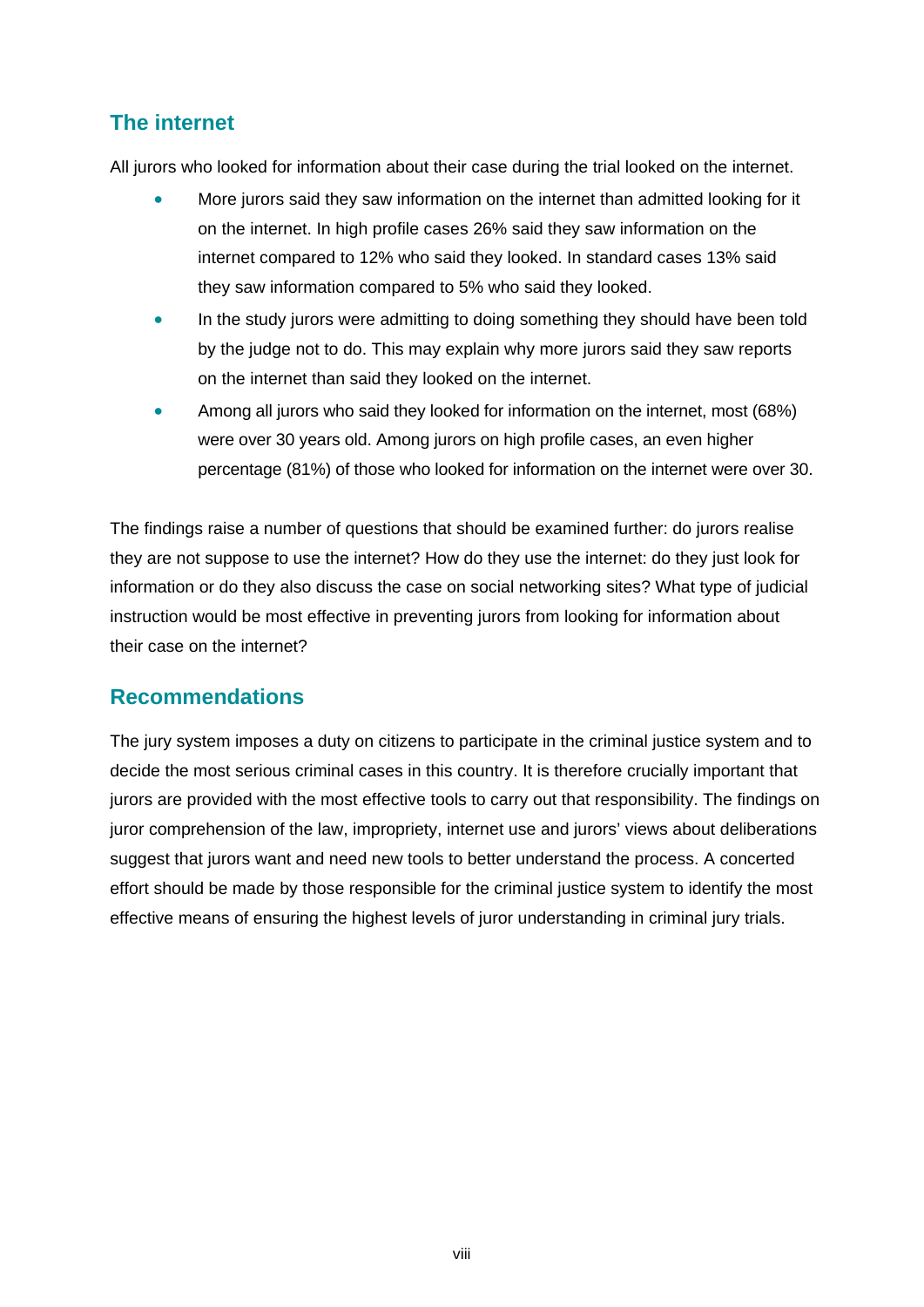## The internet

All jurors who looked for information about their case during the trial looked on the internet.

- More jurors said they saw information on the internet than admitted looking for it on the internet. In high profile cases 26% said they saw information on the internet compared to 12% who said they looked. In standard cases 13% said they saw information compared to 5% who said they looked.
- In the study jurors were admitting to doing something they should have been told by the judge not to do. This may explain why more jurors said they saw reports on the internet than said they looked on the internet.
- Among all jurors who said they looked for information on the internet, most (68%) were over 30 years old. Among jurors on high profile cases, an even higher percentage (81%) of those who looked for information on the internet were over 30.

The findings raise a number of questions that should be examined further: do jurors realise they are not suppose to use the internet? How do they use the internet: do they just look for information or do they also discuss the case on social networking sites? What type of judicial instruction would be most effective in preventing jurors from looking for information about their case on the internet?

## Recommendations

The jury system imposes a duty on citizens to participate in the criminal justice system and to decide the most serious criminal cases in this country. It is therefore crucially important that jurors are provided with the most effective tools to carry out that responsibility. The findings on juror comprehension of the law, impropriety, internet use and jurors' views about deliberations suggest that jurors want and need new tools to better understand the process. A concerted effort should be made by those responsible for the criminal justice system to identify the most effective means of ensuring the highest levels of juror understanding in criminal jury trials.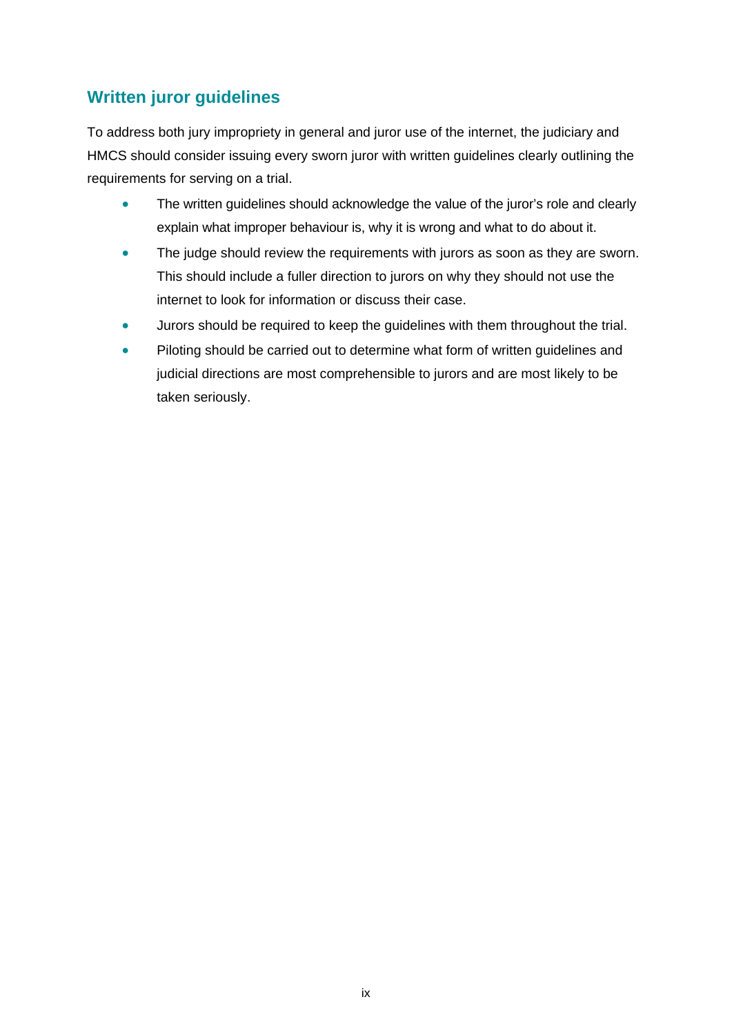## Written juror guidelines

To address both jury impropriety in general and juror use of the internet, the judiciary and HMCS should consider issuing every sworn juror with written guidelines clearly outlining the requirements for serving on a trial.

- The written guidelines should acknowledge the value of the juror's role and clearly explain what improper behaviour is, why it is wrong and what to do about it.
- The judge should review the requirements with jurors as soon as they are sworn. This should include a fuller direction to jurors on why they should not use the internet to look for information or discuss their case.
- Jurors should be required to keep the guidelines with them throughout the trial.
- Piloting should be carried out to determine what form of written guidelines and judicial directions are most comprehensible to jurors and are most likely to be taken seriously.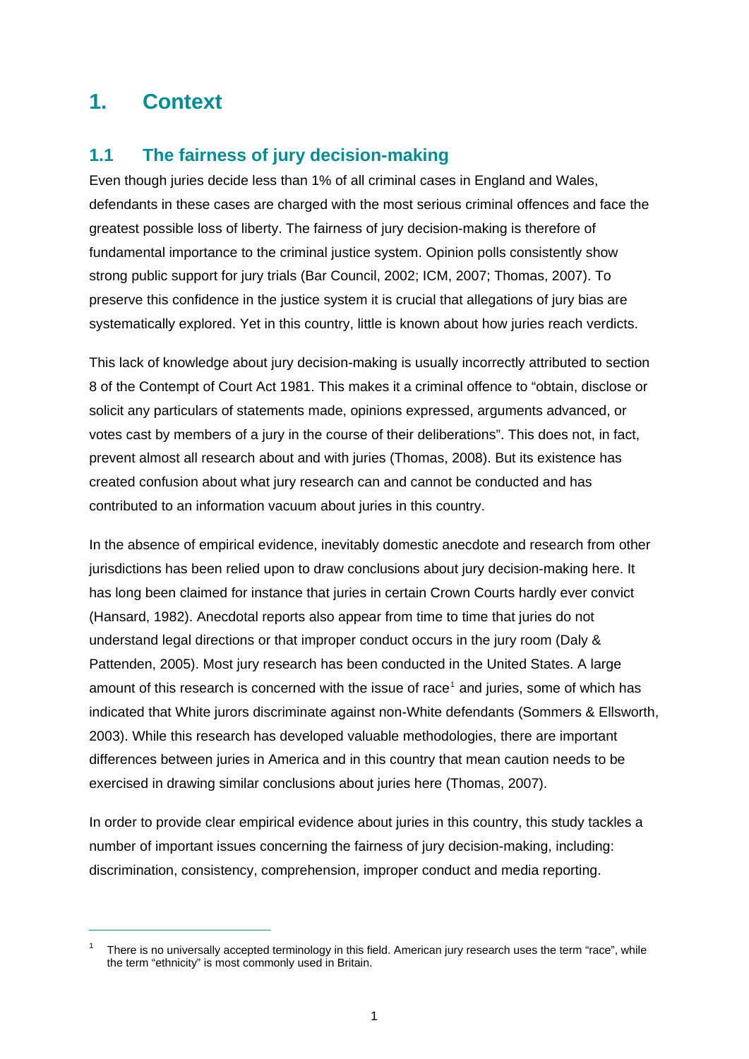# 1. Context

## 1.1 The fairness of jury decision-making

Even though juries decide less than 1% of all criminal cases in England and Wales, defendants in these cases are charged with the most serious criminal offences and face the greatest possible loss of liberty. The fairness of jury decision-making is therefore of fundamental importance to the criminal justice system. Opinion polls consistently show strong public support for jury trials (Bar Council, 2002; ICM, 2007; Thomas, 2007). To preserve this confidence in the justice system it is crucial that allegations of jury bias are systematically explored. Yet in this country, little is known about how juries reach verdicts.

This lack of knowledge about jury decision-making is usually incorrectly attributed to section 8 of the Contempt of Court Act 1981. This makes it a criminal offence to "obtain, disclose or solicit any particulars of statements made, opinions expressed, arguments advanced, or votes cast by members of a jury in the course of their deliberations". This does not, in fact, prevent almost all research about and with juries (Thomas, 2008). But its existence has created confusion about what jury research can and cannot be conducted and has contributed to an information vacuum about juries in this country.

In the absence of empirical evidence, inevitably domestic anecdote and research from other jurisdictions has been relied upon to draw conclusions about jury decision-making here. It has long been claimed for instance that juries in certain Crown Courts hardly ever convict (Hansard, 1982). Anecdotal reports also appear from time to time that juries do not understand legal directions or that improper conduct occurs in the jury room (Daly & Pattenden, 2005). Most jury research has been conducted in the United States. A large amount of this research is concerned with the issue of race[1] and juries, some of which has indicated that White jurors discriminate against non-White defendants (Sommers & Ellsworth, 2003). While this research has developed valuable methodologies, there are important differences between juries in America and in this country that mean caution needs to be exercised in drawing similar conclusions about juries here (Thomas, 2007).

In order to provide clear empirical evidence about juries in this country, this study tackles a number of important issues concerning the fairness of jury decision-making, including: discrimination, consistency, comprehension, improper conduct and media reporting.

---

[1] There is no universally accepted terminology in this field. American jury research uses the term "race", while the term "ethnicity" is most commonly used in Britain.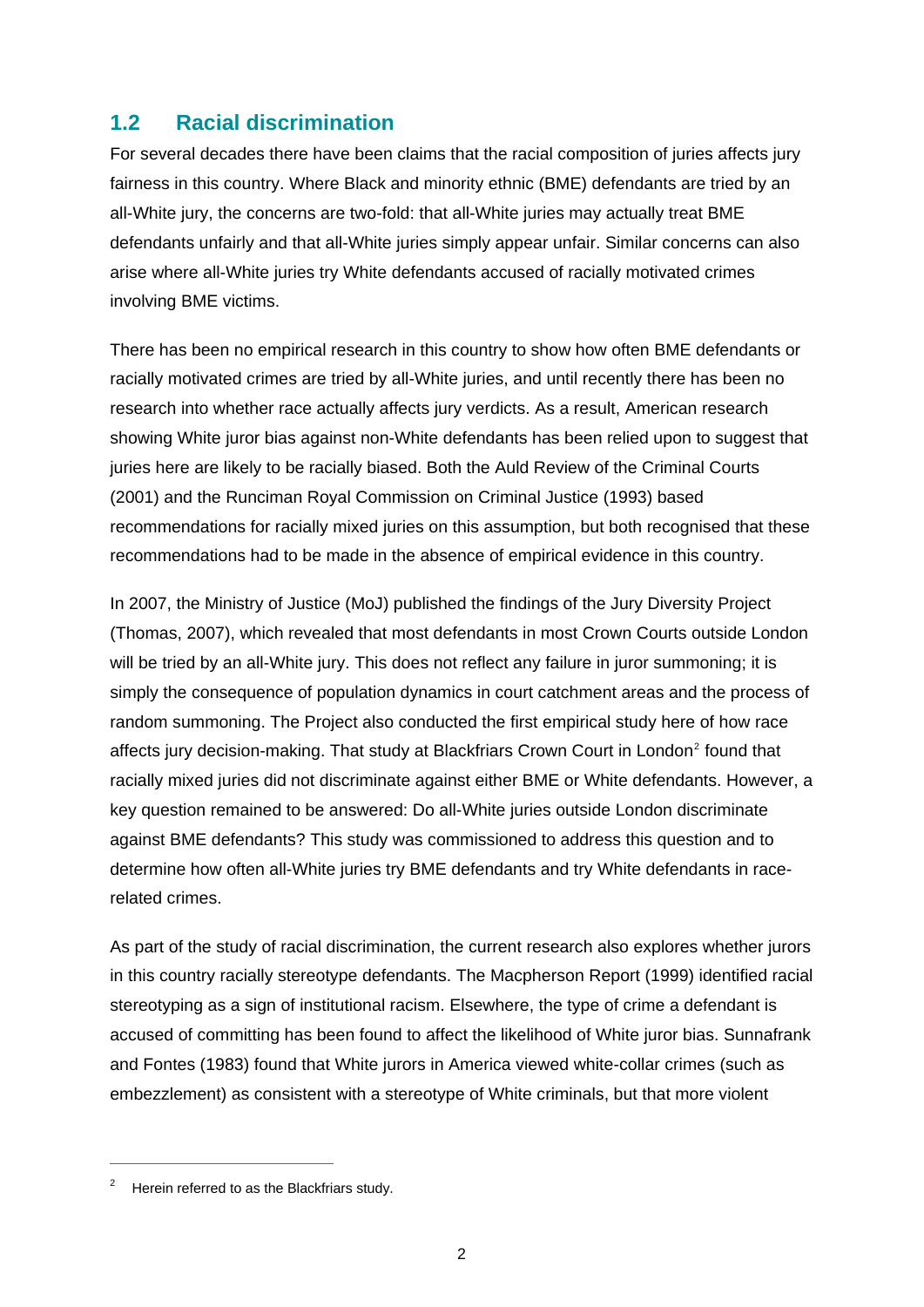## 1.2 Racial discrimination

For several decades there have been claims that the racial composition of juries affects jury fairness in this country. Where Black and minority ethnic (BME) defendants are tried by an all-White jury, the concerns are two-fold: that all-White juries may actually treat BME defendants unfairly and that all-White juries simply appear unfair. Similar concerns can also arise where all-White juries try White defendants accused of racially motivated crimes involving BME victims.

There has been no empirical research in this country to show how often BME defendants or racially motivated crimes are tried by all-White juries, and until recently there has been no research into whether race actually affects jury verdicts. As a result, American research showing White juror bias against non-White defendants has been relied upon to suggest that juries here are likely to be racially biased. Both the Auld Review of the Criminal Courts (2001) and the Runciman Royal Commission on Criminal Justice (1993) based recommendations for racially mixed juries on this assumption, but both recognised that these recommendations had to be made in the absence of empirical evidence in this country.

In 2007, the Ministry of Justice (MoJ) published the findings of the Jury Diversity Project (Thomas, 2007), which revealed that most defendants in most Crown Courts outside London will be tried by an all-White jury. This does not reflect any failure in juror summoning; it is simply the consequence of population dynamics in court catchment areas and the process of random summoning. The Project also conducted the first empirical study here of how race affects jury decision-making. That study at Blackfriars Crown Court in London[2] found that racially mixed juries did not discriminate against either BME or White defendants. However, a key question remained to be answered: Do all-White juries outside London discriminate against BME defendants? This study was commissioned to address this question and to determine how often all-White juries try BME defendants and try White defendants in race-related crimes.

As part of the study of racial discrimination, the current research also explores whether jurors in this country racially stereotype defendants. The Macpherson Report (1999) identified racial stereotyping as a sign of institutional racism. Elsewhere, the type of crime a defendant is accused of committing has been found to affect the likelihood of White juror bias. Sunnafrank and Fontes (1983) found that White jurors in America viewed white-collar crimes (such as embezzlement) as consistent with a stereotype of White criminals, but that more violent

---

[2] Herein referred to as the Blackfriars study.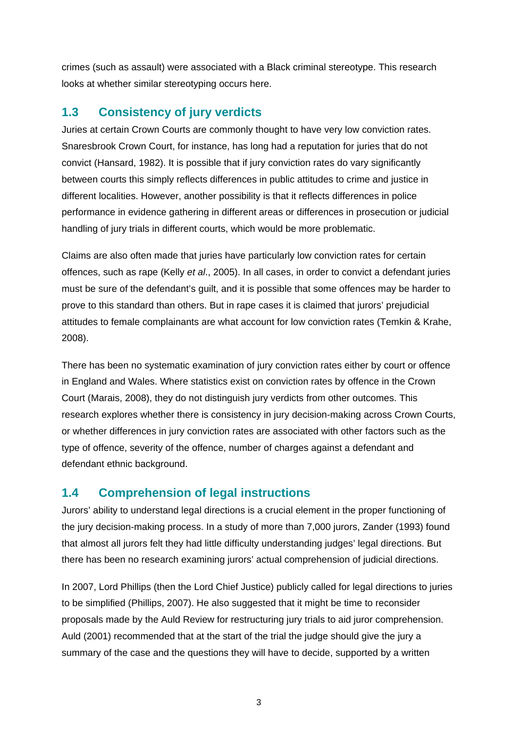crimes (such as assault) were associated with a Black criminal stereotype. This research looks at whether similar stereotyping occurs here.

## 1.3 Consistency of jury verdicts

Juries at certain Crown Courts are commonly thought to have very low conviction rates. Snaresbrook Crown Court, for instance, has long had a reputation for juries that do not convict (Hansard, 1982). It is possible that if jury conviction rates do vary significantly between courts this simply reflects differences in public attitudes to crime and justice in different localities. However, another possibility is that it reflects differences in police performance in evidence gathering in different areas or differences in prosecution or judicial handling of jury trials in different courts, which would be more problematic.

Claims are also often made that juries have particularly low conviction rates for certain offences, such as rape (Kelly *et al*., 2005). In all cases, in order to convict a defendant juries must be sure of the defendant's guilt, and it is possible that some offences may be harder to prove to this standard than others. But in rape cases it is claimed that jurors' prejudicial attitudes to female complainants are what account for low conviction rates (Temkin & Krahe, 2008).

There has been no systematic examination of jury conviction rates either by court or offence in England and Wales. Where statistics exist on conviction rates by offence in the Crown Court (Marais, 2008), they do not distinguish jury verdicts from other outcomes. This research explores whether there is consistency in jury decision-making across Crown Courts, or whether differences in jury conviction rates are associated with other factors such as the type of offence, severity of the offence, number of charges against a defendant and defendant ethnic background.

## 1.4 Comprehension of legal instructions

Jurors' ability to understand legal directions is a crucial element in the proper functioning of the jury decision-making process. In a study of more than 7,000 jurors, Zander (1993) found that almost all jurors felt they had little difficulty understanding judges' legal directions. But there has been no research examining jurors' actual comprehension of judicial directions.

In 2007, Lord Phillips (then the Lord Chief Justice) publicly called for legal directions to juries to be simplified (Phillips, 2007). He also suggested that it might be time to reconsider proposals made by the Auld Review for restructuring jury trials to aid juror comprehension. Auld (2001) recommended that at the start of the trial the judge should give the jury a summary of the case and the questions they will have to decide, supported by a written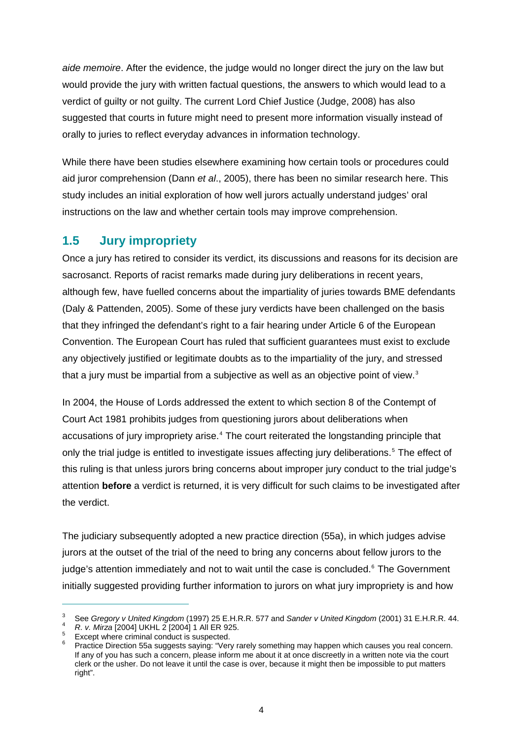*aide memoire*. After the evidence, the judge would no longer direct the jury on the law but would provide the jury with written factual questions, the answers to which would lead to a verdict of guilty or not guilty. The current Lord Chief Justice (Judge, 2008) has also suggested that courts in future might need to present more information visually instead of orally to juries to reflect everyday advances in information technology.

While there have been studies elsewhere examining how certain tools or procedures could aid juror comprehension (Dann *et al*., 2005), there has been no similar research here. This study includes an initial exploration of how well jurors actually understand judges' oral instructions on the law and whether certain tools may improve comprehension.

## 1.5 Jury impropriety

Once a jury has retired to consider its verdict, its discussions and reasons for its decision are sacrosanct. Reports of racist remarks made during jury deliberations in recent years, although few, have fuelled concerns about the impartiality of juries towards BME defendants (Daly & Pattenden, 2005). Some of these jury verdicts have been challenged on the basis that they infringed the defendant's right to a fair hearing under Article 6 of the European Convention. The European Court has ruled that sufficient guarantees must exist to exclude any objectively justified or legitimate doubts as to the impartiality of the jury, and stressed that a jury must be impartial from a subjective as well as an objective point of view.[3]

In 2004, the House of Lords addressed the extent to which section 8 of the Contempt of Court Act 1981 prohibits judges from questioning jurors about deliberations when accusations of jury impropriety arise.[4] The court reiterated the longstanding principle that only the trial judge is entitled to investigate issues affecting jury deliberations.[5] The effect of this ruling is that unless jurors bring concerns about improper jury conduct to the trial judge's attention **before** a verdict is returned, it is very difficult for such claims to be investigated after the verdict.

The judiciary subsequently adopted a new practice direction (55a), in which judges advise jurors at the outset of the trial of the need to bring any concerns about fellow jurors to the judge's attention immediately and not to wait until the case is concluded.[6] The Government initially suggested providing further information to jurors on what jury impropriety is and how

---

[3] See *Gregory v United Kingdom* (1997) 25 E.H.R.R. 577 and *Sander v United Kingdom* (2001) 31 E.H.R.R. 44.

[4] *R. v. Mirza* [2004] UKHL 2 [2004] 1 All ER 925.

[5] Except where criminal conduct is suspected.

[6] Practice Direction 55a suggests saying: "Very rarely something may happen which causes you real concern. If any of you has such a concern, please inform me about it at once discreetly in a written note via the court clerk or the usher. Do not leave it until the case is over, because it might then be impossible to put matters right".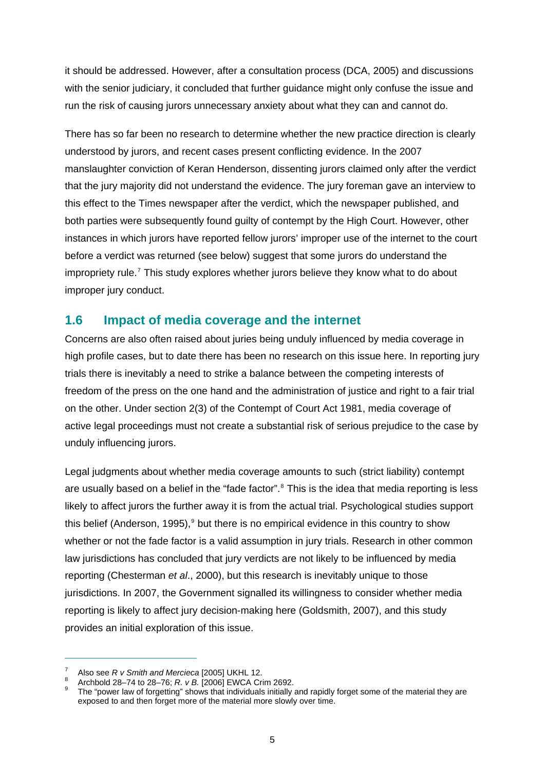it should be addressed. However, after a consultation process (DCA, 2005) and discussions with the senior judiciary, it concluded that further guidance might only confuse the issue and run the risk of causing jurors unnecessary anxiety about what they can and cannot do.

There has so far been no research to determine whether the new practice direction is clearly understood by jurors, and recent cases present conflicting evidence. In the 2007 manslaughter conviction of Keran Henderson, dissenting jurors claimed only after the verdict that the jury majority did not understand the evidence. The jury foreman gave an interview to this effect to the Times newspaper after the verdict, which the newspaper published, and both parties were subsequently found guilty of contempt by the High Court. However, other instances in which jurors have reported fellow jurors' improper use of the internet to the court before a verdict was returned (see below) suggest that some jurors do understand the impropriety rule.[7] This study explores whether jurors believe they know what to do about improper jury conduct.

## 1.6 Impact of media coverage and the internet

Concerns are also often raised about juries being unduly influenced by media coverage in high profile cases, but to date there has been no research on this issue here. In reporting jury trials there is inevitably a need to strike a balance between the competing interests of freedom of the press on the one hand and the administration of justice and right to a fair trial on the other. Under section 2(3) of the Contempt of Court Act 1981, media coverage of active legal proceedings must not create a substantial risk of serious prejudice to the case by unduly influencing jurors.

Legal judgments about whether media coverage amounts to such (strict liability) contempt are usually based on a belief in the "fade factor".[8] This is the idea that media reporting is less likely to affect jurors the further away it is from the actual trial. Psychological studies support this belief (Anderson, 1995),[9] but there is no empirical evidence in this country to show whether or not the fade factor is a valid assumption in jury trials. Research in other common law jurisdictions has concluded that jury verdicts are not likely to be influenced by media reporting (Chesterman *et al*., 2000), but this research is inevitably unique to those jurisdictions. In 2007, the Government signalled its willingness to consider whether media reporting is likely to affect jury decision-making here (Goldsmith, 2007), and this study provides an initial exploration of this issue.

---

[7] Also see *R v Smith and Mercieca* [2005] UKHL 12.

[8] Archbold 28–74 to 28–76; *R. v B.* [2006] EWCA Crim 2692.

[9] The "power law of forgetting" shows that individuals initially and rapidly forget some of the material they are exposed to and then forget more of the material more slowly over time.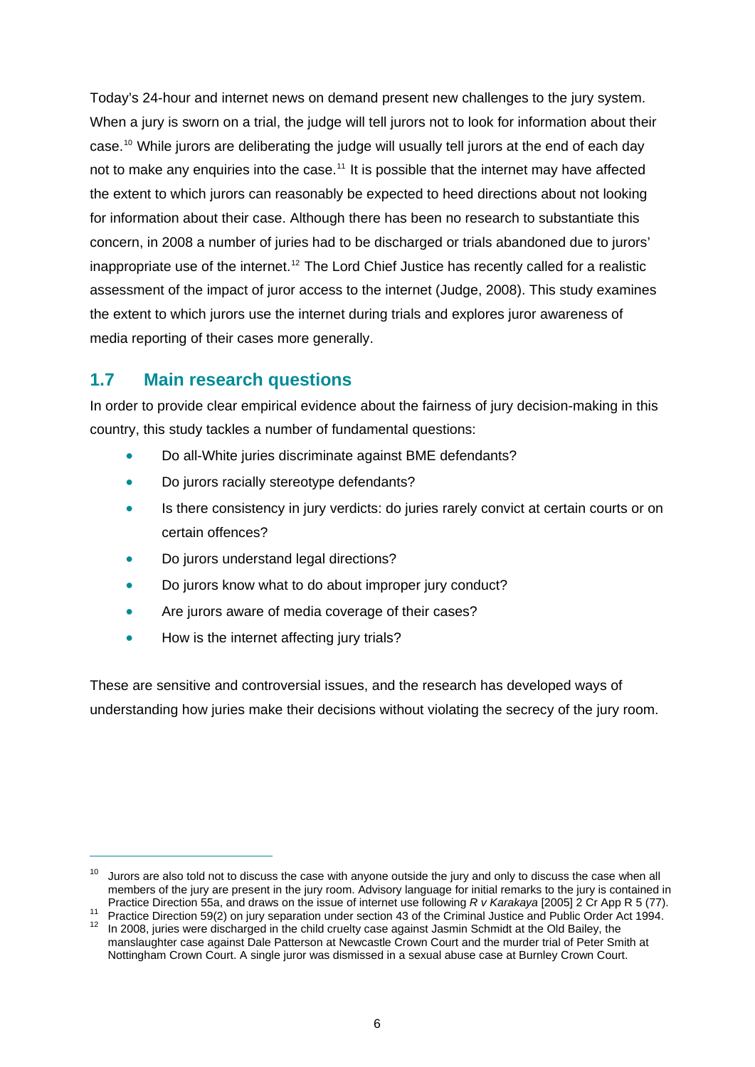Today's 24-hour and internet news on demand present new challenges to the jury system. When a jury is sworn on a trial, the judge will tell jurors not to look for information about their case.[10] While jurors are deliberating the judge will usually tell jurors at the end of each day not to make any enquiries into the case.[11] It is possible that the internet may have affected the extent to which jurors can reasonably be expected to heed directions about not looking for information about their case. Although there has been no research to substantiate this concern, in 2008 a number of juries had to be discharged or trials abandoned due to jurors' inappropriate use of the internet.[12] The Lord Chief Justice has recently called for a realistic assessment of the impact of juror access to the internet (Judge, 2008). This study examines the extent to which jurors use the internet during trials and explores juror awareness of media reporting of their cases more generally.

## 1.7 Main research questions

In order to provide clear empirical evidence about the fairness of jury decision-making in this country, this study tackles a number of fundamental questions:

- Do all-White juries discriminate against BME defendants?
- Do jurors racially stereotype defendants?
- Is there consistency in jury verdicts: do juries rarely convict at certain courts or on certain offences?
- Do jurors understand legal directions?
- Do jurors know what to do about improper jury conduct?
- Are jurors aware of media coverage of their cases?
- How is the internet affecting jury trials?

These are sensitive and controversial issues, and the research has developed ways of understanding how juries make their decisions without violating the secrecy of the jury room.

---

[10] Jurors are also told not to discuss the case with anyone outside the jury and only to discuss the case when all members of the jury are present in the jury room. Advisory language for initial remarks to the jury is contained in Practice Direction 55a, and draws on the issue of internet use following *R v Karakaya* [2005] 2 Cr App R 5 (77).

[11] Practice Direction 59(2) on jury separation under section 43 of the Criminal Justice and Public Order Act 1994.

[12] In 2008, juries were discharged in the child cruelty case against Jasmin Schmidt at the Old Bailey, the manslaughter case against Dale Patterson at Newcastle Crown Court and the murder trial of Peter Smith at Nottingham Crown Court. A single juror was dismissed in a sexual abuse case at Burnley Crown Court.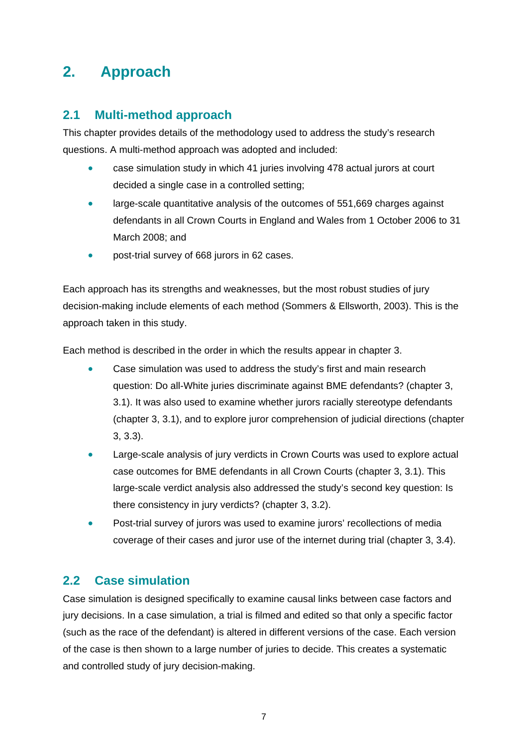# 2. Approach

## 2.1 Multi-method approach

This chapter provides details of the methodology used to address the study's research questions. A multi-method approach was adopted and included:

- case simulation study in which 41 juries involving 478 actual jurors at court decided a single case in a controlled setting;
- large-scale quantitative analysis of the outcomes of 551,669 charges against defendants in all Crown Courts in England and Wales from 1 October 2006 to 31 March 2008; and
- post-trial survey of 668 jurors in 62 cases.

Each approach has its strengths and weaknesses, but the most robust studies of jury decision-making include elements of each method (Sommers & Ellsworth, 2003). This is the approach taken in this study.

Each method is described in the order in which the results appear in chapter 3.

- Case simulation was used to address the study's first and main research question: Do all-White juries discriminate against BME defendants? (chapter 3, 3.1). It was also used to examine whether jurors racially stereotype defendants (chapter 3, 3.1), and to explore juror comprehension of judicial directions (chapter 3, 3.3).
- Large-scale analysis of jury verdicts in Crown Courts was used to explore actual case outcomes for BME defendants in all Crown Courts (chapter 3, 3.1). This large-scale verdict analysis also addressed the study's second key question: Is there consistency in jury verdicts? (chapter 3, 3.2).
- Post-trial survey of jurors was used to examine jurors' recollections of media coverage of their cases and juror use of the internet during trial (chapter 3, 3.4).

## 2.2 Case simulation

Case simulation is designed specifically to examine causal links between case factors and jury decisions. In a case simulation, a trial is filmed and edited so that only a specific factor (such as the race of the defendant) is altered in different versions of the case. Each version of the case is then shown to a large number of juries to decide. This creates a systematic and controlled study of jury decision-making.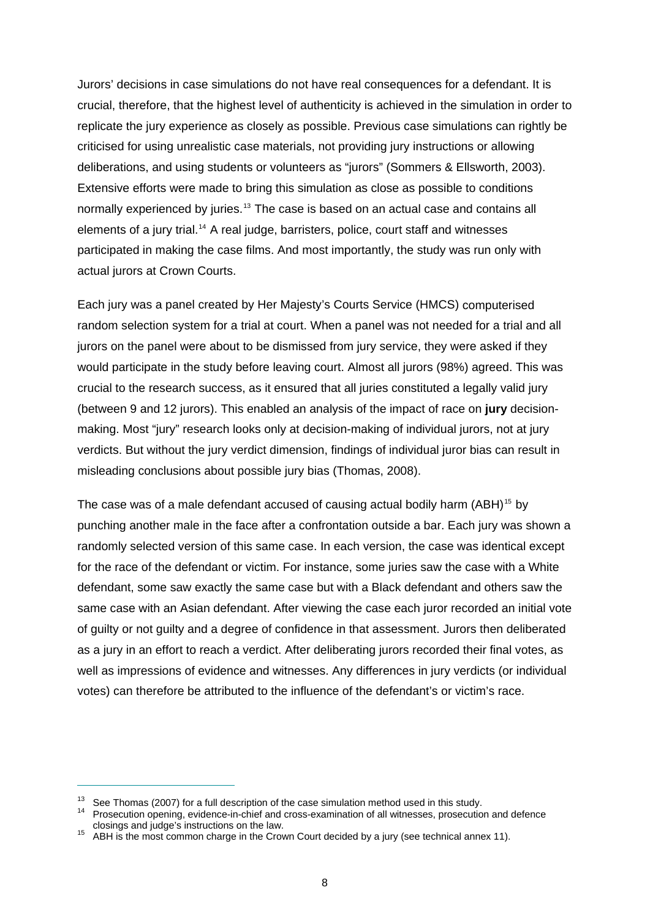Jurors' decisions in case simulations do not have real consequences for a defendant. It is crucial, therefore, that the highest level of authenticity is achieved in the simulation in order to replicate the jury experience as closely as possible. Previous case simulations can rightly be criticised for using unrealistic case materials, not providing jury instructions or allowing deliberations, and using students or volunteers as "jurors" (Sommers & Ellsworth, 2003). Extensive efforts were made to bring this simulation as close as possible to conditions normally experienced by juries.[13] The case is based on an actual case and contains all elements of a jury trial.[14] A real judge, barristers, police, court staff and witnesses participated in making the case films. And most importantly, the study was run only with actual jurors at Crown Courts.

Each jury was a panel created by Her Majesty's Courts Service (HMCS) computerised random selection system for a trial at court. When a panel was not needed for a trial and all jurors on the panel were about to be dismissed from jury service, they were asked if they would participate in the study before leaving court. Almost all jurors (98%) agreed. This was crucial to the research success, as it ensured that all juries constituted a legally valid jury (between 9 and 12 jurors). This enabled an analysis of the impact of race on **jury** decision-making. Most "jury" research looks only at decision-making of individual jurors, not at jury verdicts. But without the jury verdict dimension, findings of individual juror bias can result in misleading conclusions about possible jury bias (Thomas, 2008).

The case was of a male defendant accused of causing actual bodily harm (ABH)[15] by punching another male in the face after a confrontation outside a bar. Each jury was shown a randomly selected version of this same case. In each version, the case was identical except for the race of the defendant or victim. For instance, some juries saw the case with a White defendant, some saw exactly the same case but with a Black defendant and others saw the same case with an Asian defendant. After viewing the case each juror recorded an initial vote of guilty or not guilty and a degree of confidence in that assessment. Jurors then deliberated as a jury in an effort to reach a verdict. After deliberating jurors recorded their final votes, as well as impressions of evidence and witnesses. Any differences in jury verdicts (or individual votes) can therefore be attributed to the influence of the defendant's or victim's race.

---

[13] See Thomas (2007) for a full description of the case simulation method used in this study.

[14] Prosecution opening, evidence-in-chief and cross-examination of all witnesses, prosecution and defence closings and judge's instructions on the law.

[15] ABH is the most common charge in the Crown Court decided by a jury (see technical annex 11).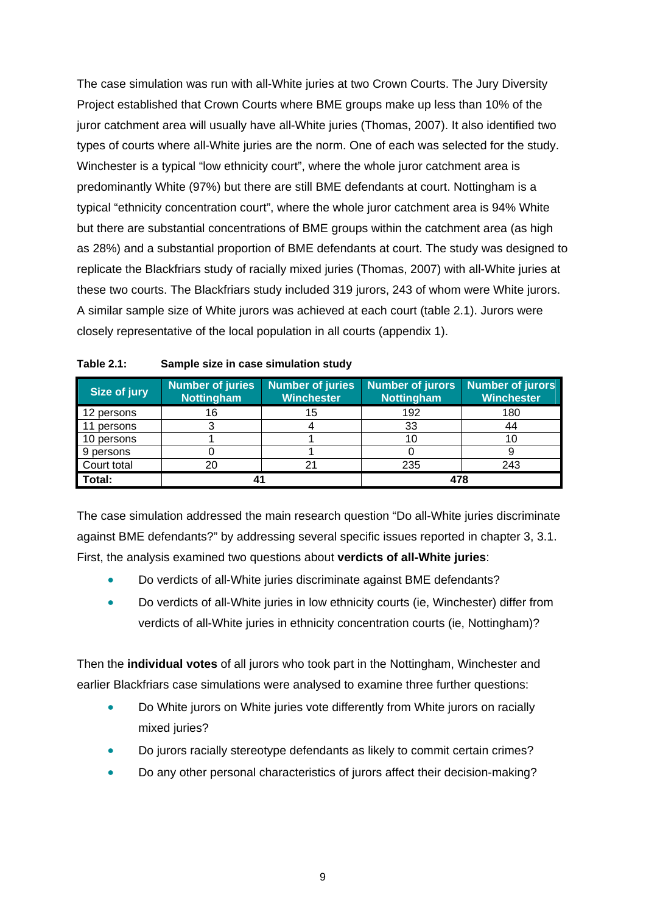The case simulation was run with all-White juries at two Crown Courts. The Jury Diversity Project established that Crown Courts where BME groups make up less than 10% of the juror catchment area will usually have all-White juries (Thomas, 2007). It also identified two types of courts where all-White juries are the norm. One of each was selected for the study. Winchester is a typical "low ethnicity court", where the whole juror catchment area is predominantly White (97%) but there are still BME defendants at court. Nottingham is a typical "ethnicity concentration court", where the whole juror catchment area is 94% White but there are substantial concentrations of BME groups within the catchment area (as high as 28%) and a substantial proportion of BME defendants at court. The study was designed to replicate the Blackfriars study of racially mixed juries (Thomas, 2007) with all-White juries at these two courts. The Blackfriars study included 319 jurors, 243 of whom were White jurors. A similar sample size of White jurors was achieved at each court (table 2.1). Jurors were closely representative of the local population in all courts (appendix 1).

**Table 2.1: Sample size in case simulation study**

| Size of jury | Number of juries Nottingham | Number of juries Winchester | Number of jurors Nottingham | Number of jurors Winchester |
|---|---|---|---|---|
| 12 persons | 16 | 15 | 192 | 180 |
| 11 persons | 3 | 4 | 33 | 44 |
| 10 persons | 1 | 1 | 10 | 10 |
| 9 persons | 0 | 1 | 0 | 9 |
| Court total | 20 | 21 | 235 | 243 |
| **Total:** | **41** | | **478** | |

The case simulation addressed the main research question "Do all-White juries discriminate against BME defendants?" by addressing several specific issues reported in chapter 3, 3.1. First, the analysis examined two questions about **verdicts of all-White juries**:

- Do verdicts of all-White juries discriminate against BME defendants?
- Do verdicts of all-White juries in low ethnicity courts (ie, Winchester) differ from verdicts of all-White juries in ethnicity concentration courts (ie, Nottingham)?

Then the **individual votes** of all jurors who took part in the Nottingham, Winchester and earlier Blackfriars case simulations were analysed to examine three further questions:

- Do White jurors on White juries vote differently from White jurors on racially mixed juries?
- Do jurors racially stereotype defendants as likely to commit certain crimes?
- Do any other personal characteristics of jurors affect their decision-making?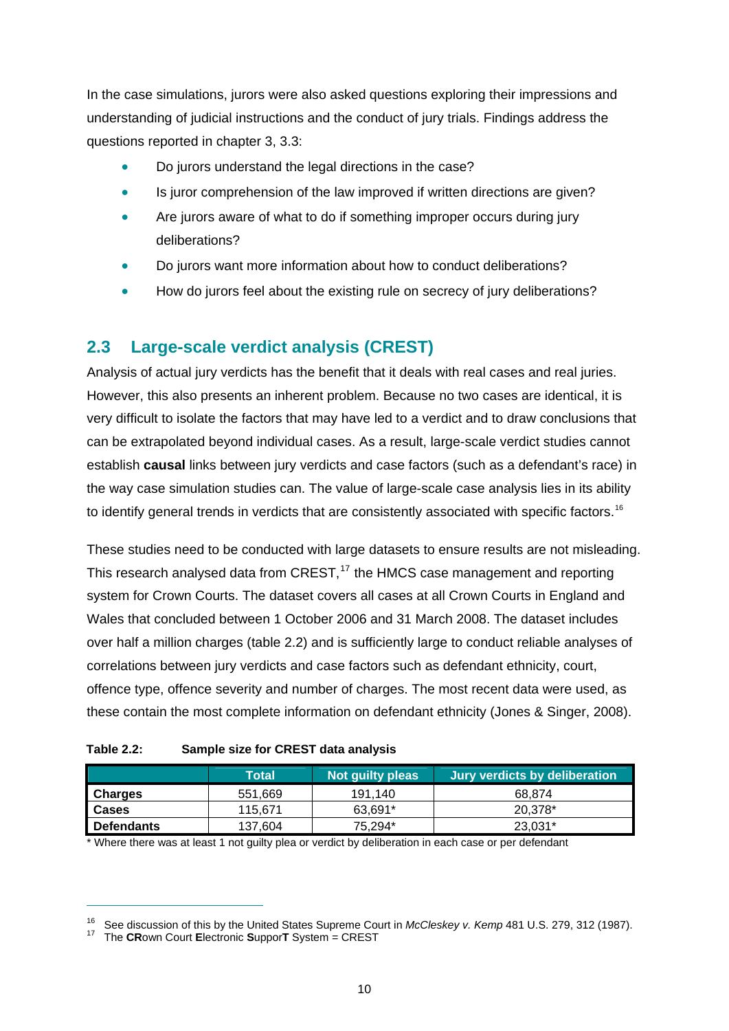In the case simulations, jurors were also asked questions exploring their impressions and understanding of judicial instructions and the conduct of jury trials. Findings address the questions reported in chapter 3, 3.3:

- Do jurors understand the legal directions in the case?
- Is juror comprehension of the law improved if written directions are given?
- Are jurors aware of what to do if something improper occurs during jury deliberations?
- Do jurors want more information about how to conduct deliberations?
- How do jurors feel about the existing rule on secrecy of jury deliberations?

## 2.3 Large-scale verdict analysis (CREST)

Analysis of actual jury verdicts has the benefit that it deals with real cases and real juries. However, this also presents an inherent problem. Because no two cases are identical, it is very difficult to isolate the factors that may have led to a verdict and to draw conclusions that can be extrapolated beyond individual cases. As a result, large-scale verdict studies cannot establish **causal** links between jury verdicts and case factors (such as a defendant's race) in the way case simulation studies can. The value of large-scale case analysis lies in its ability to identify general trends in verdicts that are consistently associated with specific factors.[16]

These studies need to be conducted with large datasets to ensure results are not misleading. This research analysed data from CREST,[17] the HMCS case management and reporting system for Crown Courts. The dataset covers all cases at all Crown Courts in England and Wales that concluded between 1 October 2006 and 31 March 2008. The dataset includes over half a million charges (table 2.2) and is sufficiently large to conduct reliable analyses of correlations between jury verdicts and case factors such as defendant ethnicity, court, offence type, offence severity and number of charges. The most recent data were used, as these contain the most complete information on defendant ethnicity (Jones & Singer, 2008).

**Table 2.2: Sample size for CREST data analysis**

| | Total | Not guilty pleas | Jury verdicts by deliberation |
|---|---|---|---|
| **Charges** | 551,669 | 191,140 | 68,874 |
| **Cases** | 115,671 | 63,691* | 20,378* |
| **Defendants** | 137,604 | 75,294* | 23,031* |

* Where there was at least 1 not guilty plea or verdict by deliberation in each case or per defendant

[16] See discussion of this by the United States Supreme Court in *McCleskey v. Kemp* 481 U.S. 279, 312 (1987).

[17] The **CR**own Court **E**lectronic **S**uppor**T** System = CREST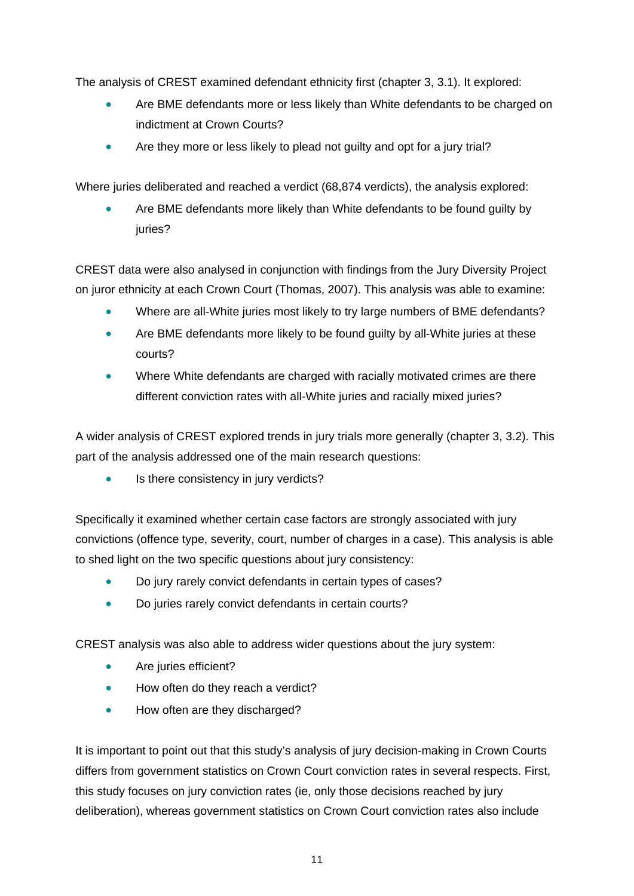The analysis of CREST examined defendant ethnicity first (chapter 3, 3.1). It explored:

- Are BME defendants more or less likely than White defendants to be charged on indictment at Crown Courts?
- Are they more or less likely to plead not guilty and opt for a jury trial?

Where juries deliberated and reached a verdict (68,874 verdicts), the analysis explored:

- Are BME defendants more likely than White defendants to be found guilty by juries?

CREST data were also analysed in conjunction with findings from the Jury Diversity Project on juror ethnicity at each Crown Court (Thomas, 2007). This analysis was able to examine:

- Where are all-White juries most likely to try large numbers of BME defendants?
- Are BME defendants more likely to be found guilty by all-White juries at these courts?
- Where White defendants are charged with racially motivated crimes are there different conviction rates with all-White juries and racially mixed juries?

A wider analysis of CREST explored trends in jury trials more generally (chapter 3, 3.2). This part of the analysis addressed one of the main research questions:

- Is there consistency in jury verdicts?

Specifically it examined whether certain case factors are strongly associated with jury convictions (offence type, severity, court, number of charges in a case). This analysis is able to shed light on the two specific questions about jury consistency:

- Do jury rarely convict defendants in certain types of cases?
- Do juries rarely convict defendants in certain courts?

CREST analysis was also able to address wider questions about the jury system:

- Are juries efficient?
- How often do they reach a verdict?
- How often are they discharged?

It is important to point out that this study's analysis of jury decision-making in Crown Courts differs from government statistics on Crown Court conviction rates in several respects. First, this study focuses on jury conviction rates (ie, only those decisions reached by jury deliberation), whereas government statistics on Crown Court conviction rates also include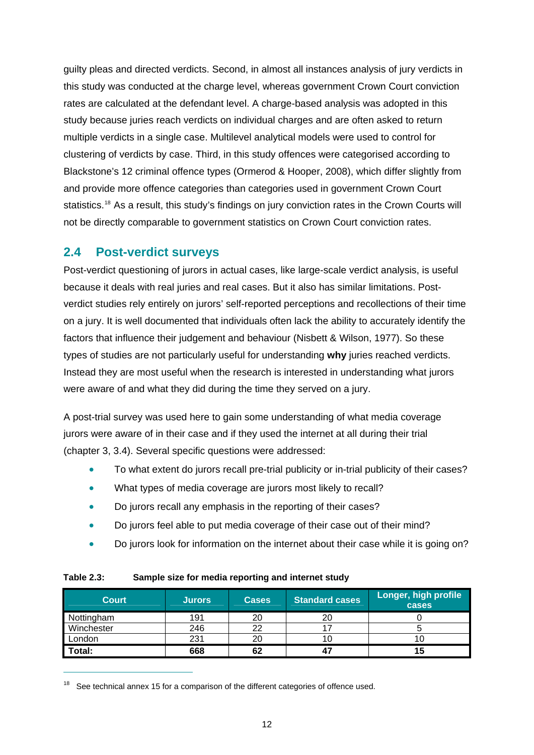guilty pleas and directed verdicts. Second, in almost all instances analysis of jury verdicts in this study was conducted at the charge level, whereas government Crown Court conviction rates are calculated at the defendant level. A charge-based analysis was adopted in this study because juries reach verdicts on individual charges and are often asked to return multiple verdicts in a single case. Multilevel analytical models were used to control for clustering of verdicts by case. Third, in this study offences were categorised according to Blackstone's 12 criminal offence types (Ormerod & Hooper, 2008), which differ slightly from and provide more offence categories than categories used in government Crown Court statistics.[18] As a result, this study's findings on jury conviction rates in the Crown Courts will not be directly comparable to government statistics on Crown Court conviction rates.

## 2.4 Post-verdict surveys

Post-verdict questioning of jurors in actual cases, like large-scale verdict analysis, is useful because it deals with real juries and real cases. But it also has similar limitations. Post-verdict studies rely entirely on jurors' self-reported perceptions and recollections of their time on a jury. It is well documented that individuals often lack the ability to accurately identify the factors that influence their judgement and behaviour (Nisbett & Wilson, 1977). So these types of studies are not particularly useful for understanding **why** juries reached verdicts. Instead they are most useful when the research is interested in understanding what jurors were aware of and what they did during the time they served on a jury.

A post-trial survey was used here to gain some understanding of what media coverage jurors were aware of in their case and if they used the internet at all during their trial (chapter 3, 3.4). Several specific questions were addressed:

- To what extent do jurors recall pre-trial publicity or in-trial publicity of their cases?
- What types of media coverage are jurors most likely to recall?
- Do jurors recall any emphasis in the reporting of their cases?
- Do jurors feel able to put media coverage of their case out of their mind?
- Do jurors look for information on the internet about their case while it is going on?

**Table 2.3: Sample size for media reporting and internet study**

| Court | Jurors | Cases | Standard cases | Longer, high profile cases |
|---|---|---|---|---|
| Nottingham | 191 | 20 | 20 | 0 |
| Winchester | 246 | 22 | 17 | 5 |
| London | 231 | 20 | 10 | 10 |
| **Total:** | **668** | **62** | **47** | **15** |

---

[18] See technical annex 15 for a comparison of the different categories of offence used.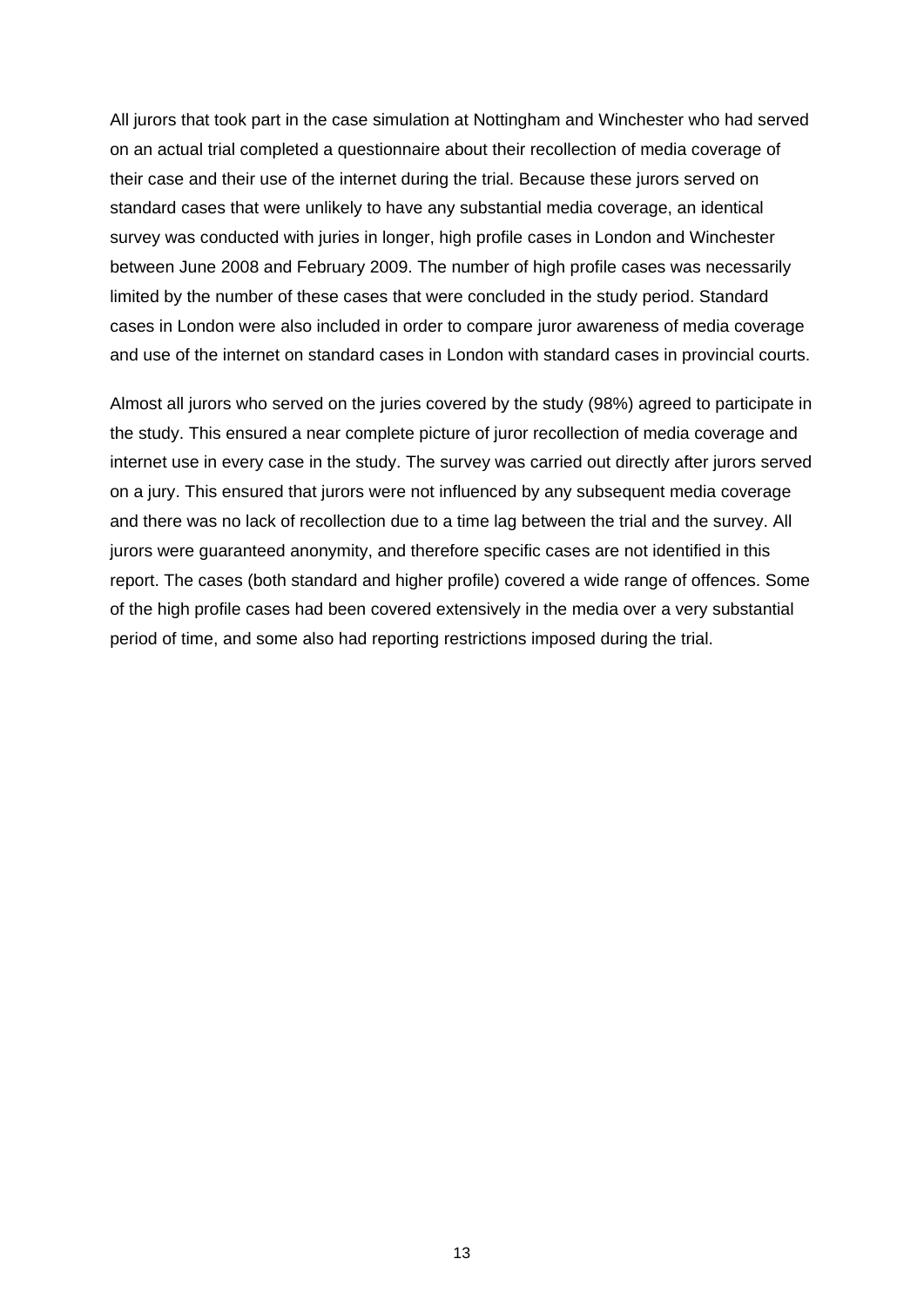All jurors that took part in the case simulation at Nottingham and Winchester who had served on an actual trial completed a questionnaire about their recollection of media coverage of their case and their use of the internet during the trial. Because these jurors served on standard cases that were unlikely to have any substantial media coverage, an identical survey was conducted with juries in longer, high profile cases in London and Winchester between June 2008 and February 2009. The number of high profile cases was necessarily limited by the number of these cases that were concluded in the study period. Standard cases in London were also included in order to compare juror awareness of media coverage and use of the internet on standard cases in London with standard cases in provincial courts.

Almost all jurors who served on the juries covered by the study (98%) agreed to participate in the study. This ensured a near complete picture of juror recollection of media coverage and internet use in every case in the study. The survey was carried out directly after jurors served on a jury. This ensured that jurors were not influenced by any subsequent media coverage and there was no lack of recollection due to a time lag between the trial and the survey. All jurors were guaranteed anonymity, and therefore specific cases are not identified in this report. The cases (both standard and higher profile) covered a wide range of offences. Some of the high profile cases had been covered extensively in the media over a very substantial period of time, and some also had reporting restrictions imposed during the trial.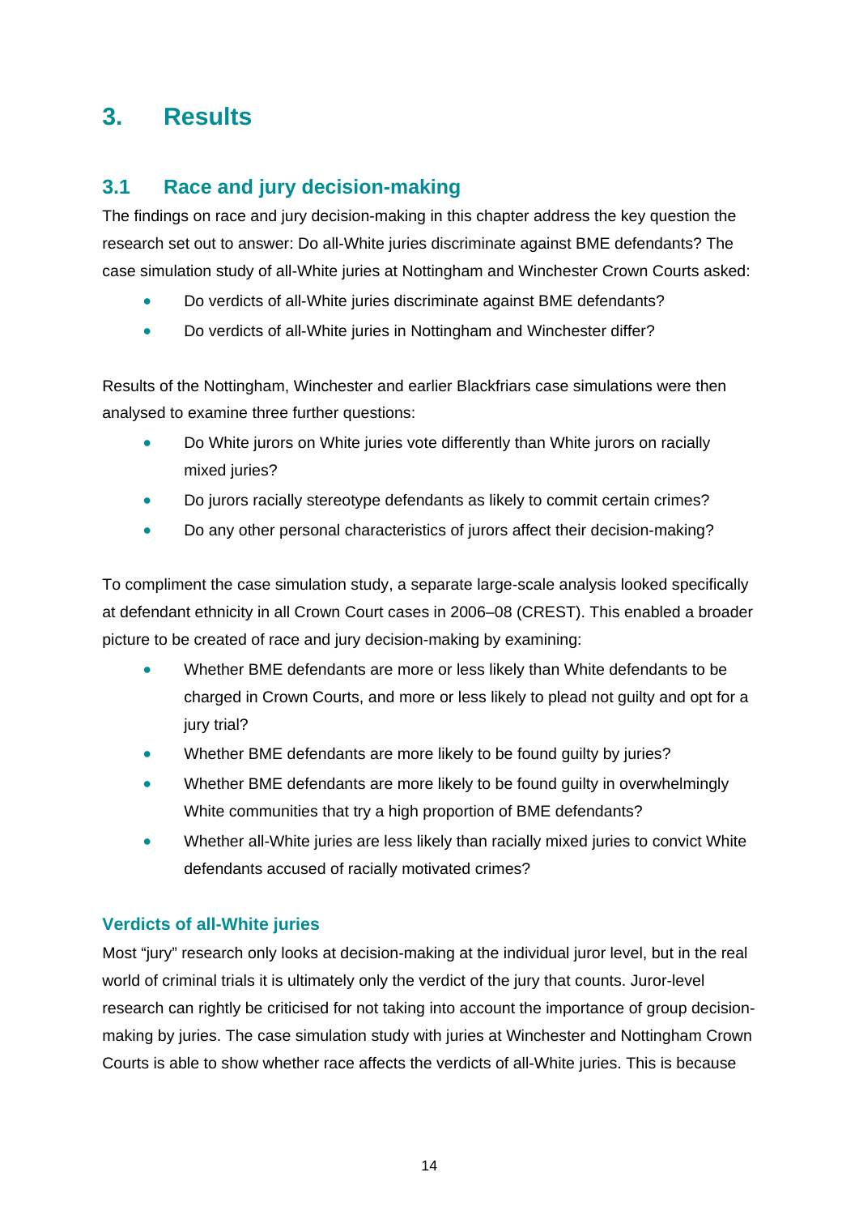# 3. Results

## 3.1 Race and jury decision-making

The findings on race and jury decision-making in this chapter address the key question the research set out to answer: Do all-White juries discriminate against BME defendants? The case simulation study of all-White juries at Nottingham and Winchester Crown Courts asked:

- Do verdicts of all-White juries discriminate against BME defendants?
- Do verdicts of all-White juries in Nottingham and Winchester differ?

Results of the Nottingham, Winchester and earlier Blackfriars case simulations were then analysed to examine three further questions:

- Do White jurors on White juries vote differently than White jurors on racially mixed juries?
- Do jurors racially stereotype defendants as likely to commit certain crimes?
- Do any other personal characteristics of jurors affect their decision-making?

To compliment the case simulation study, a separate large-scale analysis looked specifically at defendant ethnicity in all Crown Court cases in 2006–08 (CREST). This enabled a broader picture to be created of race and jury decision-making by examining:

- Whether BME defendants are more or less likely than White defendants to be charged in Crown Courts, and more or less likely to plead not guilty and opt for a jury trial?
- Whether BME defendants are more likely to be found guilty by juries?
- Whether BME defendants are more likely to be found guilty in overwhelmingly White communities that try a high proportion of BME defendants?
- Whether all-White juries are less likely than racially mixed juries to convict White defendants accused of racially motivated crimes?

### Verdicts of all-White juries

Most "jury" research only looks at decision-making at the individual juror level, but in the real world of criminal trials it is ultimately only the verdict of the jury that counts. Juror-level research can rightly be criticised for not taking into account the importance of group decision-making by juries. The case simulation study with juries at Winchester and Nottingham Crown Courts is able to show whether race affects the verdicts of all-White juries. This is because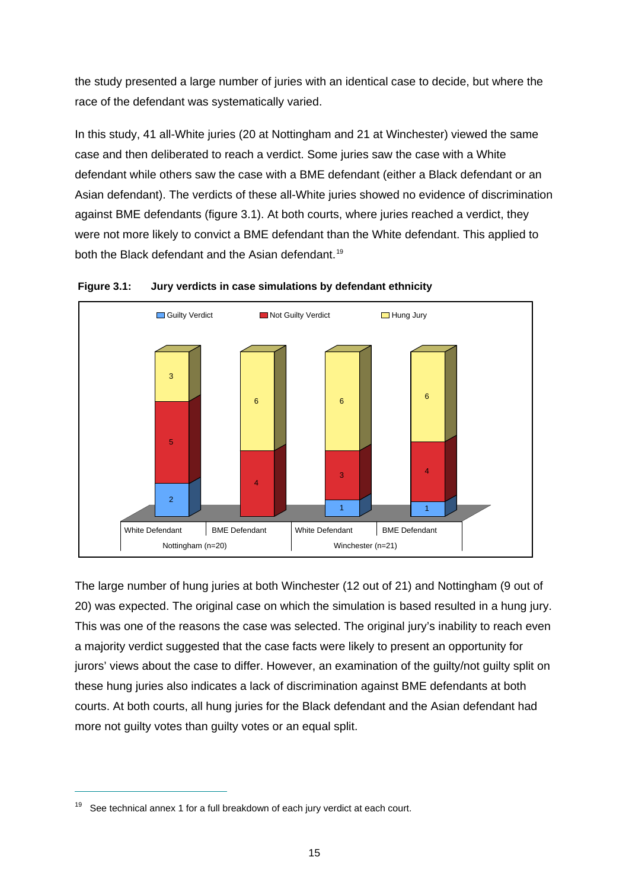the study presented a large number of juries with an identical case to decide, but where the race of the defendant was systematically varied.

In this study, 41 all-White juries (20 at Nottingham and 21 at Winchester) viewed the same case and then deliberated to reach a verdict. Some juries saw the case with a White defendant while others saw the case with a BME defendant (either a Black defendant or an Asian defendant). The verdicts of these all-White juries showed no evidence of discrimination against BME defendants (figure 3.1). At both courts, where juries reached a verdict, they were not more likely to convict a BME defendant than the White defendant. This applied to both the Black defendant and the Asian defendant.[19]

**Figure 3.1: Jury verdicts in case simulations by defendant ethnicity**

| | Nottingham (n=20) | | Winchester (n=21) | |
|---|---|---|---|---|
| | White Defendant | BME Defendant | White Defendant | BME Defendant |
| Guilty Verdict | 2 | | 1 | 1 |
| Not Guilty Verdict | 5 | 4 | 3 | 4 |
| Hung Jury | 3 | 6 | 6 | 6 |

The large number of hung juries at both Winchester (12 out of 21) and Nottingham (9 out of 20) was expected. The original case on which the simulation is based resulted in a hung jury. This was one of the reasons the case was selected. The original jury's inability to reach even a majority verdict suggested that the case facts were likely to present an opportunity for jurors' views about the case to differ. However, an examination of the guilty/not guilty split on these hung juries also indicates a lack of discrimination against BME defendants at both courts. At both courts, all hung juries for the Black defendant and the Asian defendant had more not guilty votes than guilty votes or an equal split.

[19] See technical annex 1 for a full breakdown of each jury verdict at each court.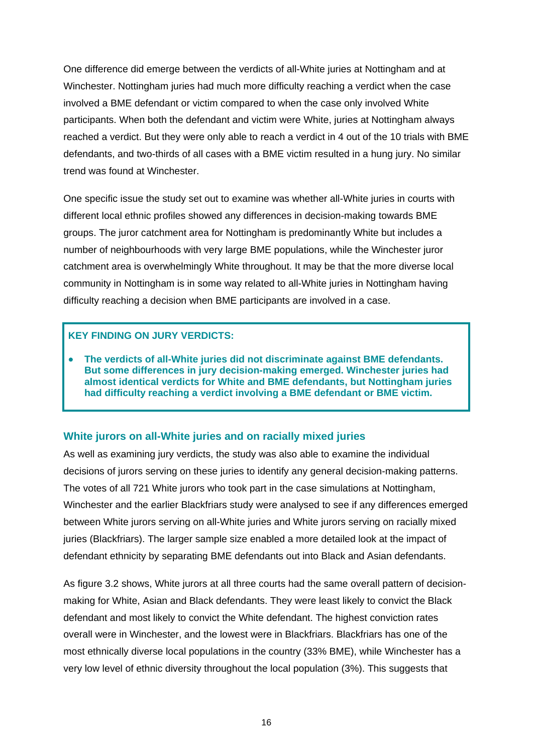One difference did emerge between the verdicts of all-White juries at Nottingham and at Winchester. Nottingham juries had much more difficulty reaching a verdict when the case involved a BME defendant or victim compared to when the case only involved White participants. When both the defendant and victim were White, juries at Nottingham always reached a verdict. But they were only able to reach a verdict in 4 out of the 10 trials with BME defendants, and two-thirds of all cases with a BME victim resulted in a hung jury. No similar trend was found at Winchester.

One specific issue the study set out to examine was whether all-White juries in courts with different local ethnic profiles showed any differences in decision-making towards BME groups. The juror catchment area for Nottingham is predominantly White but includes a number of neighbourhoods with very large BME populations, while the Winchester juror catchment area is overwhelmingly White throughout. It may be that the more diverse local community in Nottingham is in some way related to all-White juries in Nottingham having difficulty reaching a decision when BME participants are involved in a case.

**KEY FINDING ON JURY VERDICTS:**

- **The verdicts of all-White juries did not discriminate against BME defendants. But some differences in jury decision-making emerged. Winchester juries had almost identical verdicts for White and BME defendants, but Nottingham juries had difficulty reaching a verdict involving a BME defendant or BME victim.**

### White jurors on all-White juries and on racially mixed juries

As well as examining jury verdicts, the study was also able to examine the individual decisions of jurors serving on these juries to identify any general decision-making patterns. The votes of all 721 White jurors who took part in the case simulations at Nottingham, Winchester and the earlier Blackfriars study were analysed to see if any differences emerged between White jurors serving on all-White juries and White jurors serving on racially mixed juries (Blackfriars). The larger sample size enabled a more detailed look at the impact of defendant ethnicity by separating BME defendants out into Black and Asian defendants.

As figure 3.2 shows, White jurors at all three courts had the same overall pattern of decision-making for White, Asian and Black defendants. They were least likely to convict the Black defendant and most likely to convict the White defendant. The highest conviction rates overall were in Winchester, and the lowest were in Blackfriars. Blackfriars has one of the most ethnically diverse local populations in the country (33% BME), while Winchester has a very low level of ethnic diversity throughout the local population (3%). This suggests that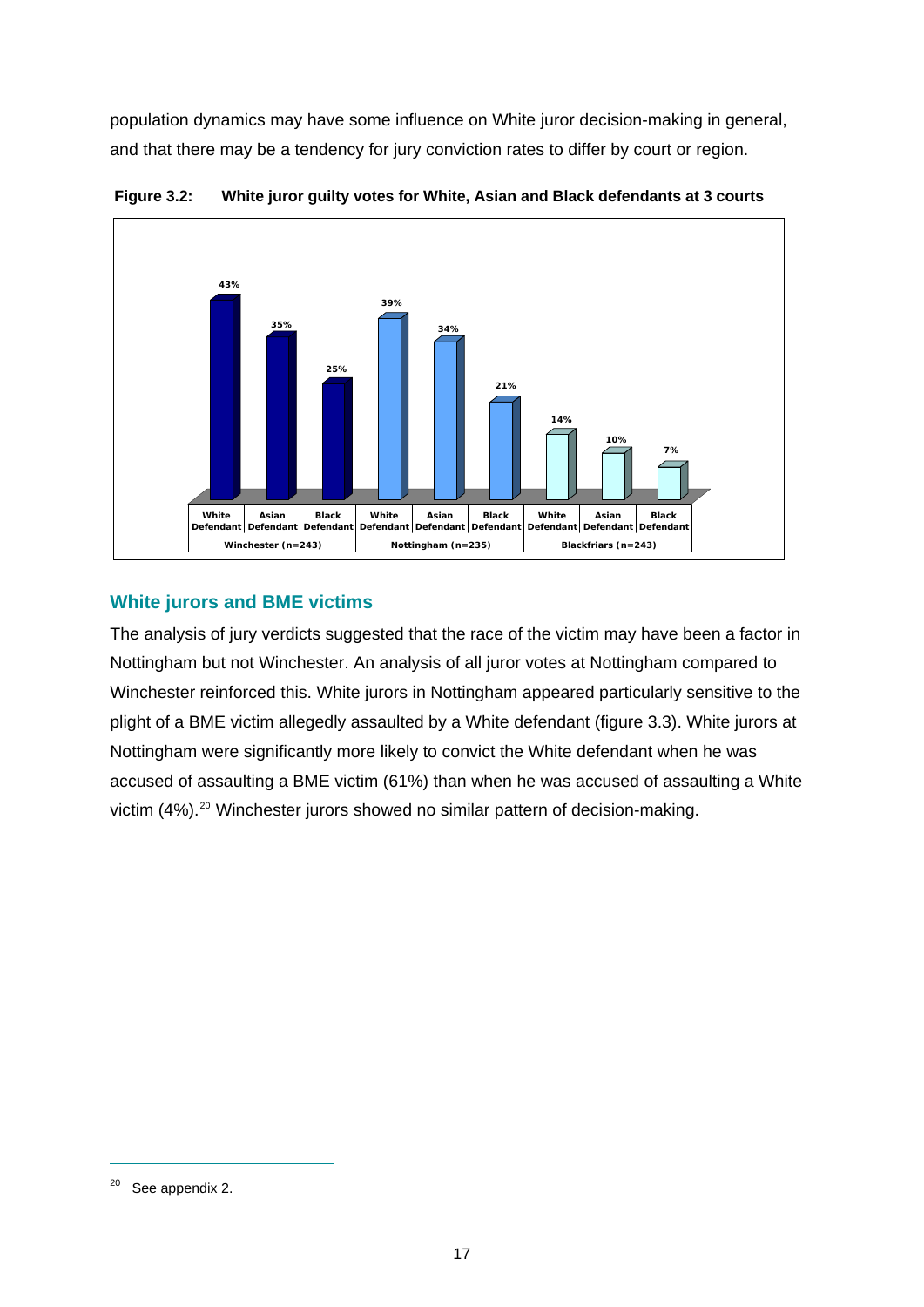population dynamics may have some influence on White juror decision-making in general, and that there may be a tendency for jury conviction rates to differ by court or region.

**Figure 3.2: White juror guilty votes for White, Asian and Black defendants at 3 courts**

| Court | White Defendant | Asian Defendant | Black Defendant |
|---|---|---|---|
| Winchester (n=243) | 43% | 35% | 25% |
| Nottingham (n=235) | 39% | 34% | 21% |
| Blackfriars (n=243) | 14% | 10% | 7% |

## White jurors and BME victims

The analysis of jury verdicts suggested that the race of the victim may have been a factor in Nottingham but not Winchester. An analysis of all juror votes at Nottingham compared to Winchester reinforced this. White jurors in Nottingham appeared particularly sensitive to the plight of a BME victim allegedly assaulted by a White defendant (figure 3.3). White jurors at Nottingham were significantly more likely to convict the White defendant when he was accused of assaulting a BME victim (61%) than when he was accused of assaulting a White victim (4%).[20] Winchester jurors showed no similar pattern of decision-making.

[20] See appendix 2.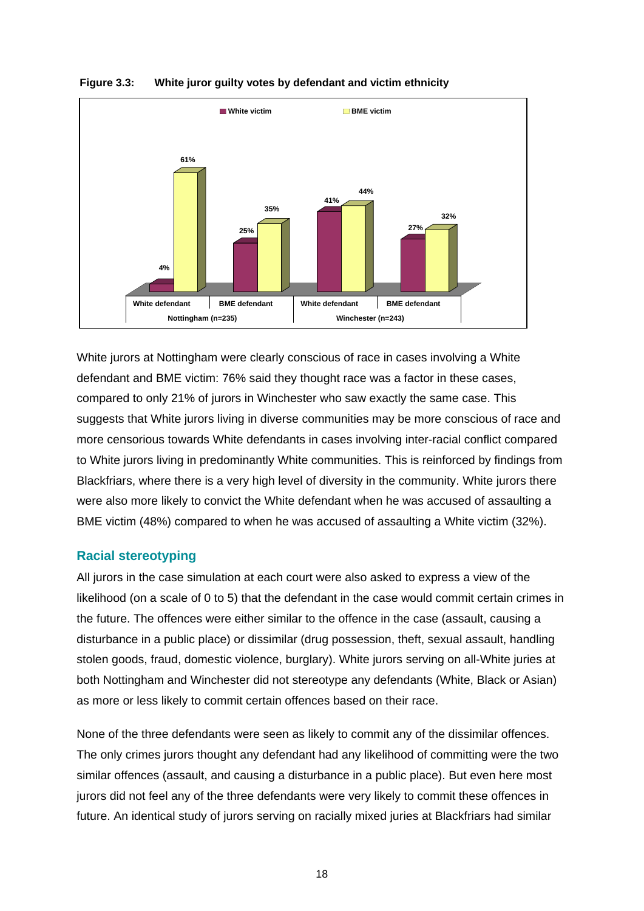**Figure 3.3: White juror guilty votes by defendant and victim ethnicity**

| | Nottingham (n=235) | | Winchester (n=243) | |
|---|---|---|---|---|
| | White defendant | BME defendant | White defendant | BME defendant |
| White victim | 4% | 25% | 41% | 27% |
| BME victim | 61% | 35% | 44% | 32% |

White jurors at Nottingham were clearly conscious of race in cases involving a White defendant and BME victim: 76% said they thought race was a factor in these cases, compared to only 21% of jurors in Winchester who saw exactly the same case. This suggests that White jurors living in diverse communities may be more conscious of race and more censorious towards White defendants in cases involving inter-racial conflict compared to White jurors living in predominantly White communities. This is reinforced by findings from Blackfriars, where there is a very high level of diversity in the community. White jurors there were also more likely to convict the White defendant when he was accused of assaulting a BME victim (48%) compared to when he was accused of assaulting a White victim (32%).

## Racial stereotyping

All jurors in the case simulation at each court were also asked to express a view of the likelihood (on a scale of 0 to 5) that the defendant in the case would commit certain crimes in the future. The offences were either similar to the offence in the case (assault, causing a disturbance in a public place) or dissimilar (drug possession, theft, sexual assault, handling stolen goods, fraud, domestic violence, burglary). White jurors serving on all-White juries at both Nottingham and Winchester did not stereotype any defendants (White, Black or Asian) as more or less likely to commit certain offences based on their race.

None of the three defendants were seen as likely to commit any of the dissimilar offences. The only crimes jurors thought any defendant had any likelihood of committing were the two similar offences (assault, and causing a disturbance in a public place). But even here most jurors did not feel any of the three defendants were very likely to commit these offences in future. An identical study of jurors serving on racially mixed juries at Blackfriars had similar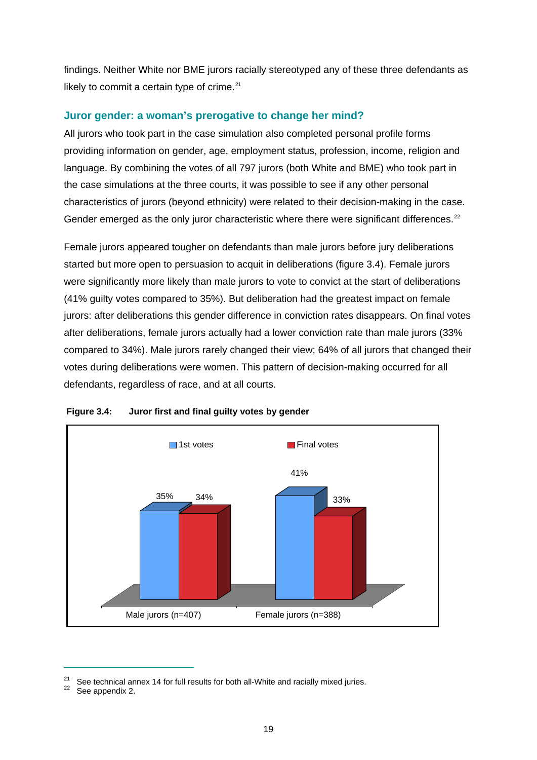findings. Neither White nor BME jurors racially stereotyped any of these three defendants as likely to commit a certain type of crime.[21]

## Juror gender: a woman's prerogative to change her mind?

All jurors who took part in the case simulation also completed personal profile forms providing information on gender, age, employment status, profession, income, religion and language. By combining the votes of all 797 jurors (both White and BME) who took part in the case simulations at the three courts, it was possible to see if any other personal characteristics of jurors (beyond ethnicity) were related to their decision-making in the case. Gender emerged as the only juror characteristic where there were significant differences.[22]

Female jurors appeared tougher on defendants than male jurors before jury deliberations started but more open to persuasion to acquit in deliberations (figure 3.4). Female jurors were significantly more likely than male jurors to vote to convict at the start of deliberations (41% guilty votes compared to 35%). But deliberation had the greatest impact on female jurors: after deliberations this gender difference in conviction rates disappears. On final votes after deliberations, female jurors actually had a lower conviction rate than male jurors (33% compared to 34%). Male jurors rarely changed their view; 64% of all jurors that changed their votes during deliberations were women. This pattern of decision-making occurred for all defendants, regardless of race, and at all courts.

**Figure 3.4: Juror first and final guilty votes by gender**

| | 1st votes | Final votes |
|---|---|---|
| Male jurors (n=407) | 35% | 34% |
| Female jurors (n=388) | 41% | 33% |

---

[21] See technical annex 14 for full results for both all-White and racially mixed juries.
[22] See appendix 2.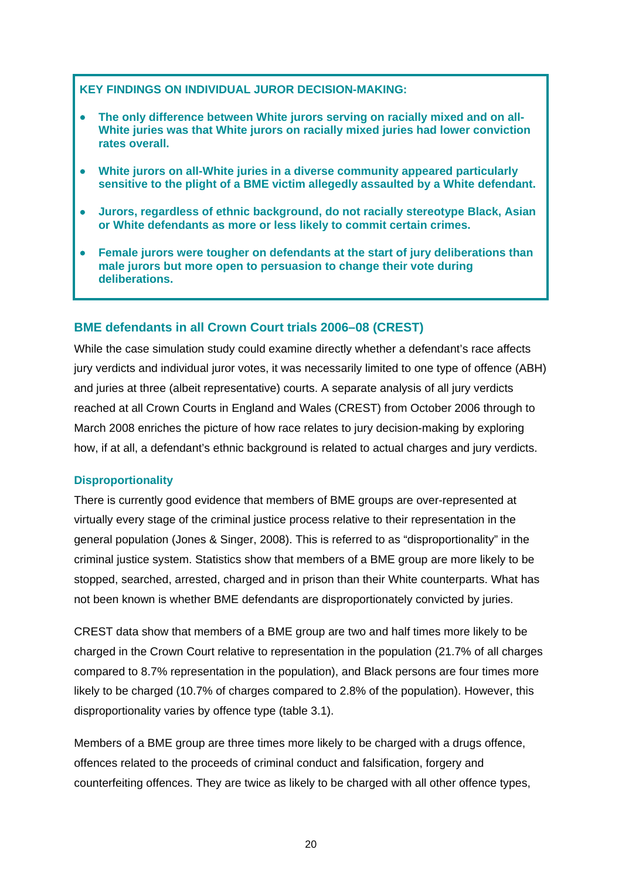**KEY FINDINGS ON INDIVIDUAL JUROR DECISION-MAKING:**

- **The only difference between White jurors serving on racially mixed and on all-White juries was that White jurors on racially mixed juries had lower conviction rates overall.**
- **White jurors on all-White juries in a diverse community appeared particularly sensitive to the plight of a BME victim allegedly assaulted by a White defendant.**
- **Jurors, regardless of ethnic background, do not racially stereotype Black, Asian or White defendants as more or less likely to commit certain crimes.**
- **Female jurors were tougher on defendants at the start of jury deliberations than male jurors but more open to persuasion to change their vote during deliberations.**

## BME defendants in all Crown Court trials 2006–08 (CREST)

While the case simulation study could examine directly whether a defendant's race affects jury verdicts and individual juror votes, it was necessarily limited to one type of offence (ABH) and juries at three (albeit representative) courts. A separate analysis of all jury verdicts reached at all Crown Courts in England and Wales (CREST) from October 2006 through to March 2008 enriches the picture of how race relates to jury decision-making by exploring how, if at all, a defendant's ethnic background is related to actual charges and jury verdicts.

### Disproportionality

There is currently good evidence that members of BME groups are over-represented at virtually every stage of the criminal justice process relative to their representation in the general population (Jones & Singer, 2008). This is referred to as "disproportionality" in the criminal justice system. Statistics show that members of a BME group are more likely to be stopped, searched, arrested, charged and in prison than their White counterparts. What has not been known is whether BME defendants are disproportionately convicted by juries.

CREST data show that members of a BME group are two and half times more likely to be charged in the Crown Court relative to representation in the population (21.7% of all charges compared to 8.7% representation in the population), and Black persons are four times more likely to be charged (10.7% of charges compared to 2.8% of the population). However, this disproportionality varies by offence type (table 3.1).

Members of a BME group are three times more likely to be charged with a drugs offence, offences related to the proceeds of criminal conduct and falsification, forgery and counterfeiting offences. They are twice as likely to be charged with all other offence types,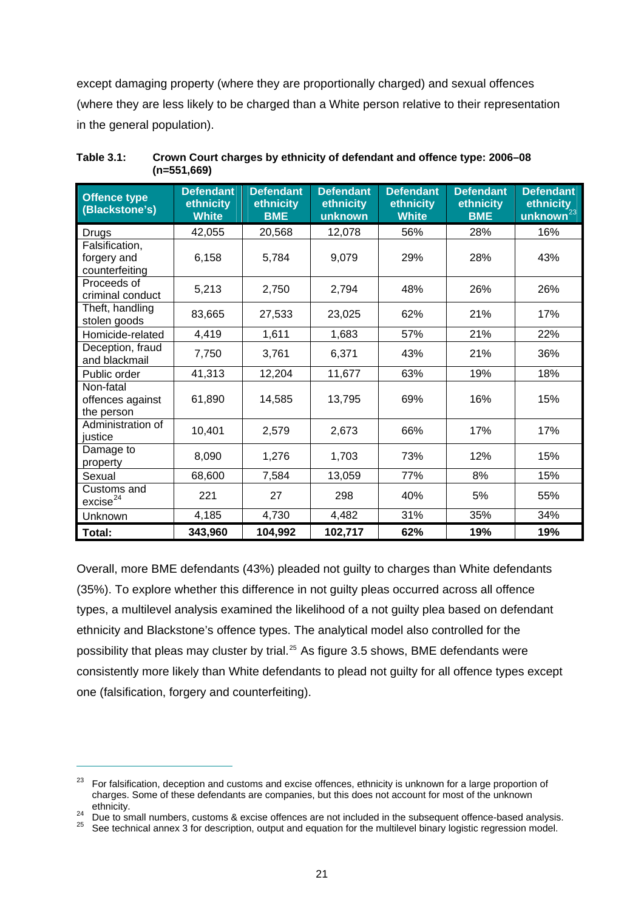except damaging property (where they are proportionally charged) and sexual offences (where they are less likely to be charged than a White person relative to their representation in the general population).

**Table 3.1: Crown Court charges by ethnicity of defendant and offence type: 2006–08 (n=551,669)**

| Offence type (Blackstone's) | Defendant ethnicity White | Defendant ethnicity BME | Defendant ethnicity unknown | Defendant ethnicity White | Defendant ethnicity BME | Defendant ethnicity unknown[23] |
|---|---|---|---|---|---|---|
| Drugs | 42,055 | 20,568 | 12,078 | 56% | 28% | 16% |
| Falsification, forgery and counterfeiting | 6,158 | 5,784 | 9,079 | 29% | 28% | 43% |
| Proceeds of criminal conduct | 5,213 | 2,750 | 2,794 | 48% | 26% | 26% |
| Theft, handling stolen goods | 83,665 | 27,533 | 23,025 | 62% | 21% | 17% |
| Homicide-related | 4,419 | 1,611 | 1,683 | 57% | 21% | 22% |
| Deception, fraud and blackmail | 7,750 | 3,761 | 6,371 | 43% | 21% | 36% |
| Public order | 41,313 | 12,204 | 11,677 | 63% | 19% | 18% |
| Non-fatal offences against the person | 61,890 | 14,585 | 13,795 | 69% | 16% | 15% |
| Administration of justice | 10,401 | 2,579 | 2,673 | 66% | 17% | 17% |
| Damage to property | 8,090 | 1,276 | 1,703 | 73% | 12% | 15% |
| Sexual | 68,600 | 7,584 | 13,059 | 77% | 8% | 15% |
| Customs and excise[24] | 221 | 27 | 298 | 40% | 5% | 55% |
| Unknown | 4,185 | 4,730 | 4,482 | 31% | 35% | 34% |
| **Total:** | **343,960** | **104,992** | **102,717** | **62%** | **19%** | **19%** |

Overall, more BME defendants (43%) pleaded not guilty to charges than White defendants (35%). To explore whether this difference in not guilty pleas occurred across all offence types, a multilevel analysis examined the likelihood of a not guilty plea based on defendant ethnicity and Blackstone's offence types. The analytical model also controlled for the possibility that pleas may cluster by trial.[25] As figure 3.5 shows, BME defendants were consistently more likely than White defendants to plead not guilty for all offence types except one (falsification, forgery and counterfeiting).

---

[23] For falsification, deception and customs and excise offences, ethnicity is unknown for a large proportion of charges. Some of these defendants are companies, but this does not account for most of the unknown ethnicity.

[24] Due to small numbers, customs & excise offences are not included in the subsequent offence-based analysis.

[25] See technical annex 3 for description, output and equation for the multilevel binary logistic regression model.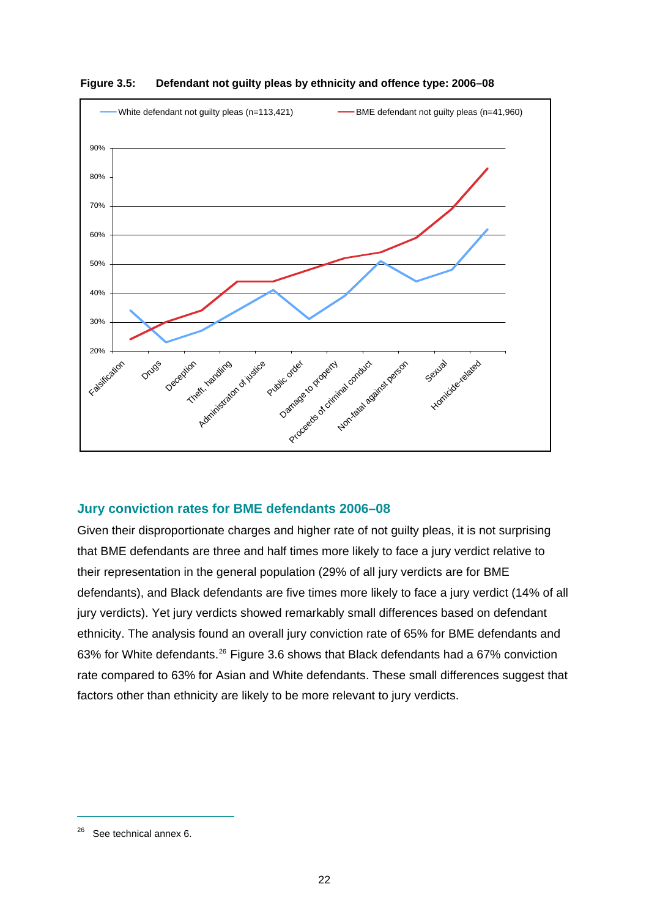**Figure 3.5: Defendant not guilty pleas by ethnicity and offence type: 2006–08**

## Jury conviction rates for BME defendants 2006–08

Given their disproportionate charges and higher rate of not guilty pleas, it is not surprising that BME defendants are three and half times more likely to face a jury verdict relative to their representation in the general population (29% of all jury verdicts are for BME defendants), and Black defendants are five times more likely to face a jury verdict (14% of all jury verdicts). Yet jury verdicts showed remarkably small differences based on defendant ethnicity. The analysis found an overall jury conviction rate of 65% for BME defendants and 63% for White defendants.[26] Figure 3.6 shows that Black defendants had a 67% conviction rate compared to 63% for Asian and White defendants. These small differences suggest that factors other than ethnicity are likely to be more relevant to jury verdicts.

---

[26] See technical annex 6.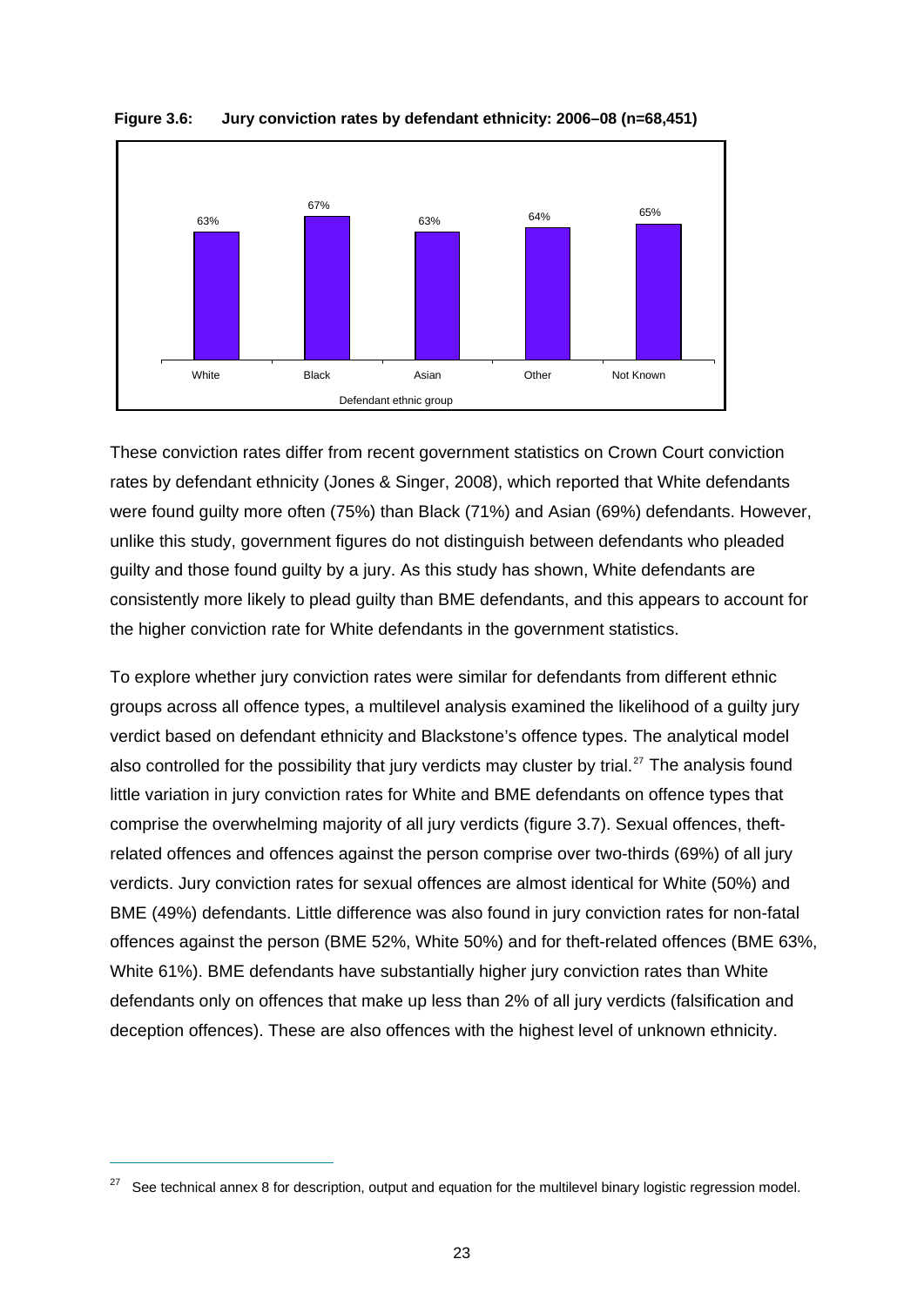**Figure 3.6: Jury conviction rates by defendant ethnicity: 2006–08 (n=68,451)**

| Defendant ethnic group | Jury conviction rate |
|---|---|
| White | 63% |
| Black | 67% |
| Asian | 63% |
| Other | 64% |
| Not Known | 65% |

These conviction rates differ from recent government statistics on Crown Court conviction rates by defendant ethnicity (Jones & Singer, 2008), which reported that White defendants were found guilty more often (75%) than Black (71%) and Asian (69%) defendants. However, unlike this study, government figures do not distinguish between defendants who pleaded guilty and those found guilty by a jury. As this study has shown, White defendants are consistently more likely to plead guilty than BME defendants, and this appears to account for the higher conviction rate for White defendants in the government statistics.

To explore whether jury conviction rates were similar for defendants from different ethnic groups across all offence types, a multilevel analysis examined the likelihood of a guilty jury verdict based on defendant ethnicity and Blackstone's offence types. The analytical model also controlled for the possibility that jury verdicts may cluster by trial.[27] The analysis found little variation in jury conviction rates for White and BME defendants on offence types that comprise the overwhelming majority of all jury verdicts (figure 3.7). Sexual offences, theft-related offences and offences against the person comprise over two-thirds (69%) of all jury verdicts. Jury conviction rates for sexual offences are almost identical for White (50%) and BME (49%) defendants. Little difference was also found in jury conviction rates for non-fatal offences against the person (BME 52%, White 50%) and for theft-related offences (BME 63%, White 61%). BME defendants have substantially higher jury conviction rates than White defendants only on offences that make up less than 2% of all jury verdicts (falsification and deception offences). These are also offences with the highest level of unknown ethnicity.

[27] See technical annex 8 for description, output and equation for the multilevel binary logistic regression model.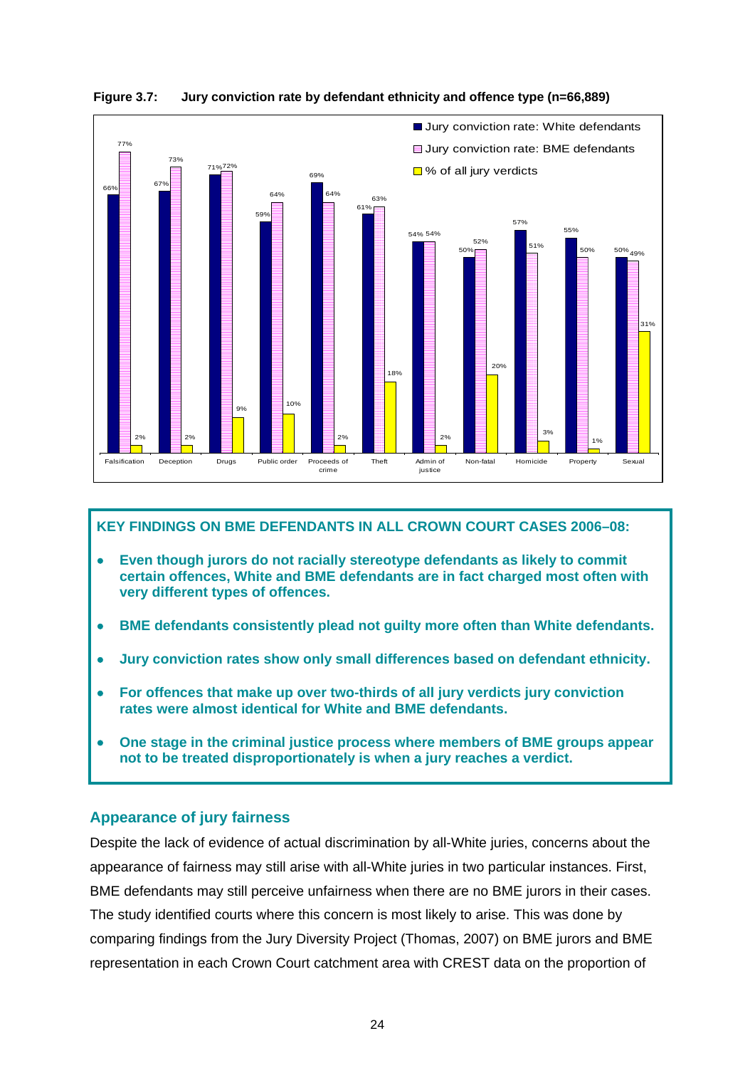**Figure 3.7: Jury conviction rate by defendant ethnicity and offence type (n=66,889)**

| Offence type | Jury conviction rate: White defendants | Jury conviction rate: BME defendants | % of all jury verdicts |
|---|---|---|---|
| Falsification | 66% | 77% | 2% |
| Deception | 67% | 73% | 2% |
| Drugs | 71% | 72% | 9% |
| Public order | 59% | 64% | 10% |
| Proceeds of crime | 69% | 64% | 2% |
| Theft | 61% | 63% | 18% |
| Admin of justice | 54% | 54% | 2% |
| Non-fatal | 50% | 52% | 20% |
| Homicide | 57% | 51% | 3% |
| Property | 55% | 50% | 1% |
| Sexual | 50% | 49% | 31% |

**KEY FINDINGS ON BME DEFENDANTS IN ALL CROWN COURT CASES 2006–08:**

- **Even though jurors do not racially stereotype defendants as likely to commit certain offences, White and BME defendants are in fact charged most often with very different types of offences.**
- **BME defendants consistently plead not guilty more often than White defendants.**
- **Jury conviction rates show only small differences based on defendant ethnicity.**
- **For offences that make up over two-thirds of all jury verdicts jury conviction rates were almost identical for White and BME defendants.**
- **One stage in the criminal justice process where members of BME groups appear not to be treated disproportionately is when a jury reaches a verdict.**

## Appearance of jury fairness

Despite the lack of evidence of actual discrimination by all-White juries, concerns about the appearance of fairness may still arise with all-White juries in two particular instances. First, BME defendants may still perceive unfairness when there are no BME jurors in their cases. The study identified courts where this concern is most likely to arise. This was done by comparing findings from the Jury Diversity Project (Thomas, 2007) on BME jurors and BME representation in each Crown Court catchment area with CREST data on the proportion of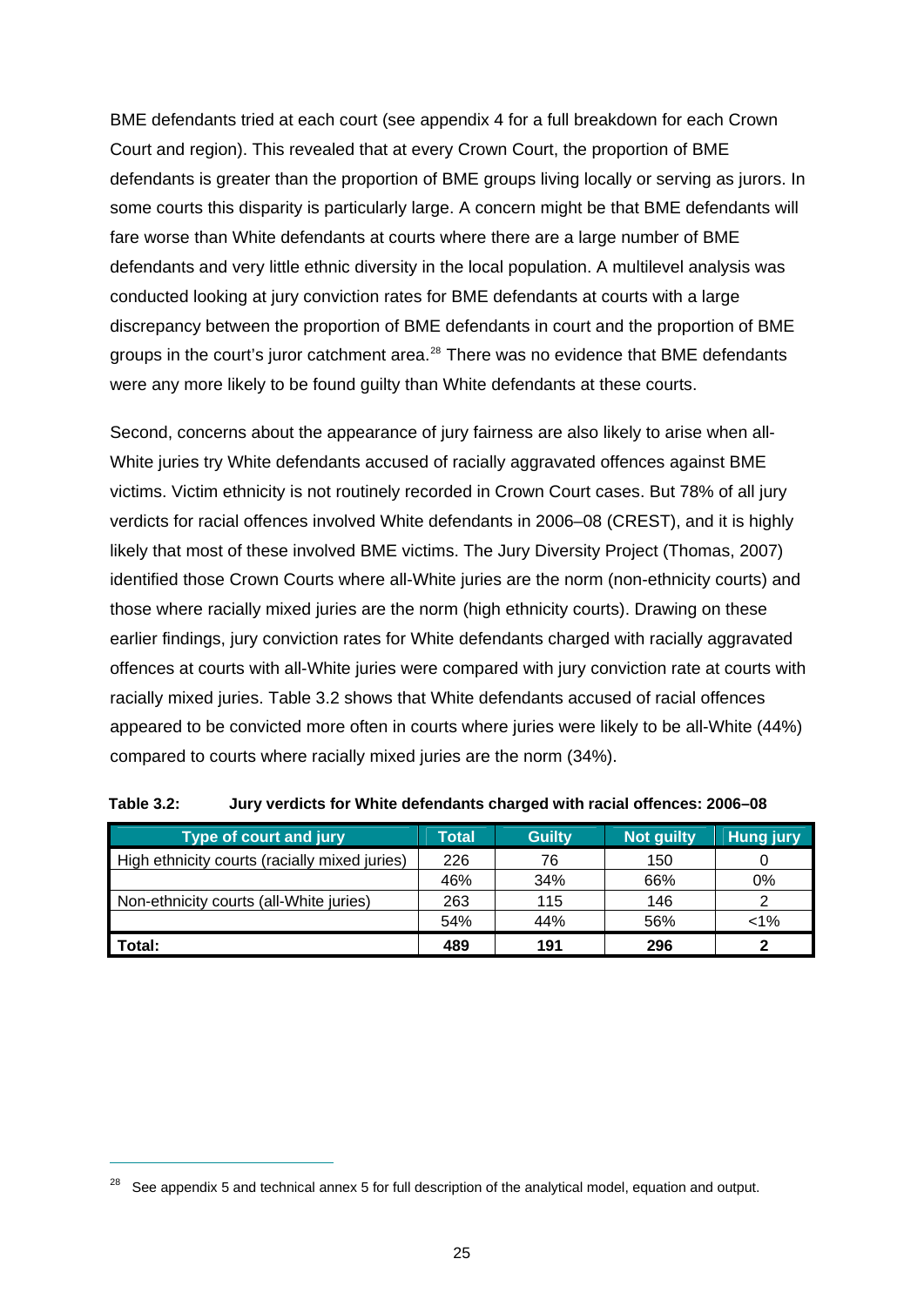BME defendants tried at each court (see appendix 4 for a full breakdown for each Crown Court and region). This revealed that at every Crown Court, the proportion of BME defendants is greater than the proportion of BME groups living locally or serving as jurors. In some courts this disparity is particularly large. A concern might be that BME defendants will fare worse than White defendants at courts where there are a large number of BME defendants and very little ethnic diversity in the local population. A multilevel analysis was conducted looking at jury conviction rates for BME defendants at courts with a large discrepancy between the proportion of BME defendants in court and the proportion of BME groups in the court's juror catchment area.[28] There was no evidence that BME defendants were any more likely to be found guilty than White defendants at these courts.

Second, concerns about the appearance of jury fairness are also likely to arise when all-White juries try White defendants accused of racially aggravated offences against BME victims. Victim ethnicity is not routinely recorded in Crown Court cases. But 78% of all jury verdicts for racial offences involved White defendants in 2006–08 (CREST), and it is highly likely that most of these involved BME victims. The Jury Diversity Project (Thomas, 2007) identified those Crown Courts where all-White juries are the norm (non-ethnicity courts) and those where racially mixed juries are the norm (high ethnicity courts). Drawing on these earlier findings, jury conviction rates for White defendants charged with racially aggravated offences at courts with all-White juries were compared with jury conviction rate at courts with racially mixed juries. Table 3.2 shows that White defendants accused of racial offences appeared to be convicted more often in courts where juries were likely to be all-White (44%) compared to courts where racially mixed juries are the norm (34%).

**Table 3.2: Jury verdicts for White defendants charged with racial offences: 2006–08**

| Type of court and jury | Total | Guilty | Not guilty | Hung jury |
|---|---|---|---|---|
| High ethnicity courts (racially mixed juries) | 226 | 76 | 150 | 0 |
| | 46% | 34% | 66% | 0% |
| Non-ethnicity courts (all-White juries) | 263 | 115 | 146 | 2 |
| | 54% | 44% | 56% | <1% |
| **Total:** | **489** | **191** | **296** | **2** |

[28] See appendix 5 and technical annex 5 for full description of the analytical model, equation and output.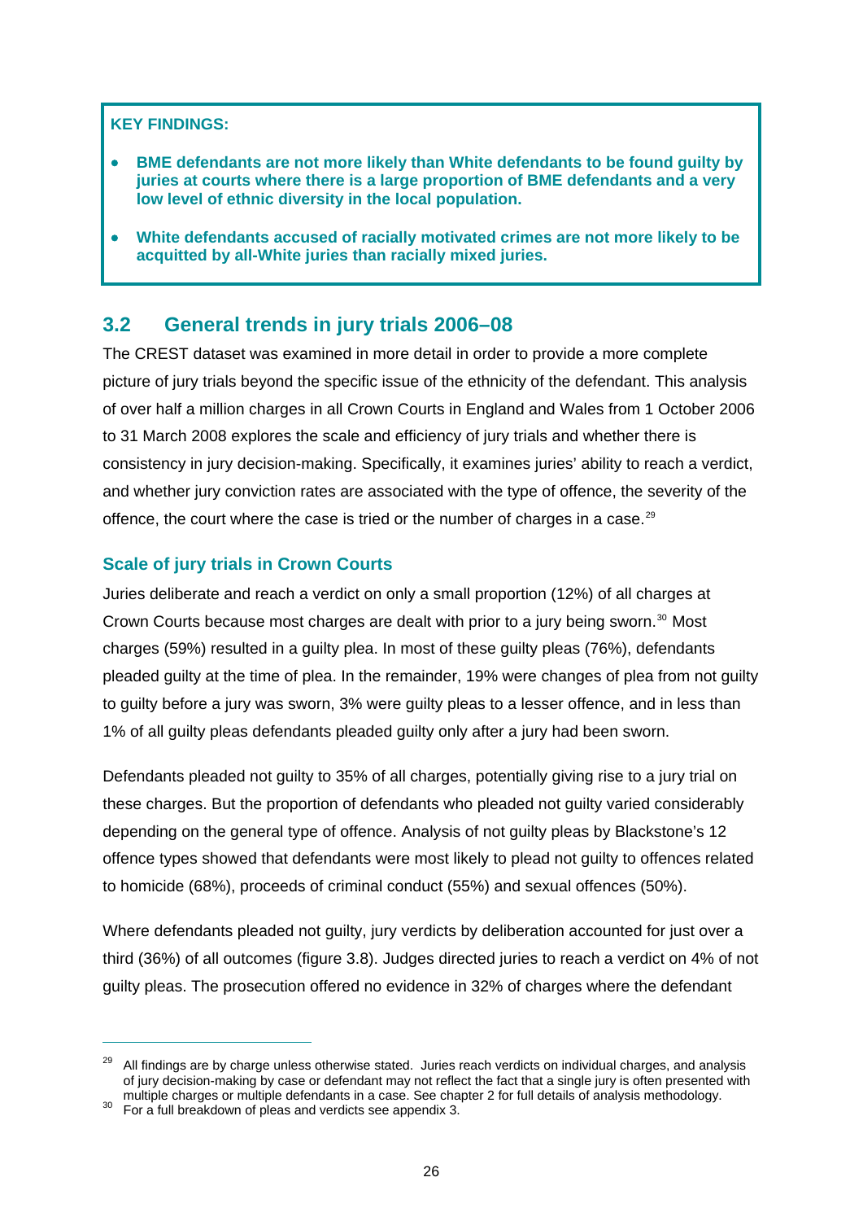**KEY FINDINGS:**

- **BME defendants are not more likely than White defendants to be found guilty by juries at courts where there is a large proportion of BME defendants and a very low level of ethnic diversity in the local population.**
- **White defendants accused of racially motivated crimes are not more likely to be acquitted by all-White juries than racially mixed juries.**

## 3.2 General trends in jury trials 2006–08

The CREST dataset was examined in more detail in order to provide a more complete picture of jury trials beyond the specific issue of the ethnicity of the defendant. This analysis of over half a million charges in all Crown Courts in England and Wales from 1 October 2006 to 31 March 2008 explores the scale and efficiency of jury trials and whether there is consistency in jury decision-making. Specifically, it examines juries' ability to reach a verdict, and whether jury conviction rates are associated with the type of offence, the severity of the offence, the court where the case is tried or the number of charges in a case.[29]

### Scale of jury trials in Crown Courts

Juries deliberate and reach a verdict on only a small proportion (12%) of all charges at Crown Courts because most charges are dealt with prior to a jury being sworn.[30] Most charges (59%) resulted in a guilty plea. In most of these guilty pleas (76%), defendants pleaded guilty at the time of plea. In the remainder, 19% were changes of plea from not guilty to guilty before a jury was sworn, 3% were guilty pleas to a lesser offence, and in less than 1% of all guilty pleas defendants pleaded guilty only after a jury had been sworn.

Defendants pleaded not guilty to 35% of all charges, potentially giving rise to a jury trial on these charges. But the proportion of defendants who pleaded not guilty varied considerably depending on the general type of offence. Analysis of not guilty pleas by Blackstone's 12 offence types showed that defendants were most likely to plead not guilty to offences related to homicide (68%), proceeds of criminal conduct (55%) and sexual offences (50%).

Where defendants pleaded not guilty, jury verdicts by deliberation accounted for just over a third (36%) of all outcomes (figure 3.8). Judges directed juries to reach a verdict on 4% of not guilty pleas. The prosecution offered no evidence in 32% of charges where the defendant

---

[29] All findings are by charge unless otherwise stated. Juries reach verdicts on individual charges, and analysis of jury decision-making by case or defendant may not reflect the fact that a single jury is often presented with multiple charges or multiple defendants in a case. See chapter 2 for full details of analysis methodology.

[30] For a full breakdown of pleas and verdicts see appendix 3.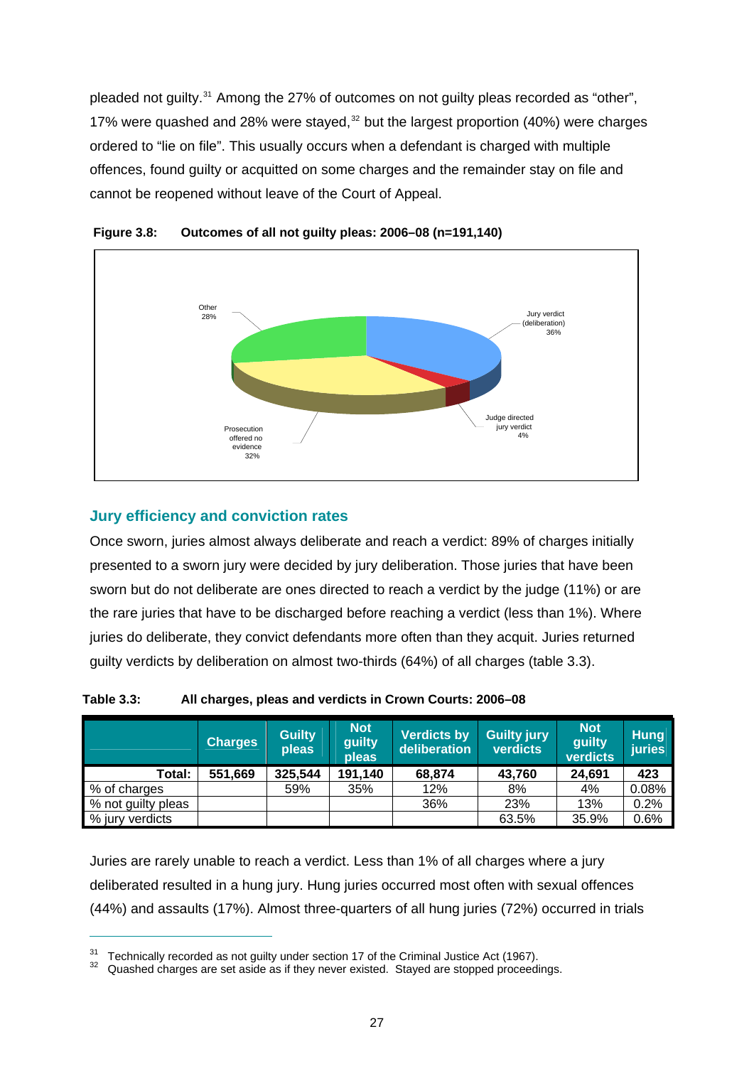pleaded not guilty.[31] Among the 27% of outcomes on not guilty pleas recorded as "other", 17% were quashed and 28% were stayed,[32] but the largest proportion (40%) were charges ordered to "lie on file". This usually occurs when a defendant is charged with multiple offences, found guilty or acquitted on some charges and the remainder stay on file and cannot be reopened without leave of the Court of Appeal.

**Figure 3.8: Outcomes of all not guilty pleas: 2006–08 (n=191,140)**

Other 28%

Jury verdict (deliberation) 36%

Judge directed jury verdict 4%

Prosecution offered no evidence 32%

## Jury efficiency and conviction rates

Once sworn, juries almost always deliberate and reach a verdict: 89% of charges initially presented to a sworn jury were decided by jury deliberation. Those juries that have been sworn but do not deliberate are ones directed to reach a verdict by the judge (11%) or are the rare juries that have to be discharged before reaching a verdict (less than 1%). Where juries do deliberate, they convict defendants more often than they acquit. Juries returned guilty verdicts by deliberation on almost two-thirds (64%) of all charges (table 3.3).

**Table 3.3: All charges, pleas and verdicts in Crown Courts: 2006–08**

| | Charges | Guilty pleas | Not guilty pleas | Verdicts by deliberation | Guilty jury verdicts | Not guilty verdicts | Hung juries |
|---|---|---|---|---|---|---|---|
| **Total:** | **551,669** | **325,544** | **191,140** | **68,874** | **43,760** | **24,691** | **423** |
| % of charges | | 59% | 35% | 12% | 8% | 4% | 0.08% |
| % not guilty pleas | | | | 36% | 23% | 13% | 0.2% |
| % jury verdicts | | | | | 63.5% | 35.9% | 0.6% |

Juries are rarely unable to reach a verdict. Less than 1% of all charges where a jury deliberated resulted in a hung jury. Hung juries occurred most often with sexual offences (44%) and assaults (17%). Almost three-quarters of all hung juries (72%) occurred in trials

---

[31] Technically recorded as not guilty under section 17 of the Criminal Justice Act (1967).

[32] Quashed charges are set aside as if they never existed. Stayed are stopped proceedings.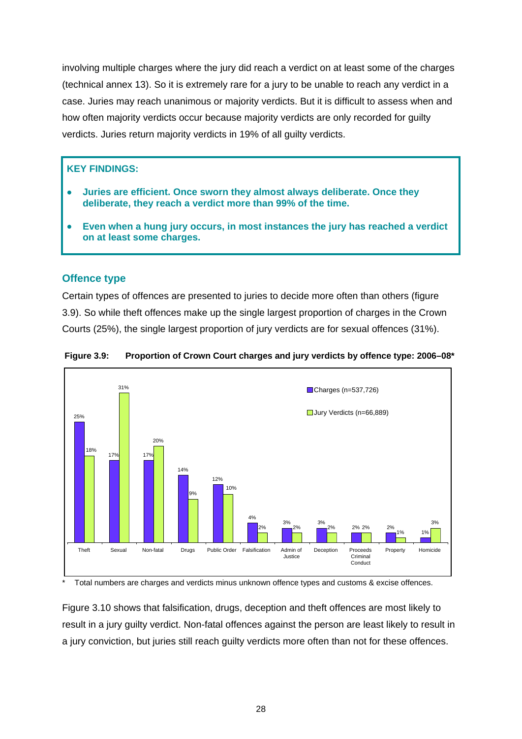involving multiple charges where the jury did reach a verdict on at least some of the charges (technical annex 13). So it is extremely rare for a jury to be unable to reach any verdict in a case. Juries may reach unanimous or majority verdicts. But it is difficult to assess when and how often majority verdicts occur because majority verdicts are only recorded for guilty verdicts. Juries return majority verdicts in 19% of all guilty verdicts.

**KEY FINDINGS:**

- **Juries are efficient. Once sworn they almost always deliberate. Once they deliberate, they reach a verdict more than 99% of the time.**
- **Even when a hung jury occurs, in most instances the jury has reached a verdict on at least some charges.**

## Offence type

Certain types of offences are presented to juries to decide more often than others (figure 3.9). So while theft offences make up the single largest proportion of charges in the Crown Courts (25%), the single largest proportion of jury verdicts are for sexual offences (31%).

**Figure 3.9: Proportion of Crown Court charges and jury verdicts by offence type: 2006–08***

| Offence type | Charges (n=537,726) | Jury Verdicts (n=66,889) |
|---|---|---|
| Theft | 25% | 18% |
| Sexual | 17% | 31% |
| Non-fatal | 17% | 20% |
| Drugs | 14% | 9% |
| Public Order | 12% | 10% |
| Falsification | 4% | 2% |
| Admin of Justice | 3% | 2% |
| Deception | 3% | 2% |
| Proceeds Criminal Conduct | 2% | 2% |
| Property | 2% | 1% |
| Homicide | 1% | 3% |

\* Total numbers are charges and verdicts minus unknown offence types and customs & excise offences.

Figure 3.10 shows that falsification, drugs, deception and theft offences are most likely to result in a jury guilty verdict. Non-fatal offences against the person are least likely to result in a jury conviction, but juries still reach guilty verdicts more often than not for these offences.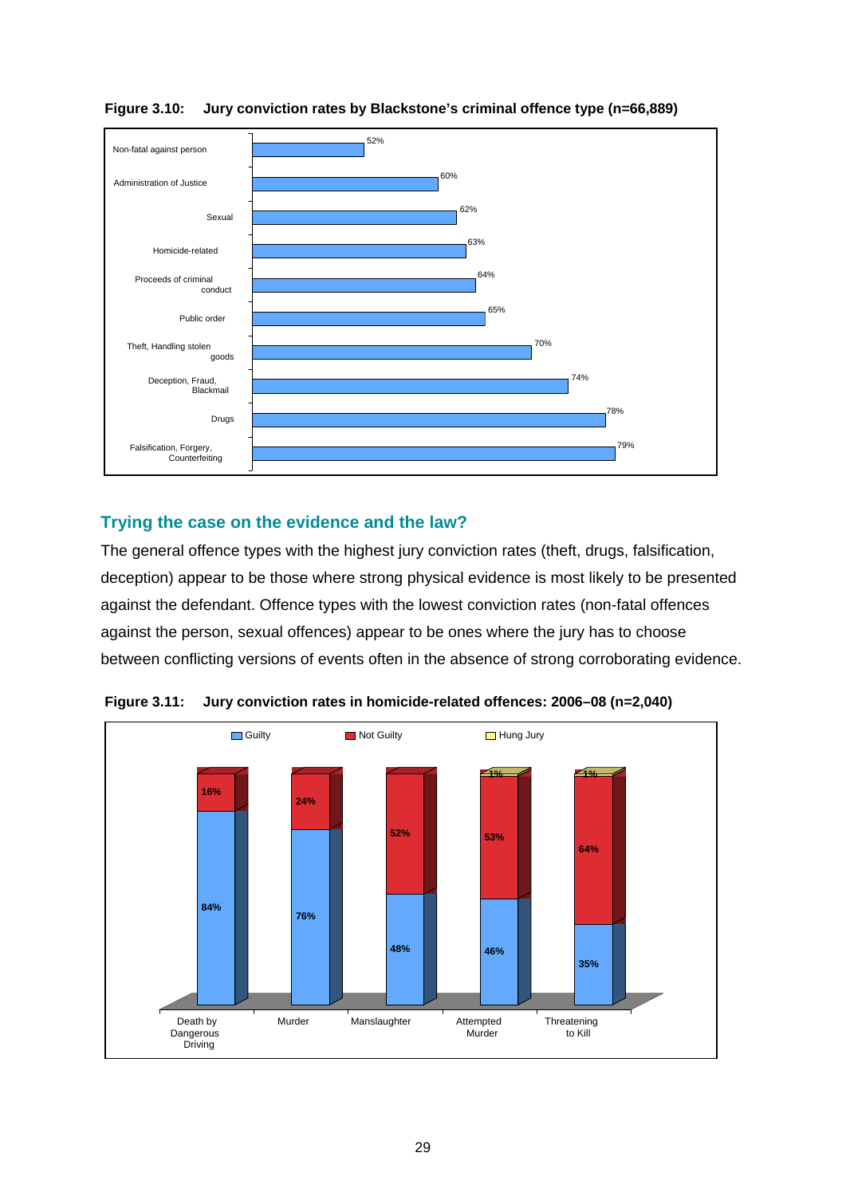**Figure 3.10: Jury conviction rates by Blackstone's criminal offence type (n=66,889)**

| Offence type | Conviction rate |
|---|---|
| Non-fatal against person | 52% |
| Administration of Justice | 60% |
| Sexual | 62% |
| Homicide-related | 63% |
| Proceeds of criminal conduct | 64% |
| Public order | 65% |
| Theft, Handling stolen goods | 70% |
| Deception, Fraud, Blackmail | 74% |
| Drugs | 78% |
| Falsification, Forgery, Counterfeiting | 79% |

## Trying the case on the evidence and the law?

The general offence types with the highest jury conviction rates (theft, drugs, falsification, deception) appear to be those where strong physical evidence is most likely to be presented against the defendant. Offence types with the lowest conviction rates (non-fatal offences against the person, sexual offences) appear to be ones where the jury has to choose between conflicting versions of events often in the absence of strong corroborating evidence.

**Figure 3.11: Jury conviction rates in homicide-related offences: 2006–08 (n=2,040)**

| Offence | Guilty | Not Guilty | Hung Jury |
|---|---|---|---|
| Death by Dangerous Driving | 84% | 16% | |
| Murder | 76% | 24% | |
| Manslaughter | 48% | 52% | |
| Attempted Murder | 46% | 53% | 1% |
| Threatening to Kill | 35% | 64% | 1% |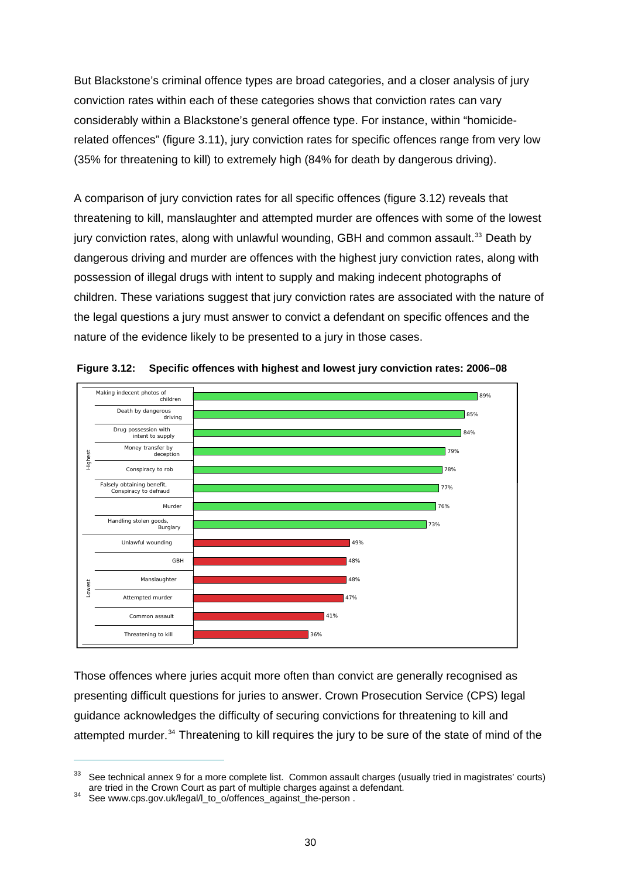But Blackstone's criminal offence types are broad categories, and a closer analysis of jury conviction rates within each of these categories shows that conviction rates can vary considerably within a Blackstone's general offence type. For instance, within "homicide-related offences" (figure 3.11), jury conviction rates for specific offences range from very low (35% for threatening to kill) to extremely high (84% for death by dangerous driving).

A comparison of jury conviction rates for all specific offences (figure 3.12) reveals that threatening to kill, manslaughter and attempted murder are offences with some of the lowest jury conviction rates, along with unlawful wounding, GBH and common assault.[33] Death by dangerous driving and murder are offences with the highest jury conviction rates, along with possession of illegal drugs with intent to supply and making indecent photographs of children. These variations suggest that jury conviction rates are associated with the nature of the legal questions a jury must answer to convict a defendant on specific offences and the nature of the evidence likely to be presented to a jury in those cases.

**Figure 3.12: Specific offences with highest and lowest jury conviction rates: 2006–08**

| | Offence | Jury conviction rate |
|---|---|---|
| Highest | Making indecent photos of children | 89% |
| | Death by dangerous driving | 85% |
| | Drug possession with intent to supply | 84% |
| | Money transfer by deception | 79% |
| | Conspiracy to rob | 78% |
| | Falsely obtaining benefit, Conspiracy to defraud | 77% |
| | Murder | 76% |
| | Handling stolen goods, Burglary | 73% |
| Lowest | Unlawful wounding | 49% |
| | GBH | 48% |
| | Manslaughter | 48% |
| | Attempted murder | 47% |
| | Common assault | 41% |
| | Threatening to kill | 36% |

Those offences where juries acquit more often than convict are generally recognised as presenting difficult questions for juries to answer. Crown Prosecution Service (CPS) legal guidance acknowledges the difficulty of securing convictions for threatening to kill and attempted murder.[34] Threatening to kill requires the jury to be sure of the state of mind of the

---

[33] See technical annex 9 for a more complete list. Common assault charges (usually tried in magistrates' courts) are tried in the Crown Court as part of multiple charges against a defendant.

[34] See www.cps.gov.uk/legal/l_to_o/offences_against_the-person .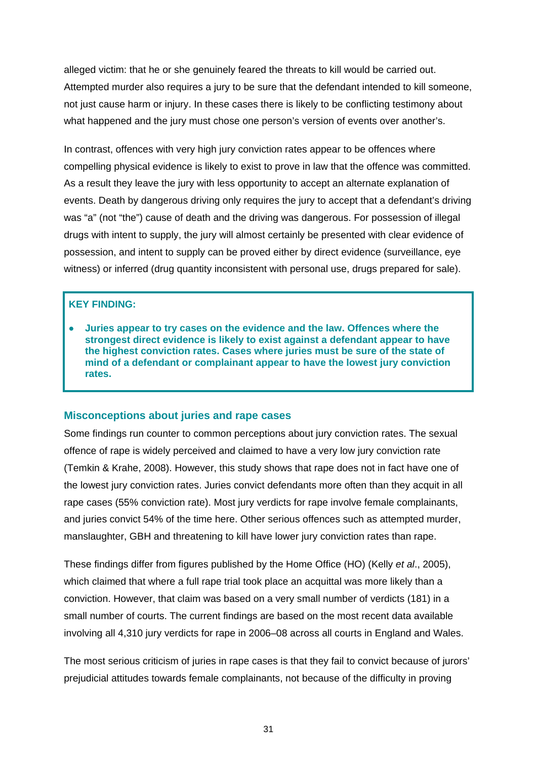alleged victim: that he or she genuinely feared the threats to kill would be carried out. Attempted murder also requires a jury to be sure that the defendant intended to kill someone, not just cause harm or injury. In these cases there is likely to be conflicting testimony about what happened and the jury must chose one person's version of events over another's.

In contrast, offences with very high jury conviction rates appear to be offences where compelling physical evidence is likely to exist to prove in law that the offence was committed. As a result they leave the jury with less opportunity to accept an alternate explanation of events. Death by dangerous driving only requires the jury to accept that a defendant's driving was "a" (not "the") cause of death and the driving was dangerous. For possession of illegal drugs with intent to supply, the jury will almost certainly be presented with clear evidence of possession, and intent to supply can be proved either by direct evidence (surveillance, eye witness) or inferred (drug quantity inconsistent with personal use, drugs prepared for sale).

**KEY FINDING:**

- **Juries appear to try cases on the evidence and the law. Offences where the strongest direct evidence is likely to exist against a defendant appear to have the highest conviction rates. Cases where juries must be sure of the state of mind of a defendant or complainant appear to have the lowest jury conviction rates.**

## Misconceptions about juries and rape cases

Some findings run counter to common perceptions about jury conviction rates. The sexual offence of rape is widely perceived and claimed to have a very low jury conviction rate (Temkin & Krahe, 2008). However, this study shows that rape does not in fact have one of the lowest jury conviction rates. Juries convict defendants more often than they acquit in all rape cases (55% conviction rate). Most jury verdicts for rape involve female complainants, and juries convict 54% of the time here. Other serious offences such as attempted murder, manslaughter, GBH and threatening to kill have lower jury conviction rates than rape.

These findings differ from figures published by the Home Office (HO) (Kelly *et al*., 2005), which claimed that where a full rape trial took place an acquittal was more likely than a conviction. However, that claim was based on a very small number of verdicts (181) in a small number of courts. The current findings are based on the most recent data available involving all 4,310 jury verdicts for rape in 2006–08 across all courts in England and Wales.

The most serious criticism of juries in rape cases is that they fail to convict because of jurors' prejudicial attitudes towards female complainants, not because of the difficulty in proving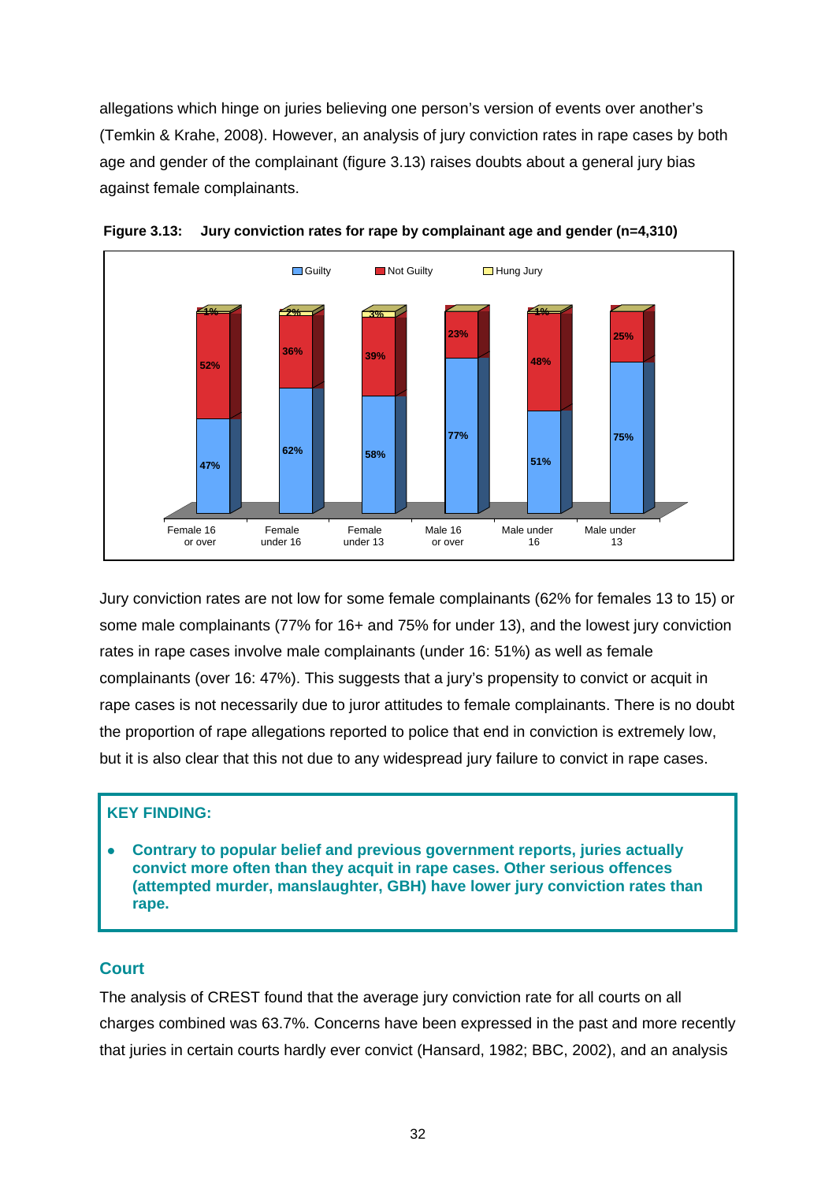allegations which hinge on juries believing one person's version of events over another's (Temkin & Krahe, 2008). However, an analysis of jury conviction rates in rape cases by both age and gender of the complainant (figure 3.13) raises doubts about a general jury bias against female complainants.

**Figure 3.13: Jury conviction rates for rape by complainant age and gender (n=4,310)**

| | Guilty | Not Guilty | Hung Jury |
|---|---|---|---|
| Female 16 or over | 47% | 52% | 1% |
| Female under 16 | 62% | 36% | 2% |
| Female under 13 | 58% | 39% | 3% |
| Male 16 or over | 77% | 23% | |
| Male under 16 | 51% | 48% | 1% |
| Male under 13 | 75% | 25% | |

Jury conviction rates are not low for some female complainants (62% for females 13 to 15) or some male complainants (77% for 16+ and 75% for under 13), and the lowest jury conviction rates in rape cases involve male complainants (under 16: 51%) as well as female complainants (over 16: 47%). This suggests that a jury's propensity to convict or acquit in rape cases is not necessarily due to juror attitudes to female complainants. There is no doubt the proportion of rape allegations reported to police that end in conviction is extremely low, but it is also clear that this not due to any widespread jury failure to convict in rape cases.

**KEY FINDING:**

- **Contrary to popular belief and previous government reports, juries actually convict more often than they acquit in rape cases. Other serious offences (attempted murder, manslaughter, GBH) have lower jury conviction rates than rape.**

## Court

The analysis of CREST found that the average jury conviction rate for all courts on all charges combined was 63.7%. Concerns have been expressed in the past and more recently that juries in certain courts hardly ever convict (Hansard, 1982; BBC, 2002), and an analysis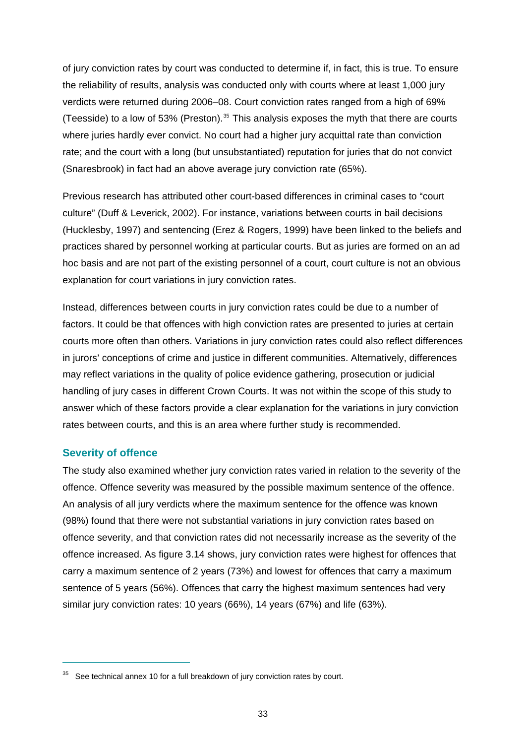of jury conviction rates by court was conducted to determine if, in fact, this is true. To ensure the reliability of results, analysis was conducted only with courts where at least 1,000 jury verdicts were returned during 2006–08. Court conviction rates ranged from a high of 69% (Teesside) to a low of 53% (Preston).[35] This analysis exposes the myth that there are courts where juries hardly ever convict. No court had a higher jury acquittal rate than conviction rate; and the court with a long (but unsubstantiated) reputation for juries that do not convict (Snaresbrook) in fact had an above average jury conviction rate (65%).

Previous research has attributed other court-based differences in criminal cases to "court culture" (Duff & Leverick, 2002). For instance, variations between courts in bail decisions (Hucklesby, 1997) and sentencing (Erez & Rogers, 1999) have been linked to the beliefs and practices shared by personnel working at particular courts. But as juries are formed on an ad hoc basis and are not part of the existing personnel of a court, court culture is not an obvious explanation for court variations in jury conviction rates.

Instead, differences between courts in jury conviction rates could be due to a number of factors. It could be that offences with high conviction rates are presented to juries at certain courts more often than others. Variations in jury conviction rates could also reflect differences in jurors' conceptions of crime and justice in different communities. Alternatively, differences may reflect variations in the quality of police evidence gathering, prosecution or judicial handling of jury cases in different Crown Courts. It was not within the scope of this study to answer which of these factors provide a clear explanation for the variations in jury conviction rates between courts, and this is an area where further study is recommended.

### Severity of offence

The study also examined whether jury conviction rates varied in relation to the severity of the offence. Offence severity was measured by the possible maximum sentence of the offence. An analysis of all jury verdicts where the maximum sentence for the offence was known (98%) found that there were not substantial variations in jury conviction rates based on offence severity, and that conviction rates did not necessarily increase as the severity of the offence increased. As figure 3.14 shows, jury conviction rates were highest for offences that carry a maximum sentence of 2 years (73%) and lowest for offences that carry a maximum sentence of 5 years (56%). Offences that carry the highest maximum sentences had very similar jury conviction rates: 10 years (66%), 14 years (67%) and life (63%).

---

[35] See technical annex 10 for a full breakdown of jury conviction rates by court.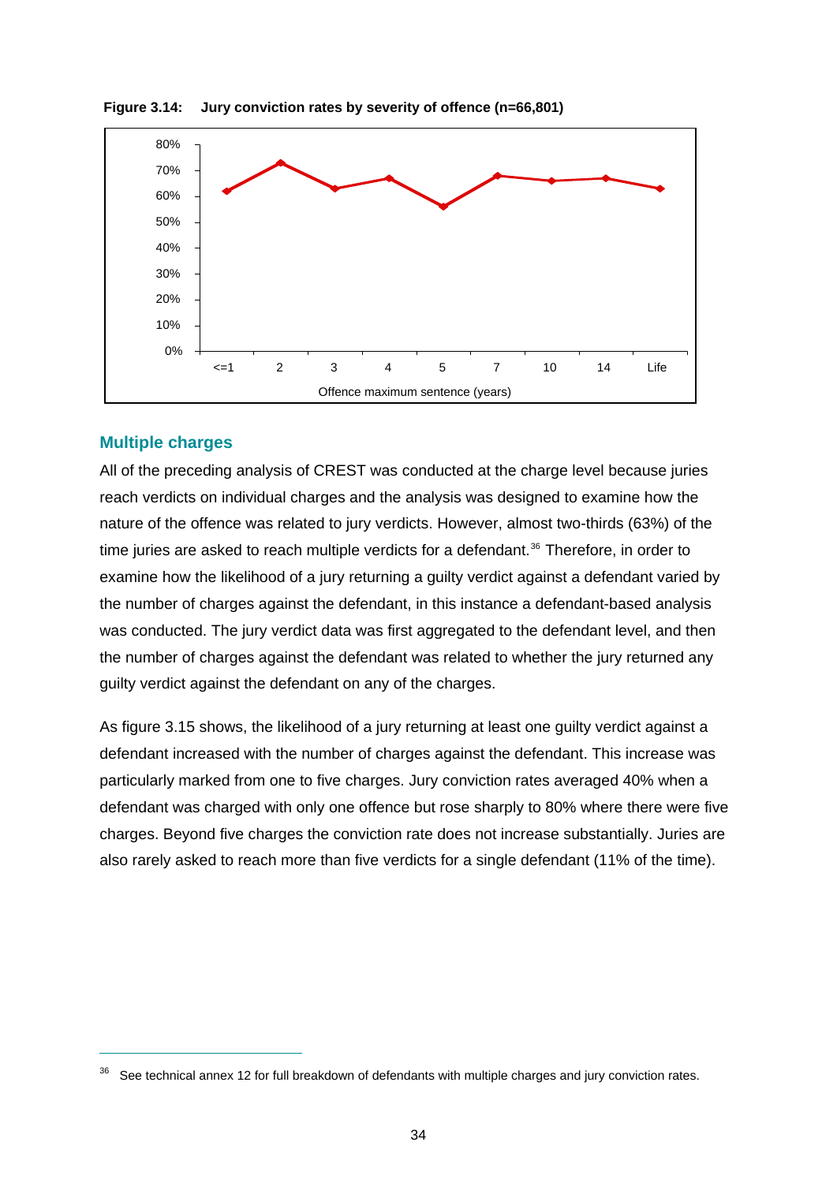**Figure 3.14: Jury conviction rates by severity of offence (n=66,801)**

## Multiple charges

All of the preceding analysis of CREST was conducted at the charge level because juries reach verdicts on individual charges and the analysis was designed to examine how the nature of the offence was related to jury verdicts. However, almost two-thirds (63%) of the time juries are asked to reach multiple verdicts for a defendant.[36] Therefore, in order to examine how the likelihood of a jury returning a guilty verdict against a defendant varied by the number of charges against the defendant, in this instance a defendant-based analysis was conducted. The jury verdict data was first aggregated to the defendant level, and then the number of charges against the defendant was related to whether the jury returned any guilty verdict against the defendant on any of the charges.

As figure 3.15 shows, the likelihood of a jury returning at least one guilty verdict against a defendant increased with the number of charges against the defendant. This increase was particularly marked from one to five charges. Jury conviction rates averaged 40% when a defendant was charged with only one offence but rose sharply to 80% where there were five charges. Beyond five charges the conviction rate does not increase substantially. Juries are also rarely asked to reach more than five verdicts for a single defendant (11% of the time).

[36] See technical annex 12 for full breakdown of defendants with multiple charges and jury conviction rates.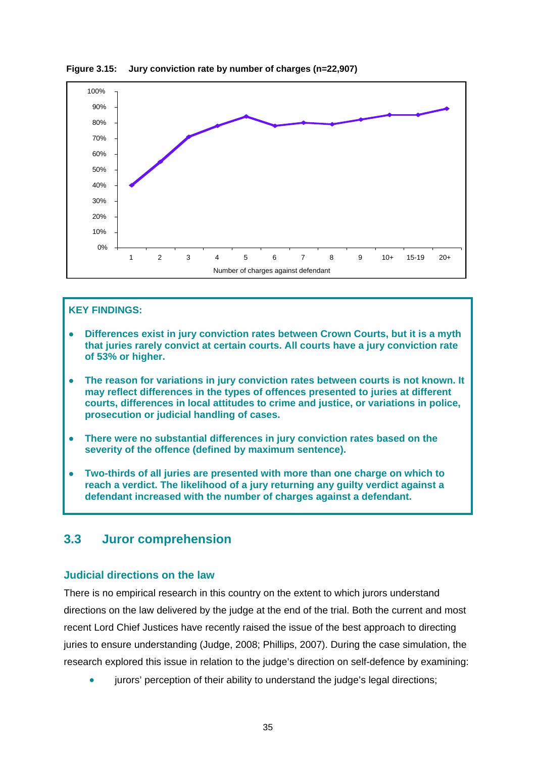**Figure 3.15: Jury conviction rate by number of charges (n=22,907)**

**KEY FINDINGS:**

- **Differences exist in jury conviction rates between Crown Courts, but it is a myth that juries rarely convict at certain courts. All courts have a jury conviction rate of 53% or higher.**
- **The reason for variations in jury conviction rates between courts is not known. It may reflect differences in the types of offences presented to juries at different courts, differences in local attitudes to crime and justice, or variations in police, prosecution or judicial handling of cases.**
- **There were no substantial differences in jury conviction rates based on the severity of the offence (defined by maximum sentence).**
- **Two-thirds of all juries are presented with more than one charge on which to reach a verdict. The likelihood of a jury returning any guilty verdict against a defendant increased with the number of charges against a defendant.**

## 3.3 Juror comprehension

### Judicial directions on the law

There is no empirical research in this country on the extent to which jurors understand directions on the law delivered by the judge at the end of the trial. Both the current and most recent Lord Chief Justices have recently raised the issue of the best approach to directing juries to ensure understanding (Judge, 2008; Phillips, 2007). During the case simulation, the research explored this issue in relation to the judge's direction on self-defence by examining:

- jurors' perception of their ability to understand the judge's legal directions;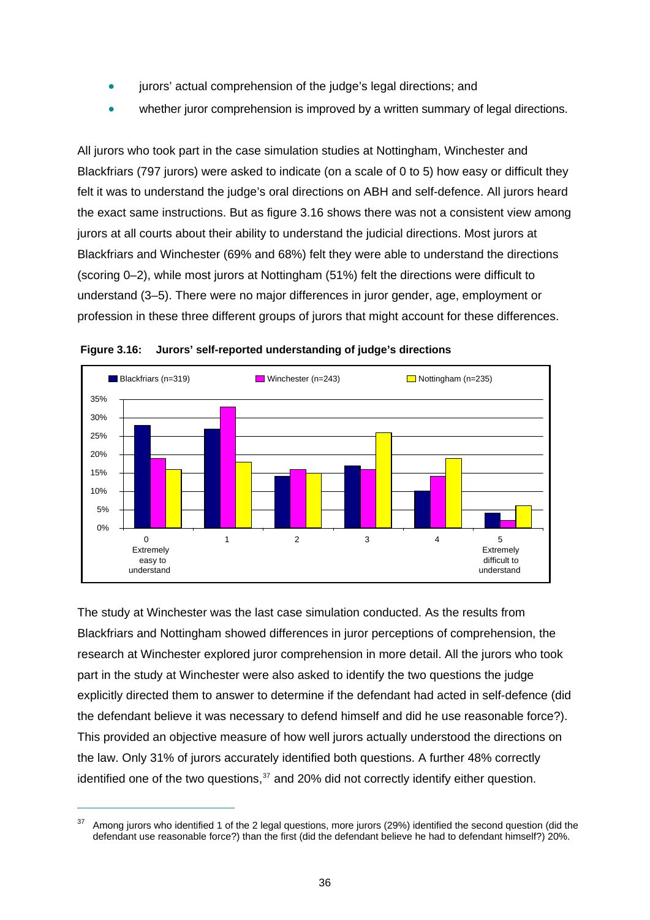- jurors' actual comprehension of the judge's legal directions; and
- whether juror comprehension is improved by a written summary of legal directions.

All jurors who took part in the case simulation studies at Nottingham, Winchester and Blackfriars (797 jurors) were asked to indicate (on a scale of 0 to 5) how easy or difficult they felt it was to understand the judge's oral directions on ABH and self-defence. All jurors heard the exact same instructions. But as figure 3.16 shows there was not a consistent view among jurors at all courts about their ability to understand the judicial directions. Most jurors at Blackfriars and Winchester (69% and 68%) felt they were able to understand the directions (scoring 0–2), while most jurors at Nottingham (51%) felt the directions were difficult to understand (3–5). There were no major differences in juror gender, age, employment or profession in these three different groups of jurors that might account for these differences.

**Figure 3.16: Jurors' self-reported understanding of judge's directions**

The study at Winchester was the last case simulation conducted. As the results from Blackfriars and Nottingham showed differences in juror perceptions of comprehension, the research at Winchester explored juror comprehension in more detail. All the jurors who took part in the study at Winchester were also asked to identify the two questions the judge explicitly directed them to answer to determine if the defendant had acted in self-defence (did the defendant believe it was necessary to defend himself and did he use reasonable force?). This provided an objective measure of how well jurors actually understood the directions on the law. Only 31% of jurors accurately identified both questions. A further 48% correctly identified one of the two questions,[37] and 20% did not correctly identify either question.

---

[37] Among jurors who identified 1 of the 2 legal questions, more jurors (29%) identified the second question (did the defendant use reasonable force?) than the first (did the defendant believe he had to defendant himself?) 20%.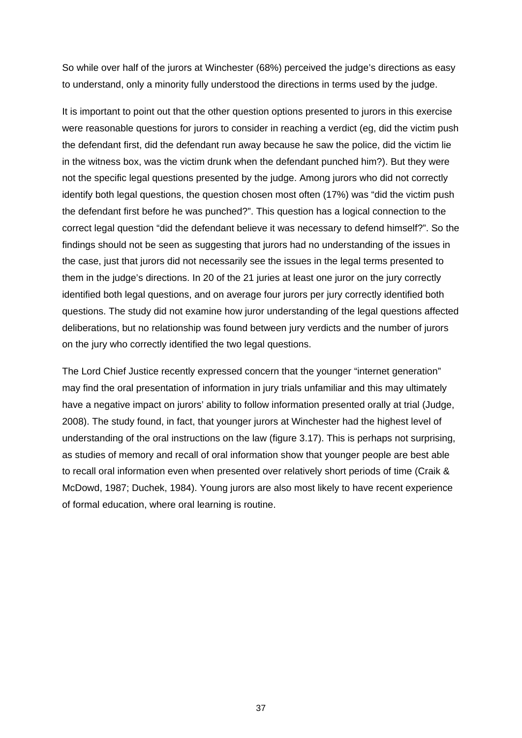So while over half of the jurors at Winchester (68%) perceived the judge's directions as easy to understand, only a minority fully understood the directions in terms used by the judge.

It is important to point out that the other question options presented to jurors in this exercise were reasonable questions for jurors to consider in reaching a verdict (eg, did the victim push the defendant first, did the defendant run away because he saw the police, did the victim lie in the witness box, was the victim drunk when the defendant punched him?). But they were not the specific legal questions presented by the judge. Among jurors who did not correctly identify both legal questions, the question chosen most often (17%) was "did the victim push the defendant first before he was punched?". This question has a logical connection to the correct legal question "did the defendant believe it was necessary to defend himself?". So the findings should not be seen as suggesting that jurors had no understanding of the issues in the case, just that jurors did not necessarily see the issues in the legal terms presented to them in the judge's directions. In 20 of the 21 juries at least one juror on the jury correctly identified both legal questions, and on average four jurors per jury correctly identified both questions. The study did not examine how juror understanding of the legal questions affected deliberations, but no relationship was found between jury verdicts and the number of jurors on the jury who correctly identified the two legal questions.

The Lord Chief Justice recently expressed concern that the younger "internet generation" may find the oral presentation of information in jury trials unfamiliar and this may ultimately have a negative impact on jurors' ability to follow information presented orally at trial (Judge, 2008). The study found, in fact, that younger jurors at Winchester had the highest level of understanding of the oral instructions on the law (figure 3.17). This is perhaps not surprising, as studies of memory and recall of oral information show that younger people are best able to recall oral information even when presented over relatively short periods of time (Craik & McDowd, 1987; Duchek, 1984). Young jurors are also most likely to have recent experience of formal education, where oral learning is routine.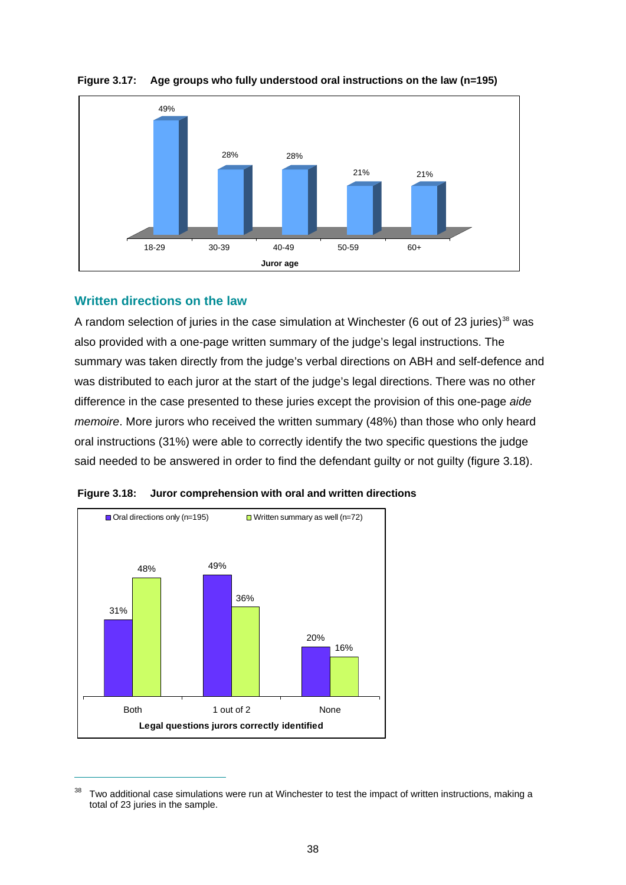**Figure 3.17: Age groups who fully understood oral instructions on the law (n=195)**

| Juror age | % |
|---|---|
| 18-29 | 49% |
| 30-39 | 28% |
| 40-49 | 28% |
| 50-59 | 21% |
| 60+ | 21% |

## Written directions on the law

A random selection of juries in the case simulation at Winchester (6 out of 23 juries)[38] was also provided with a one-page written summary of the judge's legal instructions. The summary was taken directly from the judge's verbal directions on ABH and self-defence and was distributed to each juror at the start of the judge's legal directions. There was no other difference in the case presented to these juries except the provision of this one-page *aide memoire*. More jurors who received the written summary (48%) than those who only heard oral instructions (31%) were able to correctly identify the two specific questions the judge said needed to be answered in order to find the defendant guilty or not guilty (figure 3.18).

**Figure 3.18: Juror comprehension with oral and written directions**

| Legal questions jurors correctly identified | Oral directions only (n=195) | Written summary as well (n=72) |
|---|---|---|
| Both | 31% | 48% |
| 1 out of 2 | 49% | 36% |
| None | 20% | 16% |

---

[38] Two additional case simulations were run at Winchester to test the impact of written instructions, making a total of 23 juries in the sample.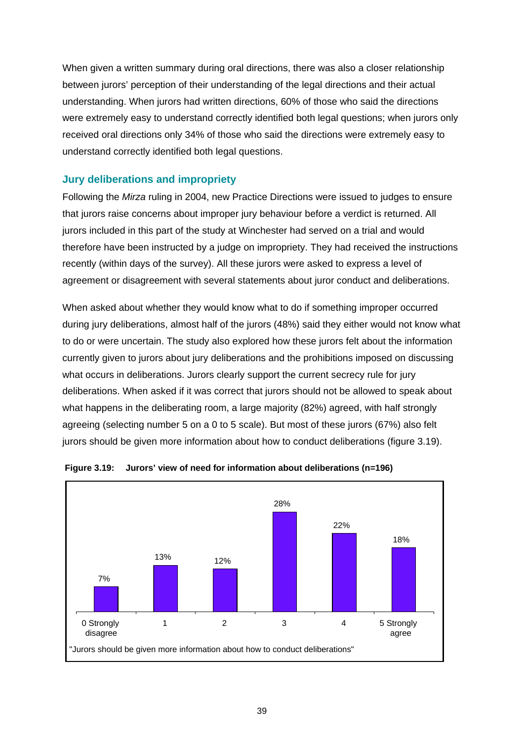When given a written summary during oral directions, there was also a closer relationship between jurors' perception of their understanding of the legal directions and their actual understanding. When jurors had written directions, 60% of those who said the directions were extremely easy to understand correctly identified both legal questions; when jurors only received oral directions only 34% of those who said the directions were extremely easy to understand correctly identified both legal questions.

### Jury deliberations and impropriety

Following the *Mirza* ruling in 2004, new Practice Directions were issued to judges to ensure that jurors raise concerns about improper jury behaviour before a verdict is returned. All jurors included in this part of the study at Winchester had served on a trial and would therefore have been instructed by a judge on impropriety. They had received the instructions recently (within days of the survey). All these jurors were asked to express a level of agreement or disagreement with several statements about juror conduct and deliberations.

When asked about whether they would know what to do if something improper occurred during jury deliberations, almost half of the jurors (48%) said they either would not know what to do or were uncertain. The study also explored how these jurors felt about the information currently given to jurors about jury deliberations and the prohibitions imposed on discussing what occurs in deliberations. Jurors clearly support the current secrecy rule for jury deliberations. When asked if it was correct that jurors should not be allowed to speak about what happens in the deliberating room, a large majority (82%) agreed, with half strongly agreeing (selecting number 5 on a 0 to 5 scale). But most of these jurors (67%) also felt jurors should be given more information about how to conduct deliberations (figure 3.19).

**Figure 3.19: Jurors' view of need for information about deliberations (n=196)**

| "Jurors should be given more information about how to conduct deliberations" | % |
|---|---|
| 0 Strongly disagree | 7% |
| 1 | 13% |
| 2 | 12% |
| 3 | 28% |
| 4 | 22% |
| 5 Strongly agree | 18% |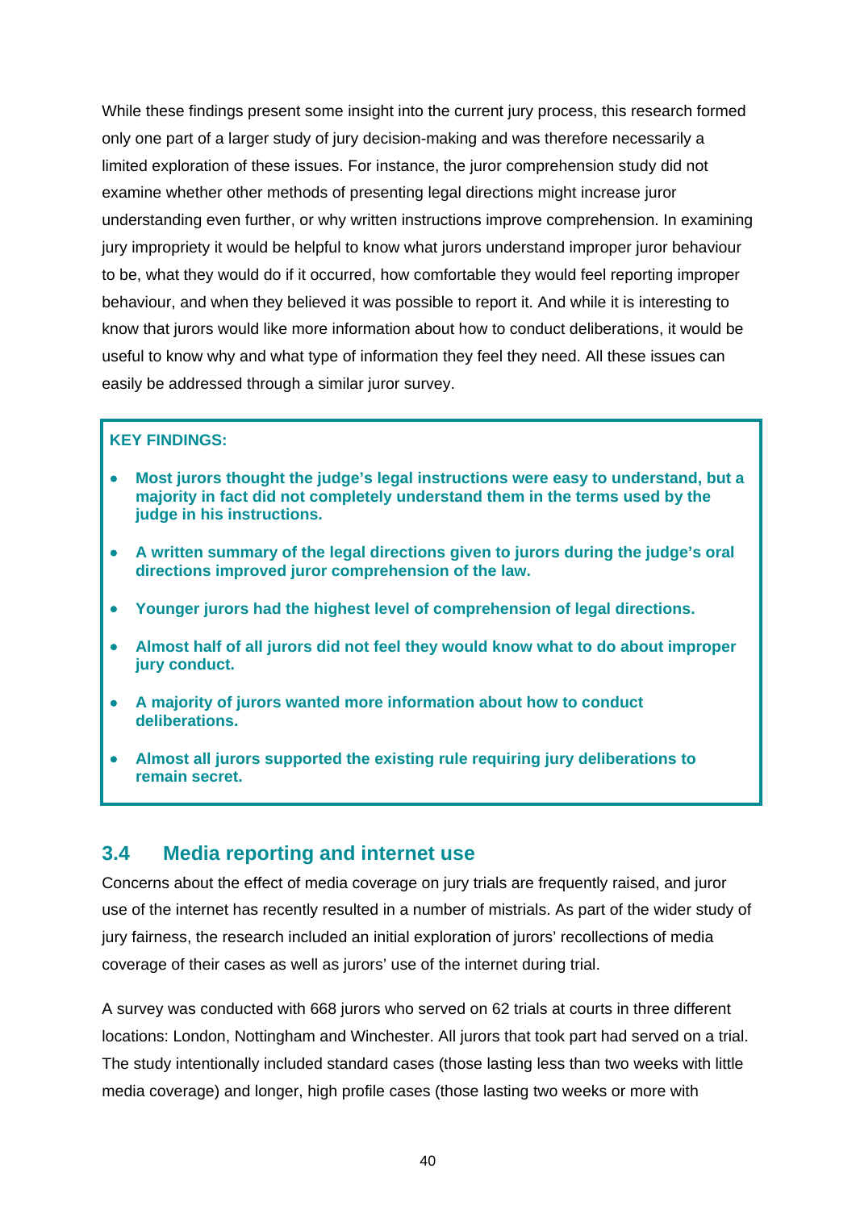While these findings present some insight into the current jury process, this research formed only one part of a larger study of jury decision-making and was therefore necessarily a limited exploration of these issues. For instance, the juror comprehension study did not examine whether other methods of presenting legal directions might increase juror understanding even further, or why written instructions improve comprehension. In examining jury impropriety it would be helpful to know what jurors understand improper juror behaviour to be, what they would do if it occurred, how comfortable they would feel reporting improper behaviour, and when they believed it was possible to report it. And while it is interesting to know that jurors would like more information about how to conduct deliberations, it would be useful to know why and what type of information they feel they need. All these issues can easily be addressed through a similar juror survey.

**KEY FINDINGS:**

- **Most jurors thought the judge's legal instructions were easy to understand, but a majority in fact did not completely understand them in the terms used by the judge in his instructions.**
- **A written summary of the legal directions given to jurors during the judge's oral directions improved juror comprehension of the law.**
- **Younger jurors had the highest level of comprehension of legal directions.**
- **Almost half of all jurors did not feel they would know what to do about improper jury conduct.**
- **A majority of jurors wanted more information about how to conduct deliberations.**
- **Almost all jurors supported the existing rule requiring jury deliberations to remain secret.**

## 3.4 Media reporting and internet use

Concerns about the effect of media coverage on jury trials are frequently raised, and juror use of the internet has recently resulted in a number of mistrials. As part of the wider study of jury fairness, the research included an initial exploration of jurors' recollections of media coverage of their cases as well as jurors' use of the internet during trial.

A survey was conducted with 668 jurors who served on 62 trials at courts in three different locations: London, Nottingham and Winchester. All jurors that took part had served on a trial. The study intentionally included standard cases (those lasting less than two weeks with little media coverage) and longer, high profile cases (those lasting two weeks or more with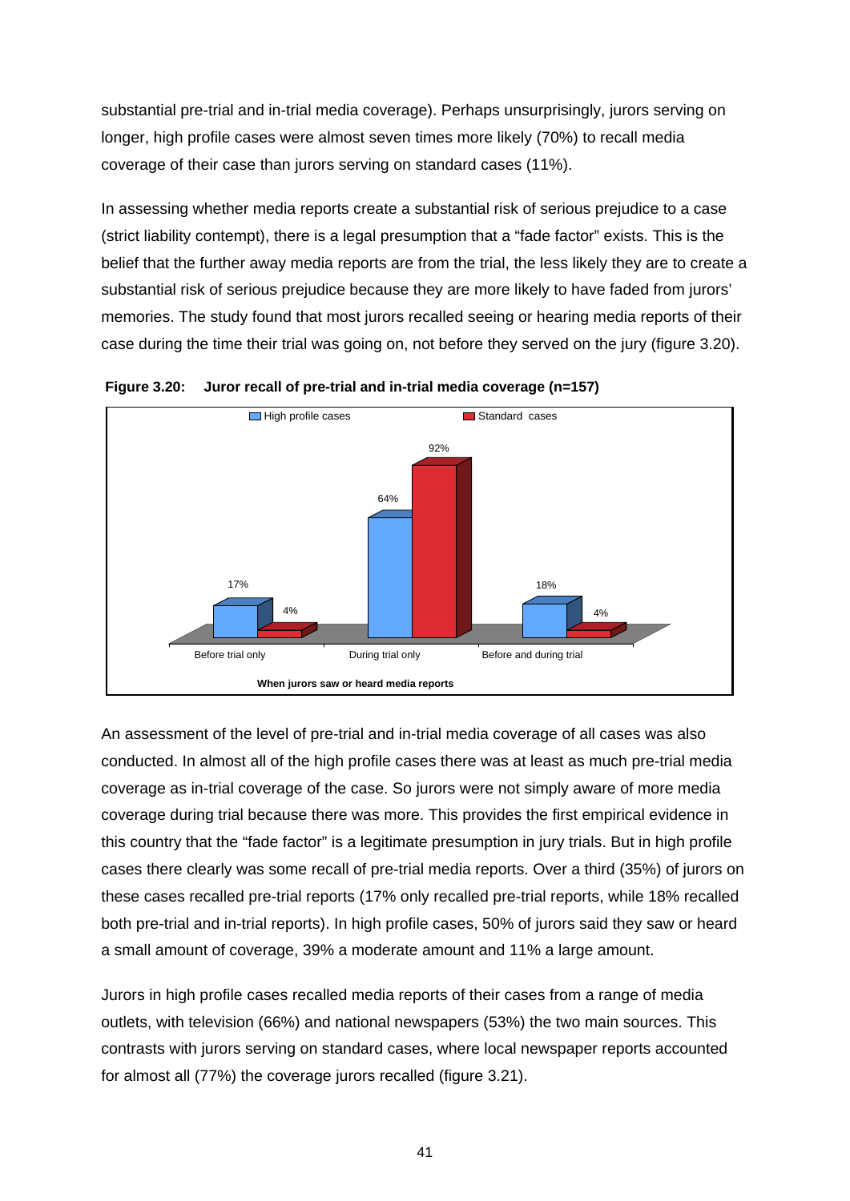substantial pre-trial and in-trial media coverage). Perhaps unsurprisingly, jurors serving on longer, high profile cases were almost seven times more likely (70%) to recall media coverage of their case than jurors serving on standard cases (11%).

In assessing whether media reports create a substantial risk of serious prejudice to a case (strict liability contempt), there is a legal presumption that a "fade factor" exists. This is the belief that the further away media reports are from the trial, the less likely they are to create a substantial risk of serious prejudice because they are more likely to have faded from jurors' memories. The study found that most jurors recalled seeing or hearing media reports of their case during the time their trial was going on, not before they served on the jury (figure 3.20).

**Figure 3.20: Juror recall of pre-trial and in-trial media coverage (n=157)**

| When jurors saw or heard media reports | High profile cases | Standard cases |
|---|---|---|
| Before trial only | 17% | 4% |
| During trial only | 64% | 92% |
| Before and during trial | 18% | 4% |

An assessment of the level of pre-trial and in-trial media coverage of all cases was also conducted. In almost all of the high profile cases there was at least as much pre-trial media coverage as in-trial coverage of the case. So jurors were not simply aware of more media coverage during trial because there was more. This provides the first empirical evidence in this country that the "fade factor" is a legitimate presumption in jury trials. But in high profile cases there clearly was some recall of pre-trial media reports. Over a third (35%) of jurors on these cases recalled pre-trial reports (17% only recalled pre-trial reports, while 18% recalled both pre-trial and in-trial reports). In high profile cases, 50% of jurors said they saw or heard a small amount of coverage, 39% a moderate amount and 11% a large amount.

Jurors in high profile cases recalled media reports of their cases from a range of media outlets, with television (66%) and national newspapers (53%) the two main sources. This contrasts with jurors serving on standard cases, where local newspaper reports accounted for almost all (77%) the coverage jurors recalled (figure 3.21).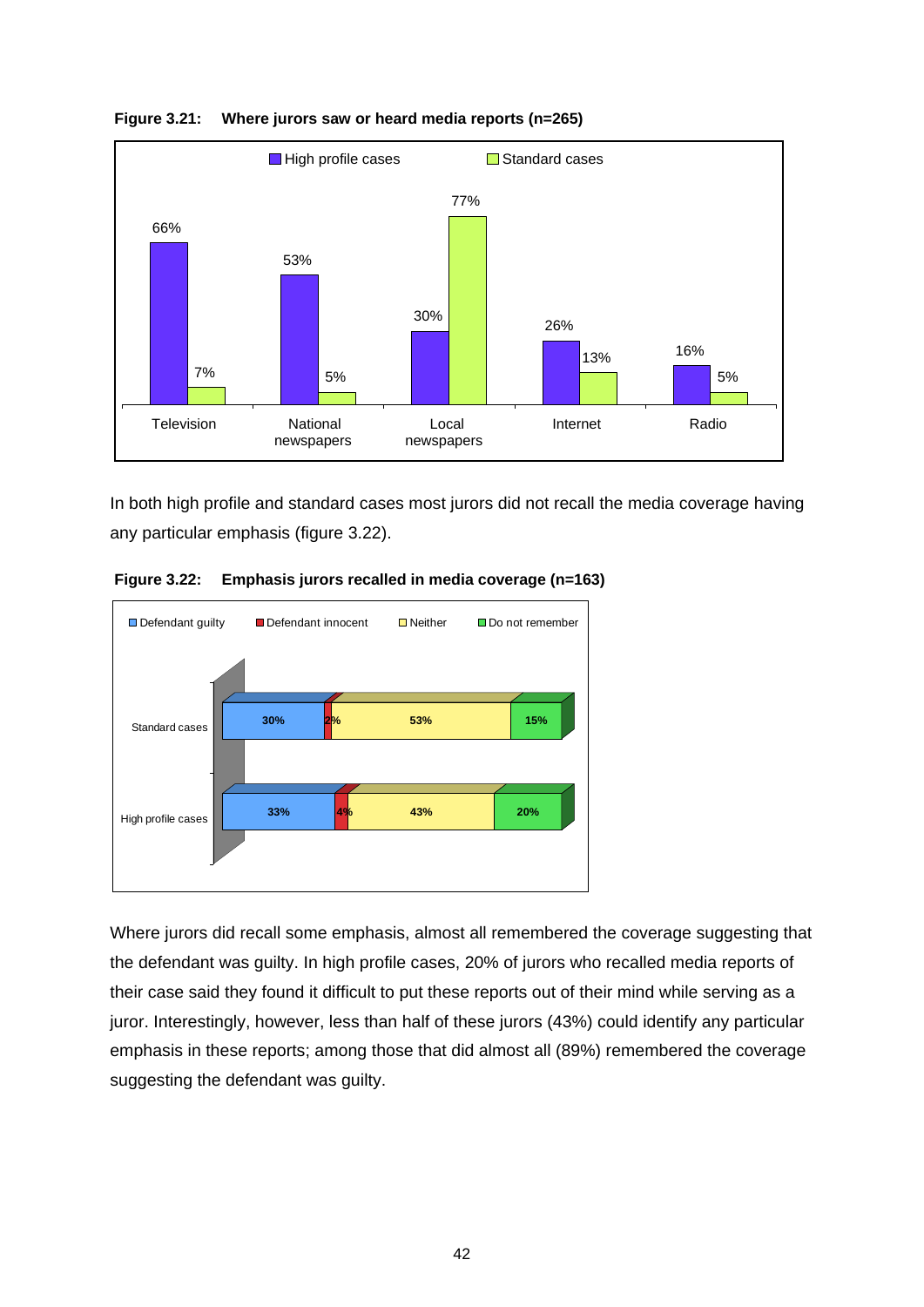**Figure 3.21: Where jurors saw or heard media reports (n=265)**

| | High profile cases | Standard cases |
|---|---|---|
| Television | 66% | 7% |
| National newspapers | 53% | 5% |
| Local newspapers | 30% | 77% |
| Internet | 26% | 13% |
| Radio | 16% | 5% |

In both high profile and standard cases most jurors did not recall the media coverage having any particular emphasis (figure 3.22).

**Figure 3.22: Emphasis jurors recalled in media coverage (n=163)**

| | Defendant guilty | Defendant innocent | Neither | Do not remember |
|---|---|---|---|---|
| Standard cases | 30% | 2% | 53% | 15% |
| High profile cases | 33% | 4% | 43% | 20% |

Where jurors did recall some emphasis, almost all remembered the coverage suggesting that the defendant was guilty. In high profile cases, 20% of jurors who recalled media reports of their case said they found it difficult to put these reports out of their mind while serving as a juror. Interestingly, however, less than half of these jurors (43%) could identify any particular emphasis in these reports; among those that did almost all (89%) remembered the coverage suggesting the defendant was guilty.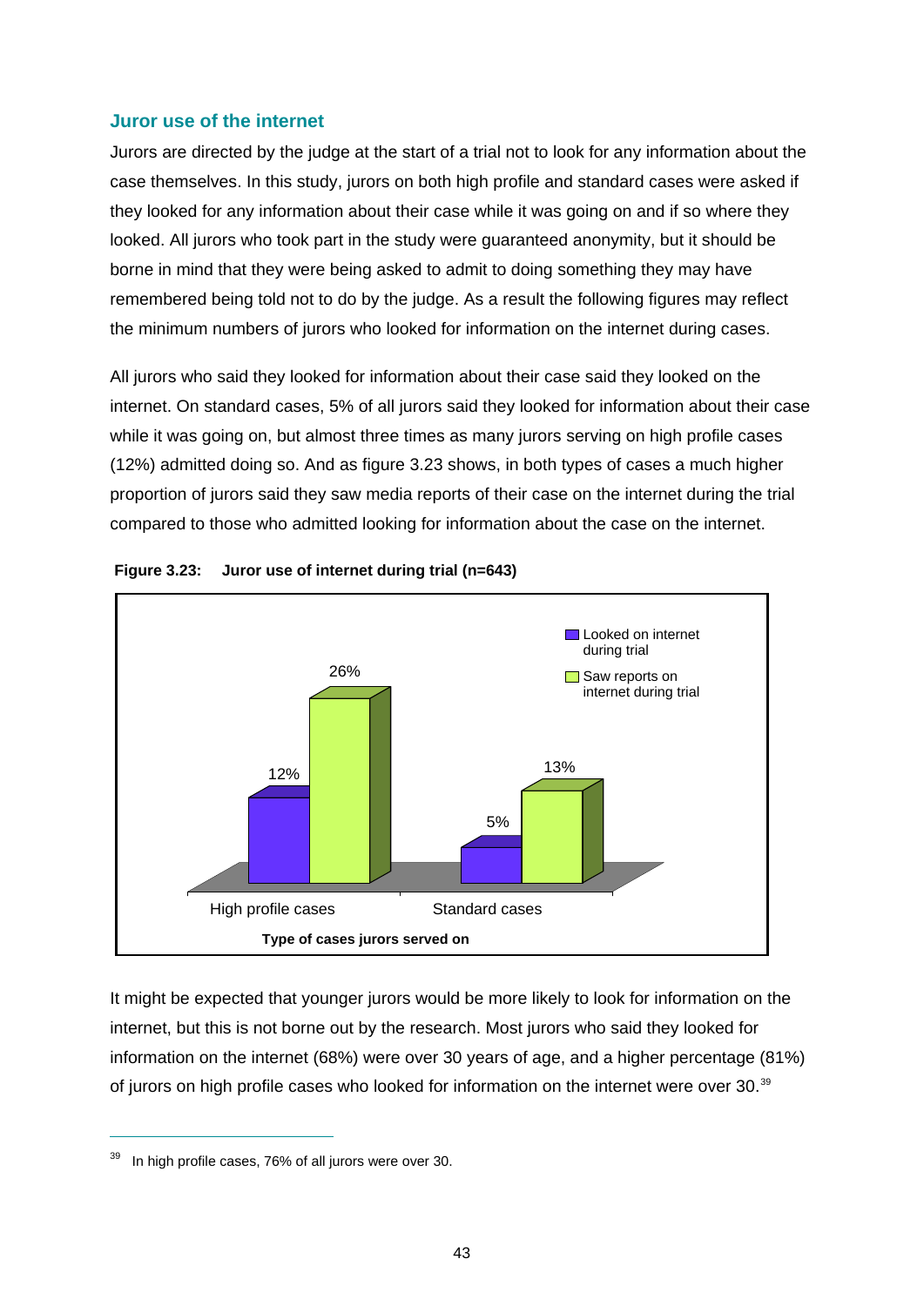### Juror use of the internet

Jurors are directed by the judge at the start of a trial not to look for any information about the case themselves. In this study, jurors on both high profile and standard cases were asked if they looked for any information about their case while it was going on and if so where they looked. All jurors who took part in the study were guaranteed anonymity, but it should be borne in mind that they were being asked to admit to doing something they may have remembered being told not to do by the judge. As a result the following figures may reflect the minimum numbers of jurors who looked for information on the internet during cases.

All jurors who said they looked for information about their case said they looked on the internet. On standard cases, 5% of all jurors said they looked for information about their case while it was going on, but almost three times as many jurors serving on high profile cases (12%) admitted doing so. And as figure 3.23 shows, in both types of cases a much higher proportion of jurors said they saw media reports of their case on the internet during the trial compared to those who admitted looking for information about the case on the internet.

**Figure 3.23: Juror use of internet during trial (n=643)**

| Type of cases jurors served on | Looked on internet during trial | Saw reports on internet during trial |
|---|---|---|
| High profile cases | 12% | 26% |
| Standard cases | 5% | 13% |

It might be expected that younger jurors would be more likely to look for information on the internet, but this is not borne out by the research. Most jurors who said they looked for information on the internet (68%) were over 30 years of age, and a higher percentage (81%) of jurors on high profile cases who looked for information on the internet were over 30.[39]

---

[39] In high profile cases, 76% of all jurors were over 30.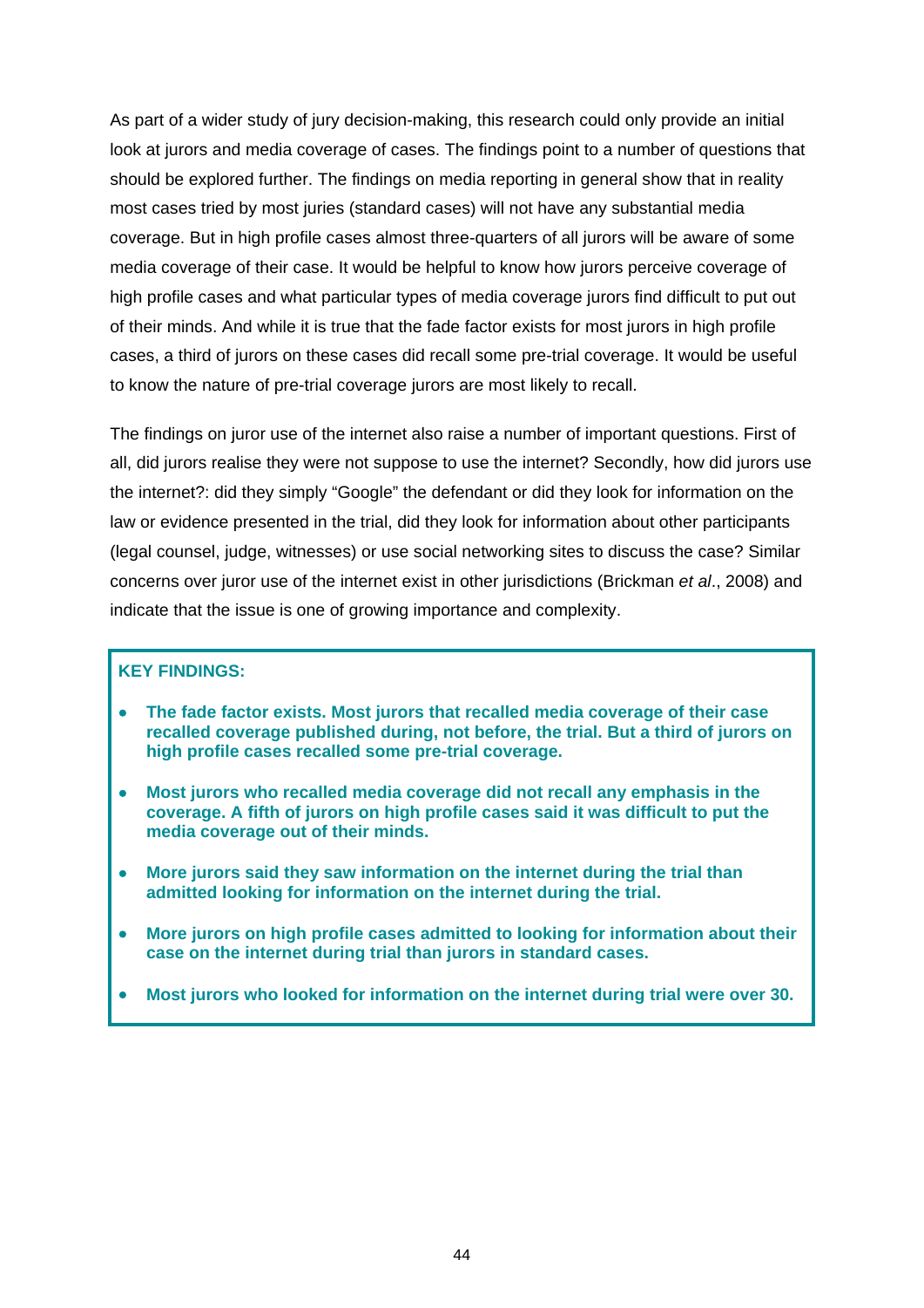As part of a wider study of jury decision-making, this research could only provide an initial look at jurors and media coverage of cases. The findings point to a number of questions that should be explored further. The findings on media reporting in general show that in reality most cases tried by most juries (standard cases) will not have any substantial media coverage. But in high profile cases almost three-quarters of all jurors will be aware of some media coverage of their case. It would be helpful to know how jurors perceive coverage of high profile cases and what particular types of media coverage jurors find difficult to put out of their minds. And while it is true that the fade factor exists for most jurors in high profile cases, a third of jurors on these cases did recall some pre-trial coverage. It would be useful to know the nature of pre-trial coverage jurors are most likely to recall.

The findings on juror use of the internet also raise a number of important questions. First of all, did jurors realise they were not suppose to use the internet? Secondly, how did jurors use the internet?: did they simply “Google” the defendant or did they look for information on the law or evidence presented in the trial, did they look for information about other participants (legal counsel, judge, witnesses) or use social networking sites to discuss the case? Similar concerns over juror use of the internet exist in other jurisdictions (Brickman *et al*., 2008) and indicate that the issue is one of growing importance and complexity.

**KEY FINDINGS:**

- **The fade factor exists. Most jurors that recalled media coverage of their case recalled coverage published during, not before, the trial. But a third of jurors on high profile cases recalled some pre-trial coverage.**
- **Most jurors who recalled media coverage did not recall any emphasis in the coverage. A fifth of jurors on high profile cases said it was difficult to put the media coverage out of their minds.**
- **More jurors said they saw information on the internet during the trial than admitted looking for information on the internet during the trial.**
- **More jurors on high profile cases admitted to looking for information about their case on the internet during trial than jurors in standard cases.**
- **Most jurors who looked for information on the internet during trial were over 30.**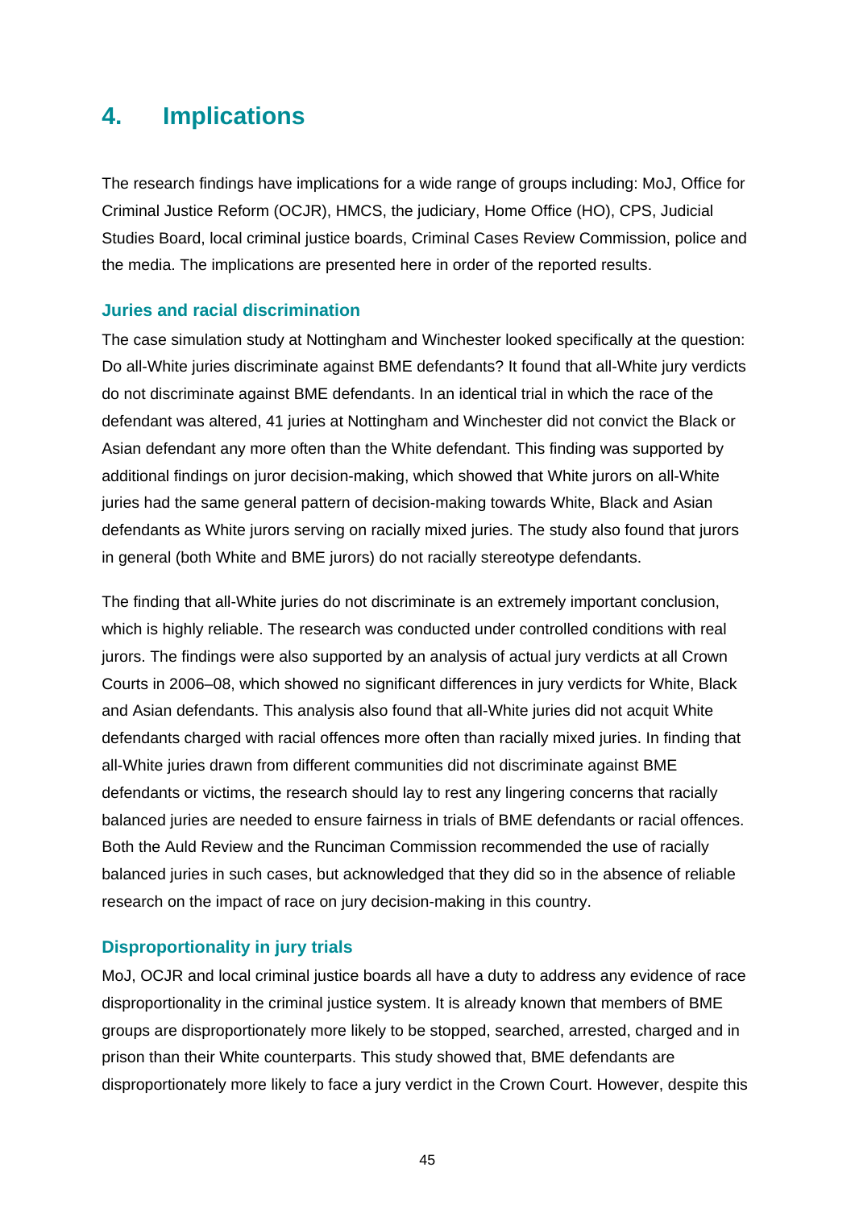# 4. Implications

The research findings have implications for a wide range of groups including: MoJ, Office for Criminal Justice Reform (OCJR), HMCS, the judiciary, Home Office (HO), CPS, Judicial Studies Board, local criminal justice boards, Criminal Cases Review Commission, police and the media. The implications are presented here in order of the reported results.

### Juries and racial discrimination

The case simulation study at Nottingham and Winchester looked specifically at the question: Do all-White juries discriminate against BME defendants? It found that all-White jury verdicts do not discriminate against BME defendants. In an identical trial in which the race of the defendant was altered, 41 juries at Nottingham and Winchester did not convict the Black or Asian defendant any more often than the White defendant. This finding was supported by additional findings on juror decision-making, which showed that White jurors on all-White juries had the same general pattern of decision-making towards White, Black and Asian defendants as White jurors serving on racially mixed juries. The study also found that jurors in general (both White and BME jurors) do not racially stereotype defendants.

The finding that all-White juries do not discriminate is an extremely important conclusion, which is highly reliable. The research was conducted under controlled conditions with real jurors. The findings were also supported by an analysis of actual jury verdicts at all Crown Courts in 2006–08, which showed no significant differences in jury verdicts for White, Black and Asian defendants. This analysis also found that all-White juries did not acquit White defendants charged with racial offences more often than racially mixed juries. In finding that all-White juries drawn from different communities did not discriminate against BME defendants or victims, the research should lay to rest any lingering concerns that racially balanced juries are needed to ensure fairness in trials of BME defendants or racial offences. Both the Auld Review and the Runciman Commission recommended the use of racially balanced juries in such cases, but acknowledged that they did so in the absence of reliable research on the impact of race on jury decision-making in this country.

### Disproportionality in jury trials

MoJ, OCJR and local criminal justice boards all have a duty to address any evidence of race disproportionality in the criminal justice system. It is already known that members of BME groups are disproportionately more likely to be stopped, searched, arrested, charged and in prison than their White counterparts. This study showed that, BME defendants are disproportionately more likely to face a jury verdict in the Crown Court. However, despite this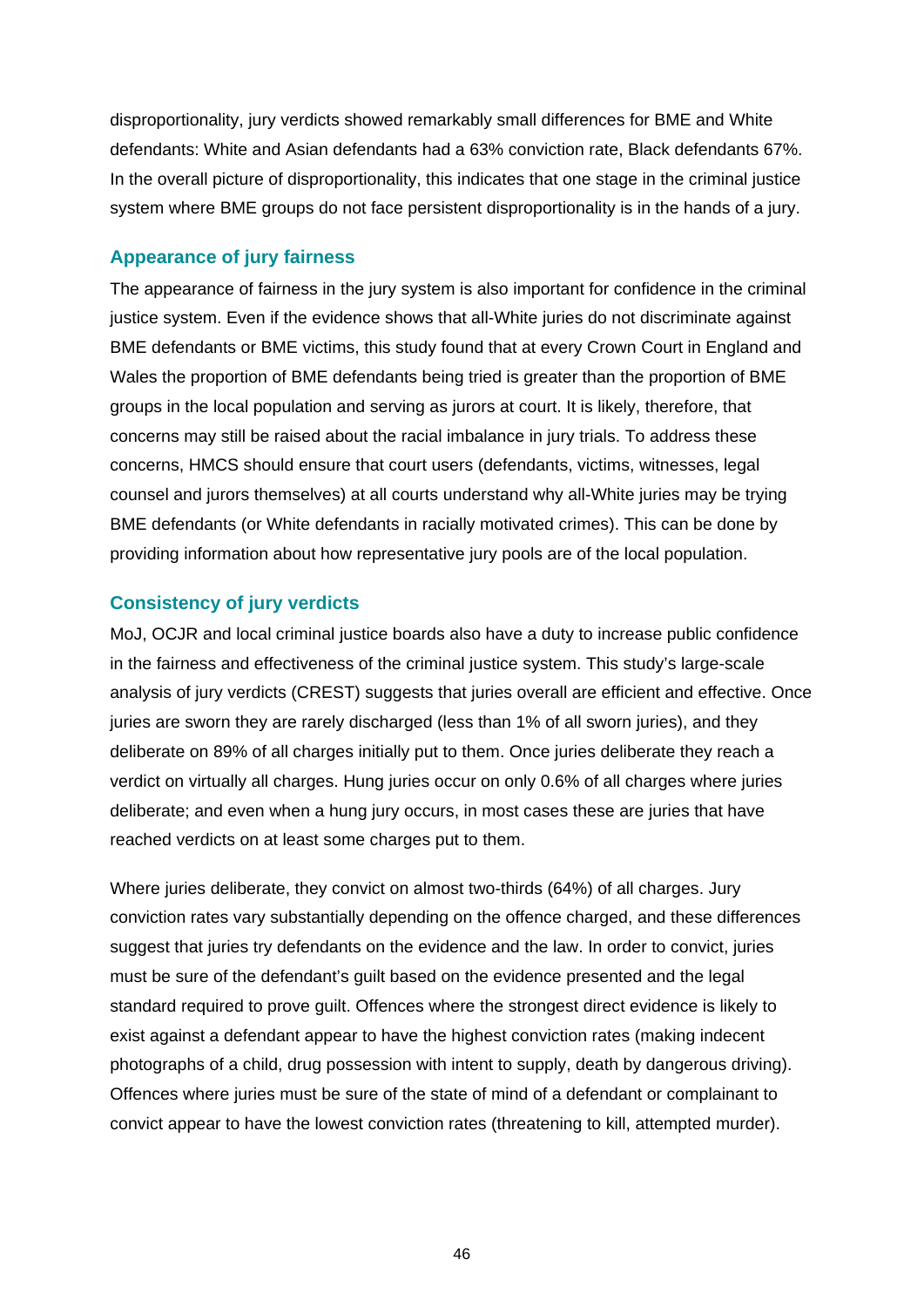disproportionality, jury verdicts showed remarkably small differences for BME and White defendants: White and Asian defendants had a 63% conviction rate, Black defendants 67%. In the overall picture of disproportionality, this indicates that one stage in the criminal justice system where BME groups do not face persistent disproportionality is in the hands of a jury.

### Appearance of jury fairness

The appearance of fairness in the jury system is also important for confidence in the criminal justice system. Even if the evidence shows that all-White juries do not discriminate against BME defendants or BME victims, this study found that at every Crown Court in England and Wales the proportion of BME defendants being tried is greater than the proportion of BME groups in the local population and serving as jurors at court. It is likely, therefore, that concerns may still be raised about the racial imbalance in jury trials. To address these concerns, HMCS should ensure that court users (defendants, victims, witnesses, legal counsel and jurors themselves) at all courts understand why all-White juries may be trying BME defendants (or White defendants in racially motivated crimes). This can be done by providing information about how representative jury pools are of the local population.

### Consistency of jury verdicts

MoJ, OCJR and local criminal justice boards also have a duty to increase public confidence in the fairness and effectiveness of the criminal justice system. This study's large-scale analysis of jury verdicts (CREST) suggests that juries overall are efficient and effective. Once juries are sworn they are rarely discharged (less than 1% of all sworn juries), and they deliberate on 89% of all charges initially put to them. Once juries deliberate they reach a verdict on virtually all charges. Hung juries occur on only 0.6% of all charges where juries deliberate; and even when a hung jury occurs, in most cases these are juries that have reached verdicts on at least some charges put to them.

Where juries deliberate, they convict on almost two-thirds (64%) of all charges. Jury conviction rates vary substantially depending on the offence charged, and these differences suggest that juries try defendants on the evidence and the law. In order to convict, juries must be sure of the defendant's guilt based on the evidence presented and the legal standard required to prove guilt. Offences where the strongest direct evidence is likely to exist against a defendant appear to have the highest conviction rates (making indecent photographs of a child, drug possession with intent to supply, death by dangerous driving). Offences where juries must be sure of the state of mind of a defendant or complainant to convict appear to have the lowest conviction rates (threatening to kill, attempted murder).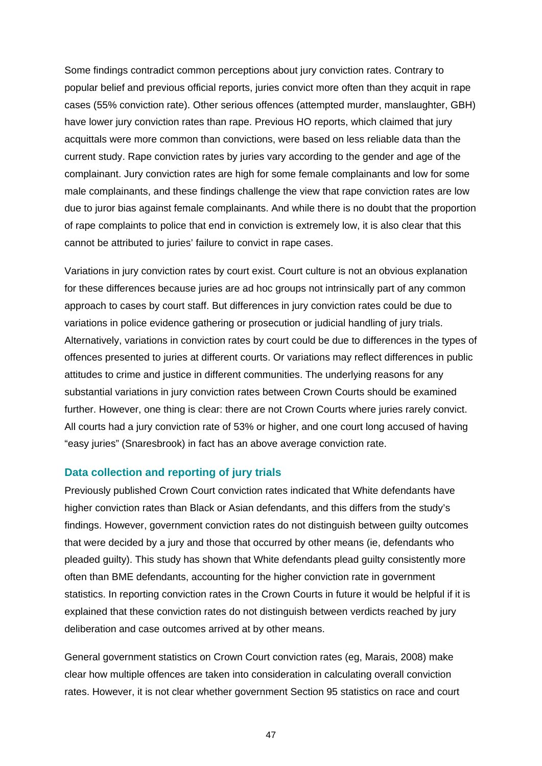Some findings contradict common perceptions about jury conviction rates. Contrary to popular belief and previous official reports, juries convict more often than they acquit in rape cases (55% conviction rate). Other serious offences (attempted murder, manslaughter, GBH) have lower jury conviction rates than rape. Previous HO reports, which claimed that jury acquittals were more common than convictions, were based on less reliable data than the current study. Rape conviction rates by juries vary according to the gender and age of the complainant. Jury conviction rates are high for some female complainants and low for some male complainants, and these findings challenge the view that rape conviction rates are low due to juror bias against female complainants. And while there is no doubt that the proportion of rape complaints to police that end in conviction is extremely low, it is also clear that this cannot be attributed to juries' failure to convict in rape cases.

Variations in jury conviction rates by court exist. Court culture is not an obvious explanation for these differences because juries are ad hoc groups not intrinsically part of any common approach to cases by court staff. But differences in jury conviction rates could be due to variations in police evidence gathering or prosecution or judicial handling of jury trials. Alternatively, variations in conviction rates by court could be due to differences in the types of offences presented to juries at different courts. Or variations may reflect differences in public attitudes to crime and justice in different communities. The underlying reasons for any substantial variations in jury conviction rates between Crown Courts should be examined further. However, one thing is clear: there are not Crown Courts where juries rarely convict. All courts had a jury conviction rate of 53% or higher, and one court long accused of having "easy juries" (Snaresbrook) in fact has an above average conviction rate.

### Data collection and reporting of jury trials

Previously published Crown Court conviction rates indicated that White defendants have higher conviction rates than Black or Asian defendants, and this differs from the study's findings. However, government conviction rates do not distinguish between guilty outcomes that were decided by a jury and those that occurred by other means (ie, defendants who pleaded guilty). This study has shown that White defendants plead guilty consistently more often than BME defendants, accounting for the higher conviction rate in government statistics. In reporting conviction rates in the Crown Courts in future it would be helpful if it is explained that these conviction rates do not distinguish between verdicts reached by jury deliberation and case outcomes arrived at by other means.

General government statistics on Crown Court conviction rates (eg, Marais, 2008) make clear how multiple offences are taken into consideration in calculating overall conviction rates. However, it is not clear whether government Section 95 statistics on race and court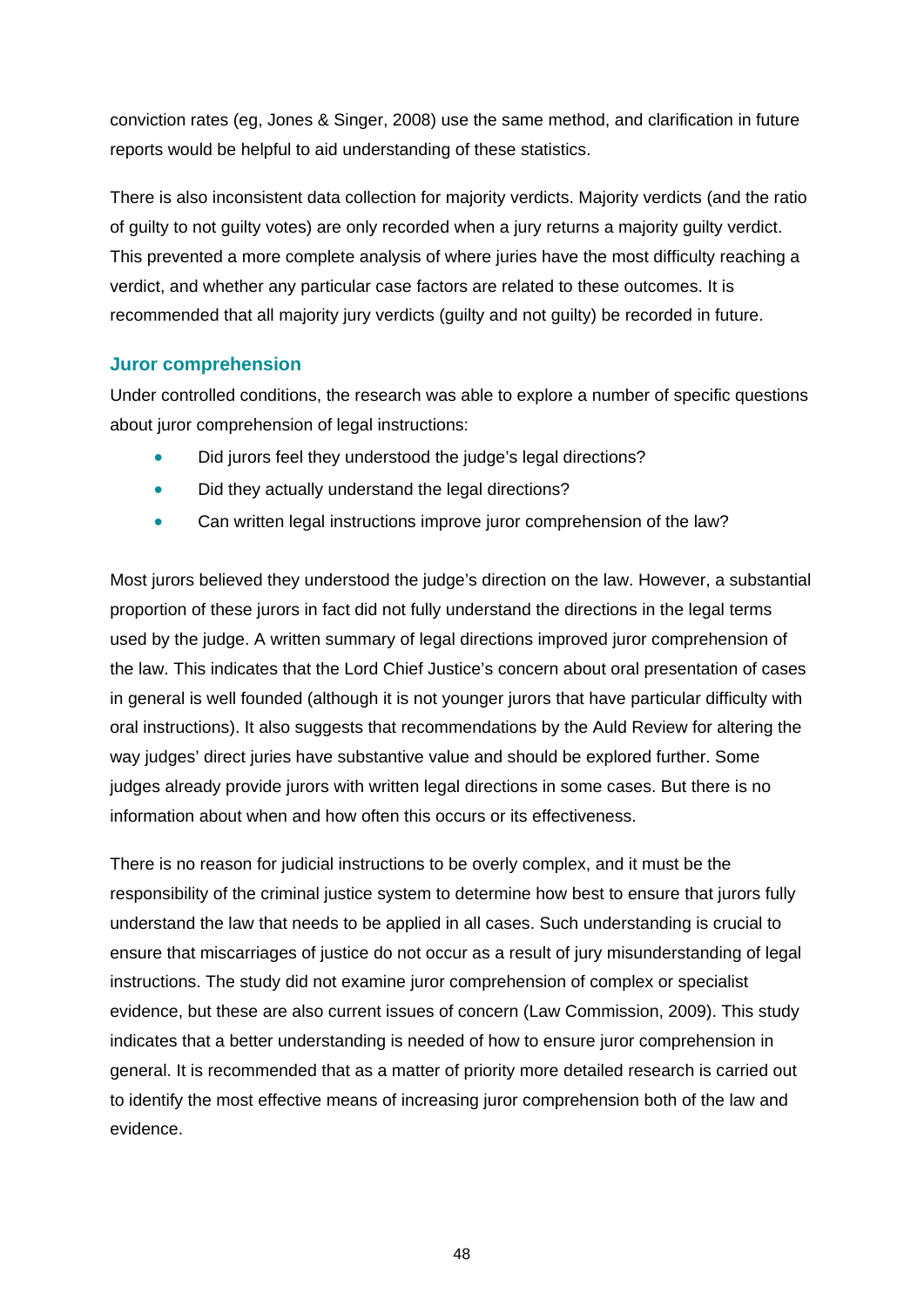conviction rates (eg, Jones & Singer, 2008) use the same method, and clarification in future reports would be helpful to aid understanding of these statistics.

There is also inconsistent data collection for majority verdicts. Majority verdicts (and the ratio of guilty to not guilty votes) are only recorded when a jury returns a majority guilty verdict. This prevented a more complete analysis of where juries have the most difficulty reaching a verdict, and whether any particular case factors are related to these outcomes. It is recommended that all majority jury verdicts (guilty and not guilty) be recorded in future.

### Juror comprehension

Under controlled conditions, the research was able to explore a number of specific questions about juror comprehension of legal instructions:

- Did jurors feel they understood the judge's legal directions?
- Did they actually understand the legal directions?
- Can written legal instructions improve juror comprehension of the law?

Most jurors believed they understood the judge's direction on the law. However, a substantial proportion of these jurors in fact did not fully understand the directions in the legal terms used by the judge. A written summary of legal directions improved juror comprehension of the law. This indicates that the Lord Chief Justice's concern about oral presentation of cases in general is well founded (although it is not younger jurors that have particular difficulty with oral instructions). It also suggests that recommendations by the Auld Review for altering the way judges' direct juries have substantive value and should be explored further. Some judges already provide jurors with written legal directions in some cases. But there is no information about when and how often this occurs or its effectiveness.

There is no reason for judicial instructions to be overly complex, and it must be the responsibility of the criminal justice system to determine how best to ensure that jurors fully understand the law that needs to be applied in all cases. Such understanding is crucial to ensure that miscarriages of justice do not occur as a result of jury misunderstanding of legal instructions. The study did not examine juror comprehension of complex or specialist evidence, but these are also current issues of concern (Law Commission, 2009). This study indicates that a better understanding is needed of how to ensure juror comprehension in general. It is recommended that as a matter of priority more detailed research is carried out to identify the most effective means of increasing juror comprehension both of the law and evidence.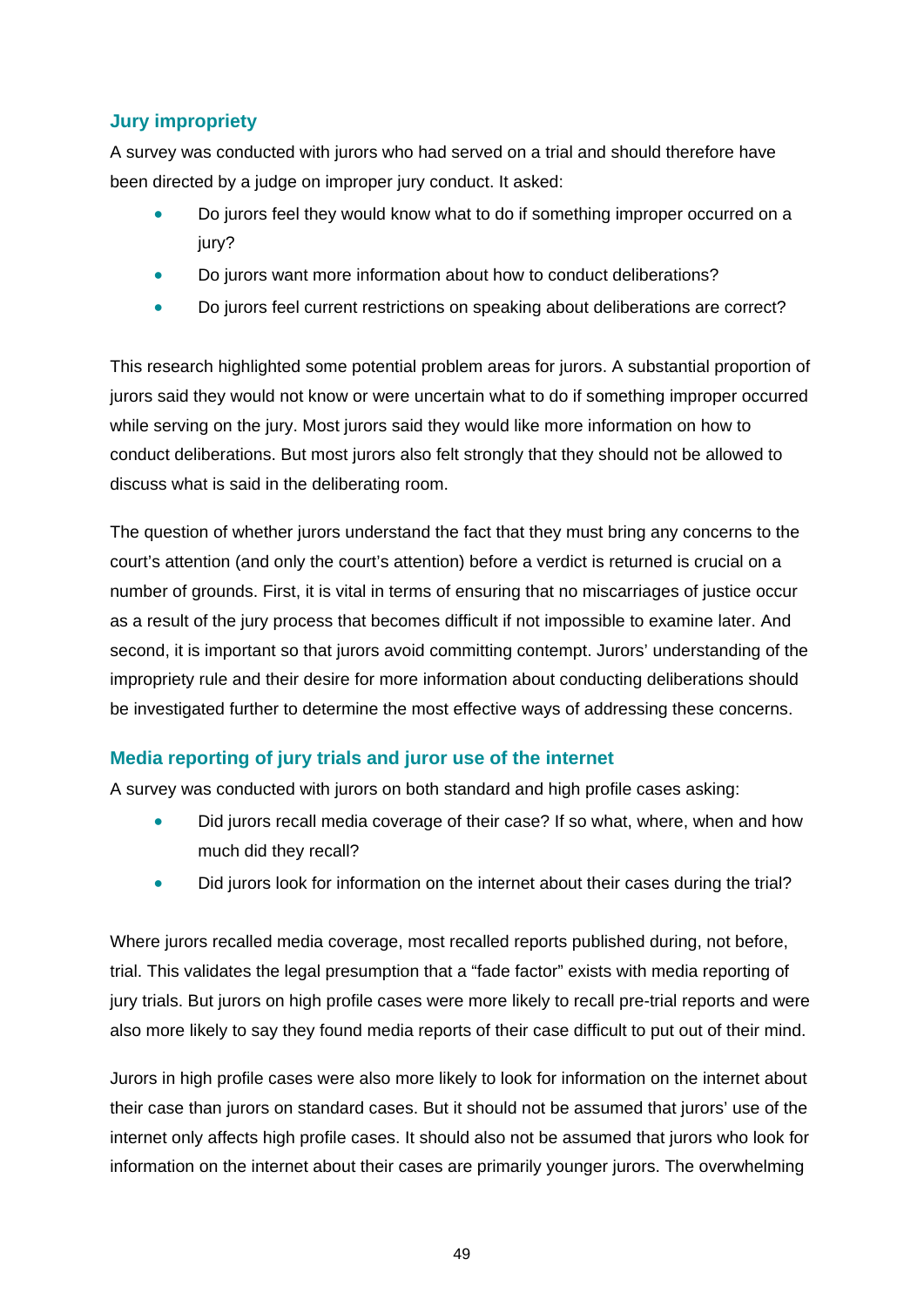### Jury impropriety

A survey was conducted with jurors who had served on a trial and should therefore have been directed by a judge on improper jury conduct. It asked:

- Do jurors feel they would know what to do if something improper occurred on a jury?
- Do jurors want more information about how to conduct deliberations?
- Do jurors feel current restrictions on speaking about deliberations are correct?

This research highlighted some potential problem areas for jurors. A substantial proportion of jurors said they would not know or were uncertain what to do if something improper occurred while serving on the jury. Most jurors said they would like more information on how to conduct deliberations. But most jurors also felt strongly that they should not be allowed to discuss what is said in the deliberating room.

The question of whether jurors understand the fact that they must bring any concerns to the court's attention (and only the court's attention) before a verdict is returned is crucial on a number of grounds. First, it is vital in terms of ensuring that no miscarriages of justice occur as a result of the jury process that becomes difficult if not impossible to examine later. And second, it is important so that jurors avoid committing contempt. Jurors' understanding of the impropriety rule and their desire for more information about conducting deliberations should be investigated further to determine the most effective ways of addressing these concerns.

### Media reporting of jury trials and juror use of the internet

A survey was conducted with jurors on both standard and high profile cases asking:

- Did jurors recall media coverage of their case? If so what, where, when and how much did they recall?
- Did jurors look for information on the internet about their cases during the trial?

Where jurors recalled media coverage, most recalled reports published during, not before, trial. This validates the legal presumption that a "fade factor" exists with media reporting of jury trials. But jurors on high profile cases were more likely to recall pre-trial reports and were also more likely to say they found media reports of their case difficult to put out of their mind.

Jurors in high profile cases were also more likely to look for information on the internet about their case than jurors on standard cases. But it should not be assumed that jurors' use of the internet only affects high profile cases. It should also not be assumed that jurors who look for information on the internet about their cases are primarily younger jurors. The overwhelming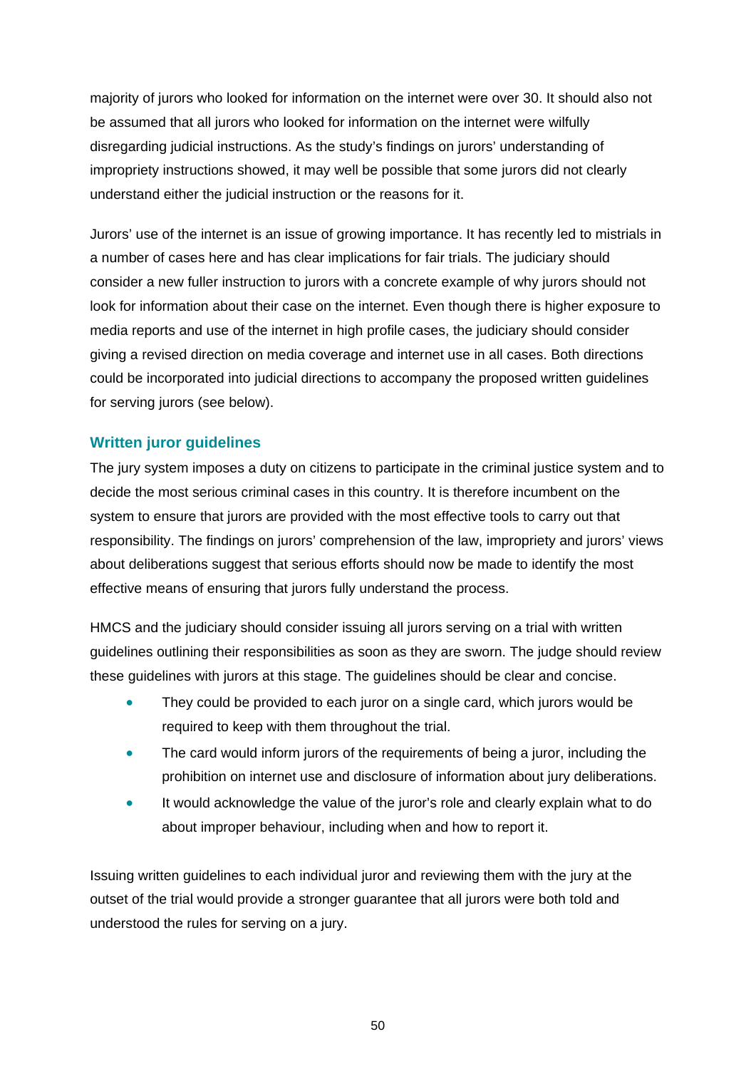majority of jurors who looked for information on the internet were over 30. It should also not be assumed that all jurors who looked for information on the internet were wilfully disregarding judicial instructions. As the study's findings on jurors' understanding of impropriety instructions showed, it may well be possible that some jurors did not clearly understand either the judicial instruction or the reasons for it.

Jurors' use of the internet is an issue of growing importance. It has recently led to mistrials in a number of cases here and has clear implications for fair trials. The judiciary should consider a new fuller instruction to jurors with a concrete example of why jurors should not look for information about their case on the internet. Even though there is higher exposure to media reports and use of the internet in high profile cases, the judiciary should consider giving a revised direction on media coverage and internet use in all cases. Both directions could be incorporated into judicial directions to accompany the proposed written guidelines for serving jurors (see below).

### Written juror guidelines

The jury system imposes a duty on citizens to participate in the criminal justice system and to decide the most serious criminal cases in this country. It is therefore incumbent on the system to ensure that jurors are provided with the most effective tools to carry out that responsibility. The findings on jurors' comprehension of the law, impropriety and jurors' views about deliberations suggest that serious efforts should now be made to identify the most effective means of ensuring that jurors fully understand the process.

HMCS and the judiciary should consider issuing all jurors serving on a trial with written guidelines outlining their responsibilities as soon as they are sworn. The judge should review these guidelines with jurors at this stage. The guidelines should be clear and concise.

- They could be provided to each juror on a single card, which jurors would be required to keep with them throughout the trial.
- The card would inform jurors of the requirements of being a juror, including the prohibition on internet use and disclosure of information about jury deliberations.
- It would acknowledge the value of the juror's role and clearly explain what to do about improper behaviour, including when and how to report it.

Issuing written guidelines to each individual juror and reviewing them with the jury at the outset of the trial would provide a stronger guarantee that all jurors were both told and understood the rules for serving on a jury.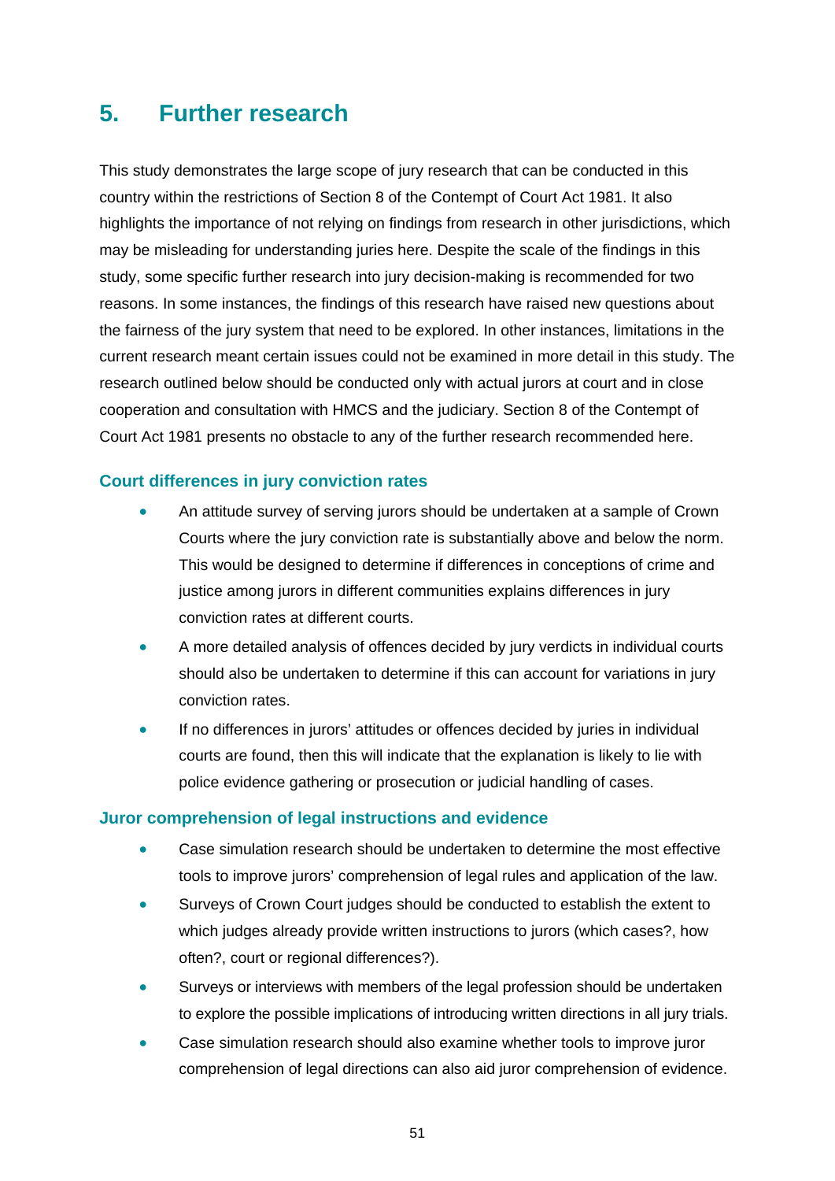# 5. Further research

This study demonstrates the large scope of jury research that can be conducted in this country within the restrictions of Section 8 of the Contempt of Court Act 1981. It also highlights the importance of not relying on findings from research in other jurisdictions, which may be misleading for understanding juries here. Despite the scale of the findings in this study, some specific further research into jury decision-making is recommended for two reasons. In some instances, the findings of this research have raised new questions about the fairness of the jury system that need to be explored. In other instances, limitations in the current research meant certain issues could not be examined in more detail in this study. The research outlined below should be conducted only with actual jurors at court and in close cooperation and consultation with HMCS and the judiciary. Section 8 of the Contempt of Court Act 1981 presents no obstacle to any of the further research recommended here.

### Court differences in jury conviction rates

- An attitude survey of serving jurors should be undertaken at a sample of Crown Courts where the jury conviction rate is substantially above and below the norm. This would be designed to determine if differences in conceptions of crime and justice among jurors in different communities explains differences in jury conviction rates at different courts.
- A more detailed analysis of offences decided by jury verdicts in individual courts should also be undertaken to determine if this can account for variations in jury conviction rates.
- If no differences in jurors' attitudes or offences decided by juries in individual courts are found, then this will indicate that the explanation is likely to lie with police evidence gathering or prosecution or judicial handling of cases.

### Juror comprehension of legal instructions and evidence

- Case simulation research should be undertaken to determine the most effective tools to improve jurors' comprehension of legal rules and application of the law.
- Surveys of Crown Court judges should be conducted to establish the extent to which judges already provide written instructions to jurors (which cases?, how often?, court or regional differences?).
- Surveys or interviews with members of the legal profession should be undertaken to explore the possible implications of introducing written directions in all jury trials.
- Case simulation research should also examine whether tools to improve juror comprehension of legal directions can also aid juror comprehension of evidence.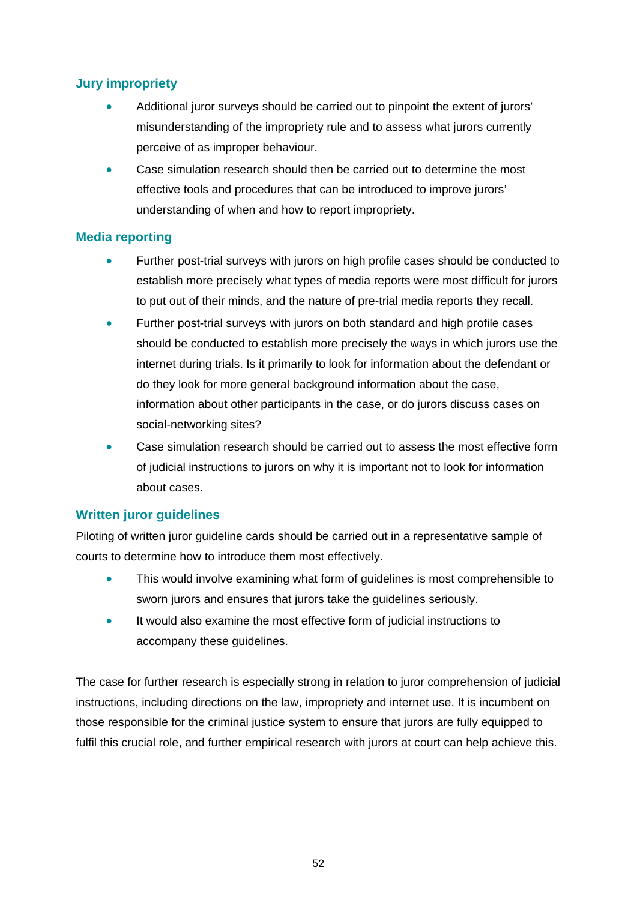### Jury impropriety

- Additional juror surveys should be carried out to pinpoint the extent of jurors' misunderstanding of the impropriety rule and to assess what jurors currently perceive of as improper behaviour.
- Case simulation research should then be carried out to determine the most effective tools and procedures that can be introduced to improve jurors' understanding of when and how to report impropriety.

### Media reporting

- Further post-trial surveys with jurors on high profile cases should be conducted to establish more precisely what types of media reports were most difficult for jurors to put out of their minds, and the nature of pre-trial media reports they recall.
- Further post-trial surveys with jurors on both standard and high profile cases should be conducted to establish more precisely the ways in which jurors use the internet during trials. Is it primarily to look for information about the defendant or do they look for more general background information about the case, information about other participants in the case, or do jurors discuss cases on social-networking sites?
- Case simulation research should be carried out to assess the most effective form of judicial instructions to jurors on why it is important not to look for information about cases.

### Written juror guidelines

Piloting of written juror guideline cards should be carried out in a representative sample of courts to determine how to introduce them most effectively.

- This would involve examining what form of guidelines is most comprehensible to sworn jurors and ensures that jurors take the guidelines seriously.
- It would also examine the most effective form of judicial instructions to accompany these guidelines.

The case for further research is especially strong in relation to juror comprehension of judicial instructions, including directions on the law, impropriety and internet use. It is incumbent on those responsible for the criminal justice system to ensure that jurors are fully equipped to fulfil this crucial role, and further empirical research with jurors at court can help achieve this.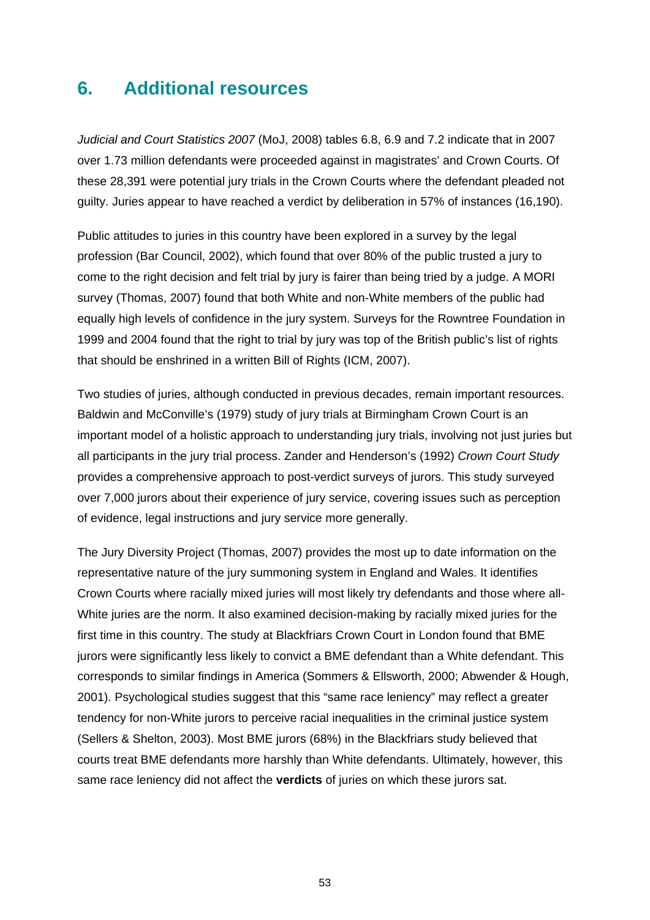## 6. Additional resources

*Judicial and Court Statistics 2007* (MoJ, 2008) tables 6.8, 6.9 and 7.2 indicate that in 2007 over 1.73 million defendants were proceeded against in magistrates' and Crown Courts. Of these 28,391 were potential jury trials in the Crown Courts where the defendant pleaded not guilty. Juries appear to have reached a verdict by deliberation in 57% of instances (16,190).

Public attitudes to juries in this country have been explored in a survey by the legal profession (Bar Council, 2002), which found that over 80% of the public trusted a jury to come to the right decision and felt trial by jury is fairer than being tried by a judge. A MORI survey (Thomas, 2007) found that both White and non-White members of the public had equally high levels of confidence in the jury system. Surveys for the Rowntree Foundation in 1999 and 2004 found that the right to trial by jury was top of the British public's list of rights that should be enshrined in a written Bill of Rights (ICM, 2007).

Two studies of juries, although conducted in previous decades, remain important resources. Baldwin and McConville's (1979) study of jury trials at Birmingham Crown Court is an important model of a holistic approach to understanding jury trials, involving not just juries but all participants in the jury trial process. Zander and Henderson's (1992) *Crown Court Study* provides a comprehensive approach to post-verdict surveys of jurors. This study surveyed over 7,000 jurors about their experience of jury service, covering issues such as perception of evidence, legal instructions and jury service more generally.

The Jury Diversity Project (Thomas, 2007) provides the most up to date information on the representative nature of the jury summoning system in England and Wales. It identifies Crown Courts where racially mixed juries will most likely try defendants and those where all-White juries are the norm. It also examined decision-making by racially mixed juries for the first time in this country. The study at Blackfriars Crown Court in London found that BME jurors were significantly less likely to convict a BME defendant than a White defendant. This corresponds to similar findings in America (Sommers & Ellsworth, 2000; Abwender & Hough, 2001). Psychological studies suggest that this "same race leniency" may reflect a greater tendency for non-White jurors to perceive racial inequalities in the criminal justice system (Sellers & Shelton, 2003). Most BME jurors (68%) in the Blackfriars study believed that courts treat BME defendants more harshly than White defendants. Ultimately, however, this same race leniency did not affect the **verdicts** of juries on which these jurors sat.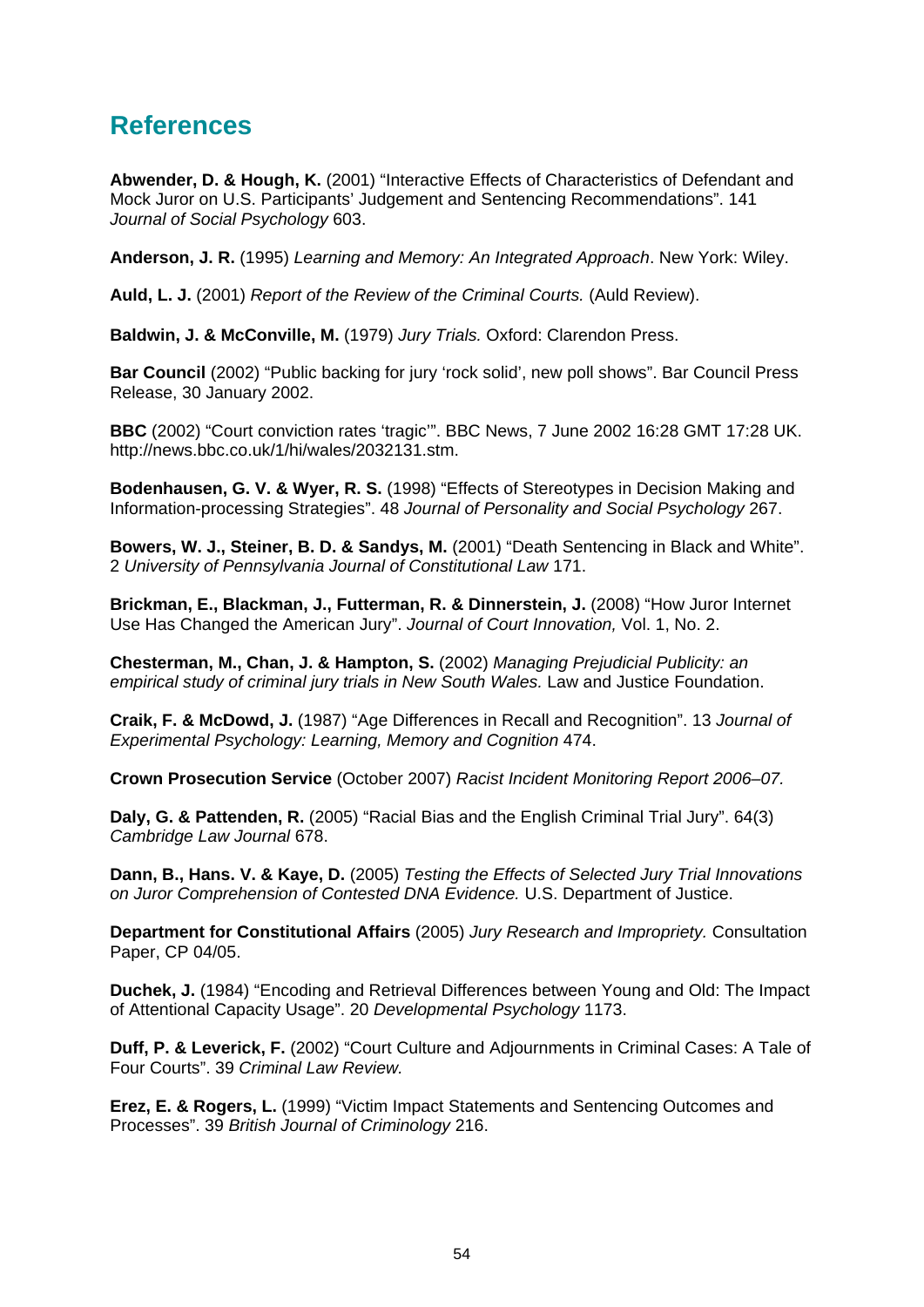## References

**Abwender, D. & Hough, K.** (2001) "Interactive Effects of Characteristics of Defendant and Mock Juror on U.S. Participants' Judgement and Sentencing Recommendations". 141 *Journal of Social Psychology* 603.

**Anderson, J. R.** (1995) *Learning and Memory: An Integrated Approach*. New York: Wiley.

**Auld, L. J.** (2001) *Report of the Review of the Criminal Courts.* (Auld Review).

**Baldwin, J. & McConville, M.** (1979) *Jury Trials.* Oxford: Clarendon Press.

**Bar Council** (2002) "Public backing for jury 'rock solid', new poll shows". Bar Council Press Release, 30 January 2002.

**BBC** (2002) "Court conviction rates 'tragic'". BBC News, 7 June 2002 16:28 GMT 17:28 UK. http://news.bbc.co.uk/1/hi/wales/2032131.stm.

**Bodenhausen, G. V. & Wyer, R. S.** (1998) "Effects of Stereotypes in Decision Making and Information-processing Strategies". 48 *Journal of Personality and Social Psychology* 267.

**Bowers, W. J., Steiner, B. D. & Sandys, M.** (2001) "Death Sentencing in Black and White". 2 *University of Pennsylvania Journal of Constitutional Law* 171.

**Brickman, E., Blackman, J., Futterman, R. & Dinnerstein, J.** (2008) "How Juror Internet Use Has Changed the American Jury". *Journal of Court Innovation,* Vol. 1, No. 2.

**Chesterman, M., Chan, J. & Hampton, S.** (2002) *Managing Prejudicial Publicity: an empirical study of criminal jury trials in New South Wales.* Law and Justice Foundation.

**Craik, F. & McDowd, J.** (1987) "Age Differences in Recall and Recognition". 13 *Journal of Experimental Psychology: Learning, Memory and Cognition* 474.

**Crown Prosecution Service** (October 2007) *Racist Incident Monitoring Report 2006–07.*

**Daly, G. & Pattenden, R.** (2005) "Racial Bias and the English Criminal Trial Jury". 64(3) *Cambridge Law Journal* 678.

**Dann, B., Hans. V. & Kaye, D.** (2005) *Testing the Effects of Selected Jury Trial Innovations on Juror Comprehension of Contested DNA Evidence.* U.S. Department of Justice.

**Department for Constitutional Affairs** (2005) *Jury Research and Impropriety.* Consultation Paper, CP 04/05.

**Duchek, J.** (1984) "Encoding and Retrieval Differences between Young and Old: The Impact of Attentional Capacity Usage". 20 *Developmental Psychology* 1173.

**Duff, P. & Leverick, F.** (2002) "Court Culture and Adjournments in Criminal Cases: A Tale of Four Courts". 39 *Criminal Law Review.*

**Erez, E. & Rogers, L.** (1999) "Victim Impact Statements and Sentencing Outcomes and Processes". 39 *British Journal of Criminology* 216.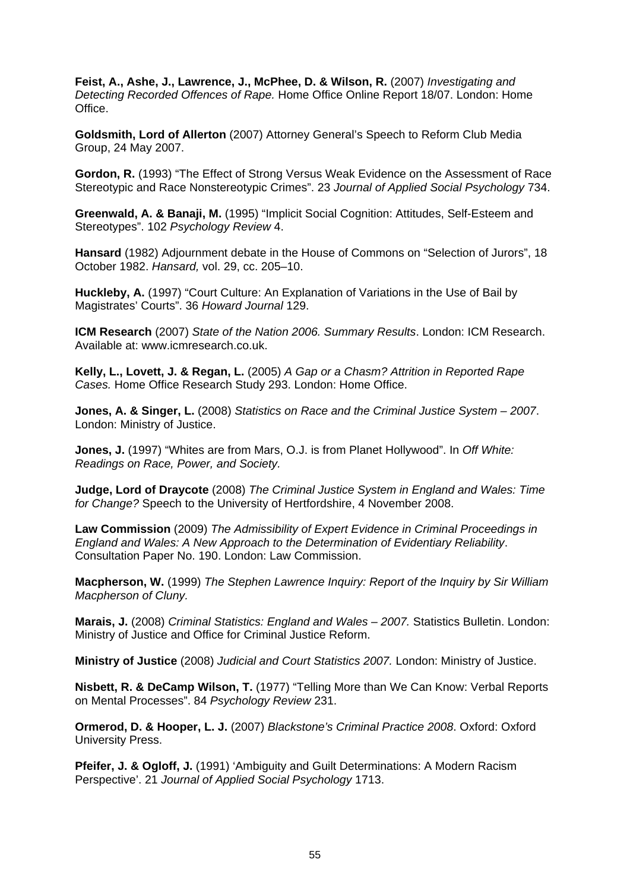**Feist, A., Ashe, J., Lawrence, J., McPhee, D. & Wilson, R.** (2007) *Investigating and Detecting Recorded Offences of Rape.* Home Office Online Report 18/07. London: Home Office.

**Goldsmith, Lord of Allerton** (2007) Attorney General's Speech to Reform Club Media Group, 24 May 2007.

**Gordon, R.** (1993) "The Effect of Strong Versus Weak Evidence on the Assessment of Race Stereotypic and Race Nonstereotypic Crimes". 23 *Journal of Applied Social Psychology* 734.

**Greenwald, A. & Banaji, M.** (1995) "Implicit Social Cognition: Attitudes, Self-Esteem and Stereotypes". 102 *Psychology Review* 4.

**Hansard** (1982) Adjournment debate in the House of Commons on "Selection of Jurors", 18 October 1982. *Hansard,* vol. 29, cc. 205–10.

**Huckleby, A.** (1997) "Court Culture: An Explanation of Variations in the Use of Bail by Magistrates' Courts". 36 *Howard Journal* 129.

**ICM Research** (2007) *State of the Nation 2006. Summary Results*. London: ICM Research. Available at: www.icmresearch.co.uk.

**Kelly, L., Lovett, J. & Regan, L.** (2005) *A Gap or a Chasm? Attrition in Reported Rape Cases.* Home Office Research Study 293. London: Home Office.

**Jones, A. & Singer, L.** (2008) *Statistics on Race and the Criminal Justice System – 2007*. London: Ministry of Justice.

**Jones, J.** (1997) "Whites are from Mars, O.J. is from Planet Hollywood". In *Off White: Readings on Race, Power, and Society.*

**Judge, Lord of Draycote** (2008) *The Criminal Justice System in England and Wales: Time for Change?* Speech to the University of Hertfordshire, 4 November 2008.

**Law Commission** (2009) *The Admissibility of Expert Evidence in Criminal Proceedings in England and Wales: A New Approach to the Determination of Evidentiary Reliability*. Consultation Paper No. 190. London: Law Commission.

**Macpherson, W.** (1999) *The Stephen Lawrence Inquiry: Report of the Inquiry by Sir William Macpherson of Cluny.*

**Marais, J.** (2008) *Criminal Statistics: England and Wales – 2007.* Statistics Bulletin. London: Ministry of Justice and Office for Criminal Justice Reform.

**Ministry of Justice** (2008) *Judicial and Court Statistics 2007.* London: Ministry of Justice.

**Nisbett, R. & DeCamp Wilson, T.** (1977) "Telling More than We Can Know: Verbal Reports on Mental Processes". 84 *Psychology Review* 231.

**Ormerod, D. & Hooper, L. J.** (2007) *Blackstone's Criminal Practice 2008*. Oxford: Oxford University Press.

**Pfeifer, J. & Ogloff, J.** (1991) 'Ambiguity and Guilt Determinations: A Modern Racism Perspective'. 21 *Journal of Applied Social Psychology* 1713.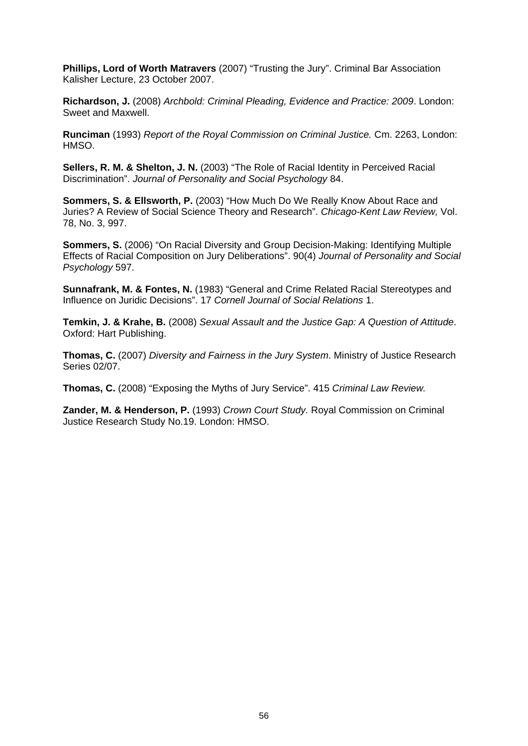**Phillips, Lord of Worth Matravers** (2007) "Trusting the Jury". Criminal Bar Association Kalisher Lecture, 23 October 2007.

**Richardson, J.** (2008) *Archbold: Criminal Pleading, Evidence and Practice: 2009*. London: Sweet and Maxwell.

**Runciman** (1993) *Report of the Royal Commission on Criminal Justice.* Cm. 2263, London: HMSO.

**Sellers, R. M. & Shelton, J. N.** (2003) "The Role of Racial Identity in Perceived Racial Discrimination". *Journal of Personality and Social Psychology* 84.

**Sommers, S. & Ellsworth, P.** (2003) "How Much Do We Really Know About Race and Juries? A Review of Social Science Theory and Research". *Chicago-Kent Law Review,* Vol. 78, No. 3, 997.

**Sommers, S.** (2006) "On Racial Diversity and Group Decision-Making: Identifying Multiple Effects of Racial Composition on Jury Deliberations". 90(4) *Journal of Personality and Social Psychology* 597.

**Sunnafrank, M. & Fontes, N.** (1983) "General and Crime Related Racial Stereotypes and Influence on Juridic Decisions". 17 *Cornell Journal of Social Relations* 1.

**Temkin, J. & Krahe, B.** (2008) *Sexual Assault and the Justice Gap: A Question of Attitude*. Oxford: Hart Publishing.

**Thomas, C.** (2007) *Diversity and Fairness in the Jury System*. Ministry of Justice Research Series 02/07.

**Thomas, C.** (2008) "Exposing the Myths of Jury Service". 415 *Criminal Law Review.*

**Zander, M. & Henderson, P.** (1993) *Crown Court Study.* Royal Commission on Criminal Justice Research Study No.19. London: HMSO.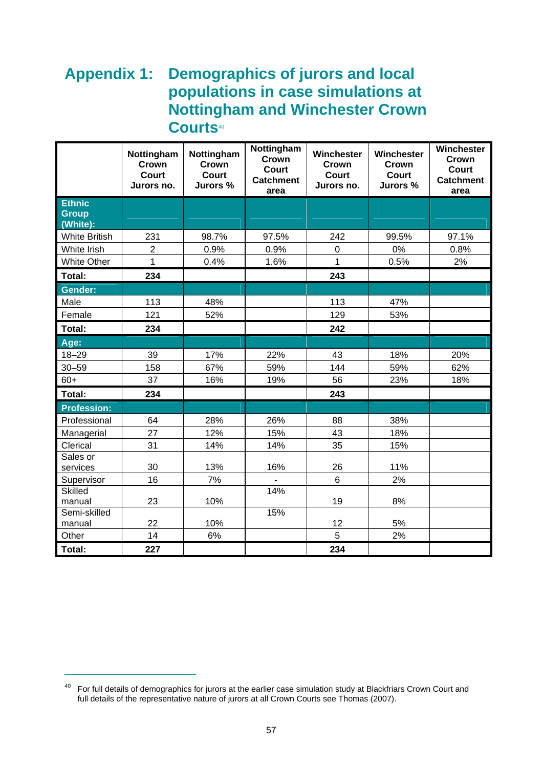# Appendix 1: Demographics of jurors and local populations in case simulations at Nottingham and Winchester Crown Courts[40]

| | Nottingham Crown Court Jurors no. | Nottingham Crown Court Jurors % | Nottingham Crown Court Catchment area | Winchester Crown Court Jurors no. | Winchester Crown Court Jurors % | Winchester Crown Court Catchment area |
|---|---|---|---|---|---|---|
| **Ethnic Group (White):** | | | | | | |
| White British | 231 | 98.7% | 97.5% | 242 | 99.5% | 97.1% |
| White Irish | 2 | 0.9% | 0.9% | 0 | 0% | 0.8% |
| White Other | 1 | 0.4% | 1.6% | 1 | 0.5% | 2% |
| **Total:** | **234** | | | **243** | | |
| **Gender:** | | | | | | |
| Male | 113 | 48% | | 113 | 47% | |
| Female | 121 | 52% | | 129 | 53% | |
| **Total:** | **234** | | | **242** | | |
| **Age:** | | | | | | |
| 18–29 | 39 | 17% | 22% | 43 | 18% | 20% |
| 30–59 | 158 | 67% | 59% | 144 | 59% | 62% |
| 60+ | 37 | 16% | 19% | 56 | 23% | 18% |
| **Total:** | **234** | | | **243** | | |
| **Profession:** | | | | | | |
| Professional | 64 | 28% | 26% | 88 | 38% | |
| Managerial | 27 | 12% | 15% | 43 | 18% | |
| Clerical | 31 | 14% | 14% | 35 | 15% | |
| Sales or services | 30 | 13% | 16% | 26 | 11% | |
| Supervisor | 16 | 7% | - | 6 | 2% | |
| Skilled manual | 23 | 10% | 14% | 19 | 8% | |
| Semi-skilled manual | 22 | 10% | 15% | 12 | 5% | |
| Other | 14 | 6% | | 5 | 2% | |
| **Total:** | **227** | | | **234** | | |

[40] For full details of demographics for jurors at the earlier case simulation study at Blackfriars Crown Court and full details of the representative nature of jurors at all Crown Courts see Thomas (2007).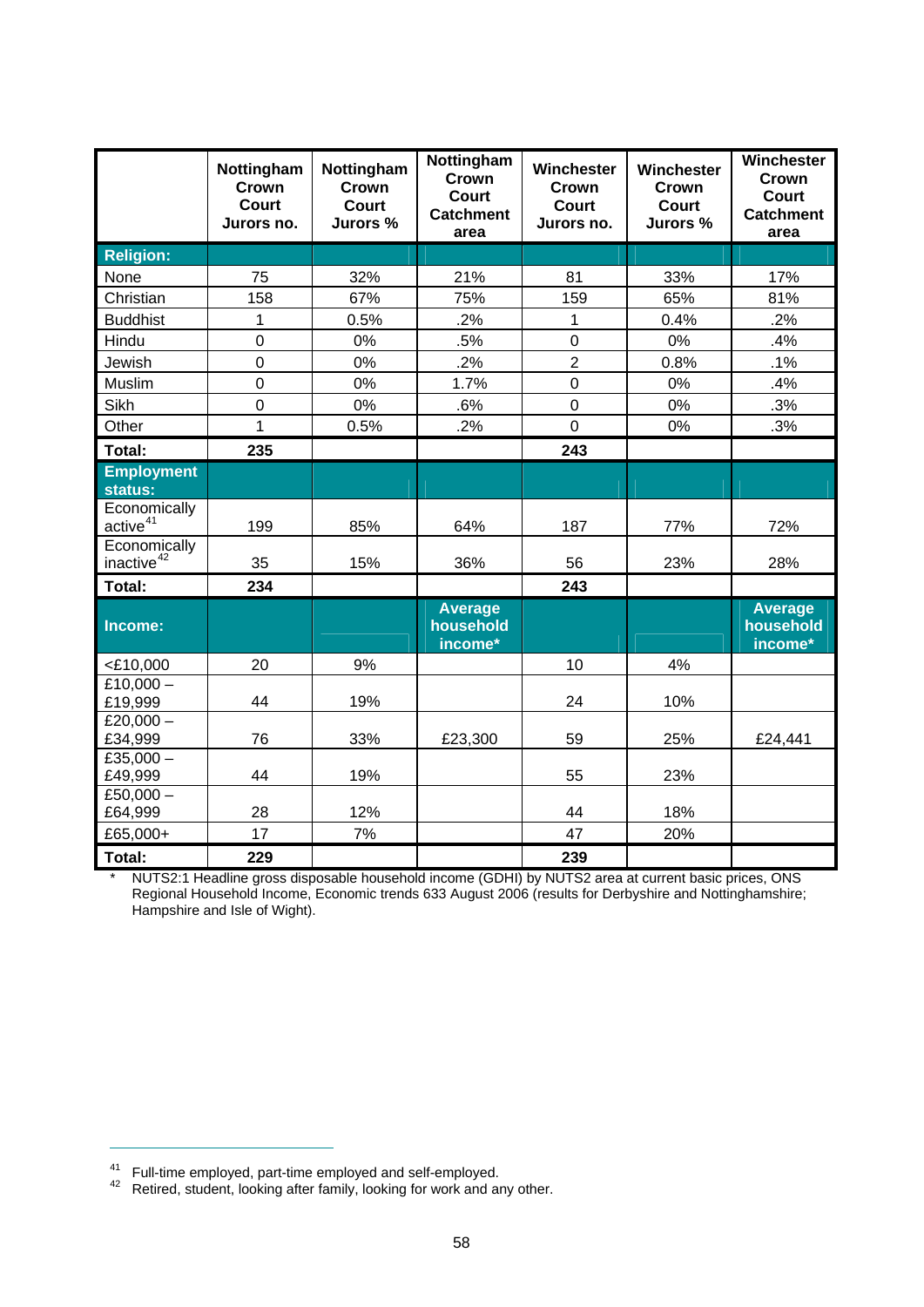| | Nottingham Crown Court Jurors no. | Nottingham Crown Court Jurors % | Nottingham Crown Court Catchment area | Winchester Crown Court Jurors no. | Winchester Crown Court Jurors % | Winchester Crown Court Catchment area |
|---|---|---|---|---|---|---|
| **Religion:** | | | | | | |
| None | 75 | 32% | 21% | 81 | 33% | 17% |
| Christian | 158 | 67% | 75% | 159 | 65% | 81% |
| Buddhist | 1 | 0.5% | .2% | 1 | 0.4% | .2% |
| Hindu | 0 | 0% | .5% | 0 | 0% | .4% |
| Jewish | 0 | 0% | .2% | 2 | 0.8% | .1% |
| Muslim | 0 | 0% | 1.7% | 0 | 0% | .4% |
| Sikh | 0 | 0% | .6% | 0 | 0% | .3% |
| Other | 1 | 0.5% | .2% | 0 | 0% | .3% |
| **Total:** | **235** | | | **243** | | |
| **Employment status:** | | | | | | |
| Economically active[41] | 199 | 85% | 64% | 187 | 77% | 72% |
| Economically inactive[42] | 35 | 15% | 36% | 56 | 23% | 28% |
| **Total:** | **234** | | | **243** | | |
| **Income:** | | | **Average household income*** | | | **Average household income*** |
| <£10,000 | 20 | 9% | | 10 | 4% | |
| £10,000 – £19,999 | 44 | 19% | | 24 | 10% | |
| £20,000 – £34,999 | 76 | 33% | £23,300 | 59 | 25% | £24,441 |
| £35,000 – £49,999 | 44 | 19% | | 55 | 23% | |
| £50,000 – £64,999 | 28 | 12% | | 44 | 18% | |
| £65,000+ | 17 | 7% | | 47 | 20% | |
| **Total:** | **229** | | | **239** | | |

* NUTS2:1 Headline gross disposable household income (GDHI) by NUTS2 area at current basic prices, ONS Regional Household Income, Economic trends 633 August 2006 (results for Derbyshire and Nottinghamshire; Hampshire and Isle of Wight).

[41] Full-time employed, part-time employed and self-employed.

[42] Retired, student, looking after family, looking for work and any other.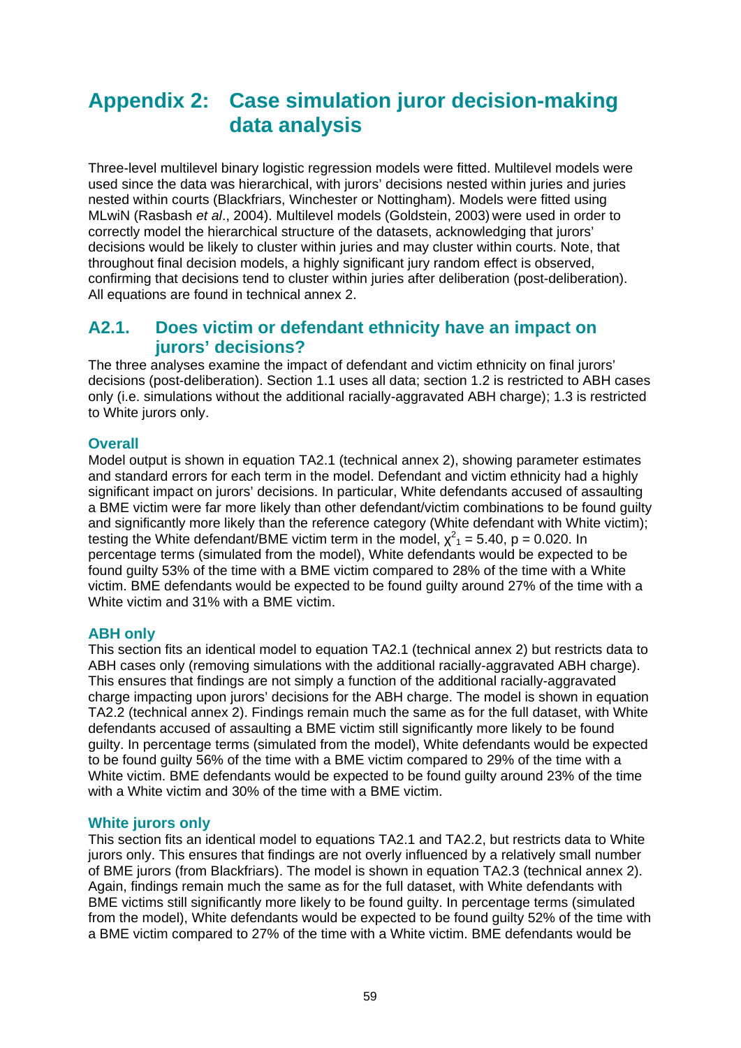# Appendix 2: Case simulation juror decision-making data analysis

Three-level multilevel binary logistic regression models were fitted. Multilevel models were used since the data was hierarchical, with jurors' decisions nested within juries and juries nested within courts (Blackfriars, Winchester or Nottingham). Models were fitted using MLwiN (Rasbash *et al*., 2004). Multilevel models (Goldstein, 2003) were used in order to correctly model the hierarchical structure of the datasets, acknowledging that jurors' decisions would be likely to cluster within juries and may cluster within courts. Note, that throughout final decision models, a highly significant jury random effect is observed, confirming that decisions tend to cluster within juries after deliberation (post-deliberation). All equations are found in technical annex 2.

## A2.1. Does victim or defendant ethnicity have an impact on jurors' decisions?

The three analyses examine the impact of defendant and victim ethnicity on final jurors' decisions (post-deliberation). Section 1.1 uses all data; section 1.2 is restricted to ABH cases only (i.e. simulations without the additional racially-aggravated ABH charge); 1.3 is restricted to White jurors only.

### Overall

Model output is shown in equation TA2.1 (technical annex 2), showing parameter estimates and standard errors for each term in the model. Defendant and victim ethnicity had a highly significant impact on jurors' decisions. In particular, White defendants accused of assaulting a BME victim were far more likely than other defendant/victim combinations to be found guilty and significantly more likely than the reference category (White defendant with White victim); testing the White defendant/BME victim term in the model, $\chi^2_1 = 5.40$, $p = 0.020$. In percentage terms (simulated from the model), White defendants would be expected to be found guilty 53% of the time with a BME victim compared to 28% of the time with a White victim. BME defendants would be expected to be found guilty around 27% of the time with a White victim and 31% with a BME victim.

### ABH only

This section fits an identical model to equation TA2.1 (technical annex 2) but restricts data to ABH cases only (removing simulations with the additional racially-aggravated ABH charge). This ensures that findings are not simply a function of the additional racially-aggravated charge impacting upon jurors' decisions for the ABH charge. The model is shown in equation TA2.2 (technical annex 2). Findings remain much the same as for the full dataset, with White defendants accused of assaulting a BME victim still significantly more likely to be found guilty. In percentage terms (simulated from the model), White defendants would be expected to be found guilty 56% of the time with a BME victim compared to 29% of the time with a White victim. BME defendants would be expected to be found guilty around 23% of the time with a White victim and 30% of the time with a BME victim.

### White jurors only

This section fits an identical model to equations TA2.1 and TA2.2, but restricts data to White jurors only. This ensures that findings are not overly influenced by a relatively small number of BME jurors (from Blackfriars). The model is shown in equation TA2.3 (technical annex 2). Again, findings remain much the same as for the full dataset, with White defendants with BME victims still significantly more likely to be found guilty. In percentage terms (simulated from the model), White defendants would be expected to be found guilty 52% of the time with a BME victim compared to 27% of the time with a White victim. BME defendants would be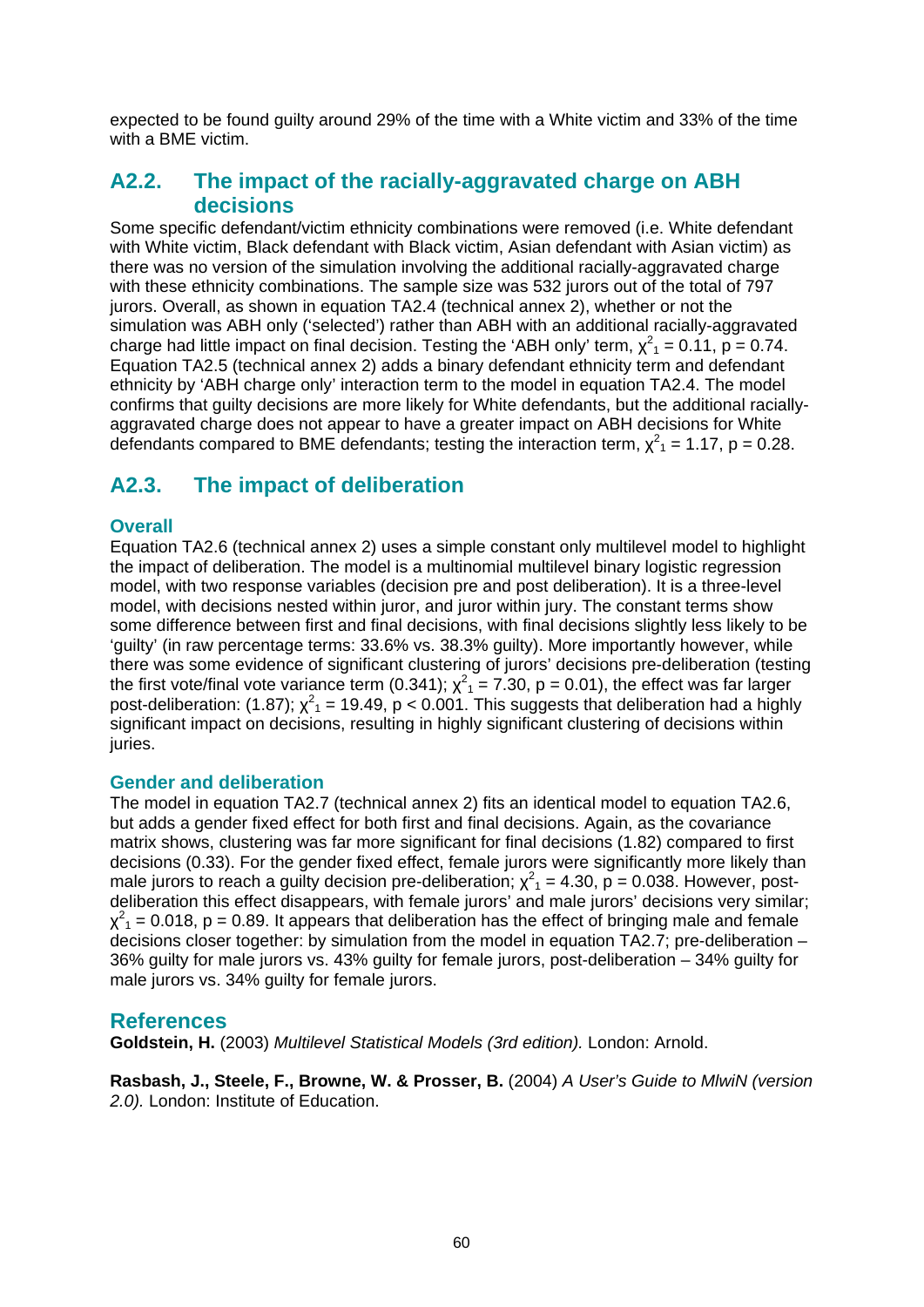expected to be found guilty around 29% of the time with a White victim and 33% of the time with a BME victim.

## A2.2. The impact of the racially-aggravated charge on ABH decisions

Some specific defendant/victim ethnicity combinations were removed (i.e. White defendant with White victim, Black defendant with Black victim, Asian defendant with Asian victim) as there was no version of the simulation involving the additional racially-aggravated charge with these ethnicity combinations. The sample size was 532 jurors out of the total of 797 jurors. Overall, as shown in equation TA2.4 (technical annex 2), whether or not the simulation was ABH only ('selected') rather than ABH with an additional racially-aggravated charge had little impact on final decision. Testing the 'ABH only' term, $\chi^2_1 = 0.11$, $p = 0.74$. Equation TA2.5 (technical annex 2) adds a binary defendant ethnicity term and defendant ethnicity by 'ABH charge only' interaction term to the model in equation TA2.4. The model confirms that guilty decisions are more likely for White defendants, but the additional racially-aggravated charge does not appear to have a greater impact on ABH decisions for White defendants compared to BME defendants; testing the interaction term, $\chi^2_1 = 1.17$, $p = 0.28$.

## A2.3. The impact of deliberation

### Overall

Equation TA2.6 (technical annex 2) uses a simple constant only multilevel model to highlight the impact of deliberation. The model is a multinomial multilevel binary logistic regression model, with two response variables (decision pre and post deliberation). It is a three-level model, with decisions nested within juror, and juror within jury. The constant terms show some difference between first and final decisions, with final decisions slightly less likely to be 'guilty' (in raw percentage terms: 33.6% vs. 38.3% guilty). More importantly however, while there was some evidence of significant clustering of jurors' decisions pre-deliberation (testing the first vote/final vote variance term (0.341); $\chi^2_1 = 7.30$, $p = 0.01$), the effect was far larger post-deliberation: (1.87); $\chi^2_1 = 19.49$, $p < 0.001$. This suggests that deliberation had a highly significant impact on decisions, resulting in highly significant clustering of decisions within juries.

### Gender and deliberation

The model in equation TA2.7 (technical annex 2) fits an identical model to equation TA2.6, but adds a gender fixed effect for both first and final decisions. Again, as the covariance matrix shows, clustering was far more significant for final decisions (1.82) compared to first decisions (0.33). For the gender fixed effect, female jurors were significantly more likely than male jurors to reach a guilty decision pre-deliberation; $\chi^2_1 = 4.30$, $p = 0.038$. However, post-deliberation this effect disappears, with female jurors' and male jurors' decisions very similar; $\chi^2_1 = 0.018$, $p = 0.89$. It appears that deliberation has the effect of bringing male and female decisions closer together: by simulation from the model in equation TA2.7; pre-deliberation – 36% guilty for male jurors vs. 43% guilty for female jurors, post-deliberation – 34% guilty for male jurors vs. 34% guilty for female jurors.

## References

**Goldstein, H.** (2003) *Multilevel Statistical Models (3rd edition).* London: Arnold.

**Rasbash, J., Steele, F., Browne, W. & Prosser, B.** (2004) *A User's Guide to MlwiN (version 2.0).* London: Institute of Education.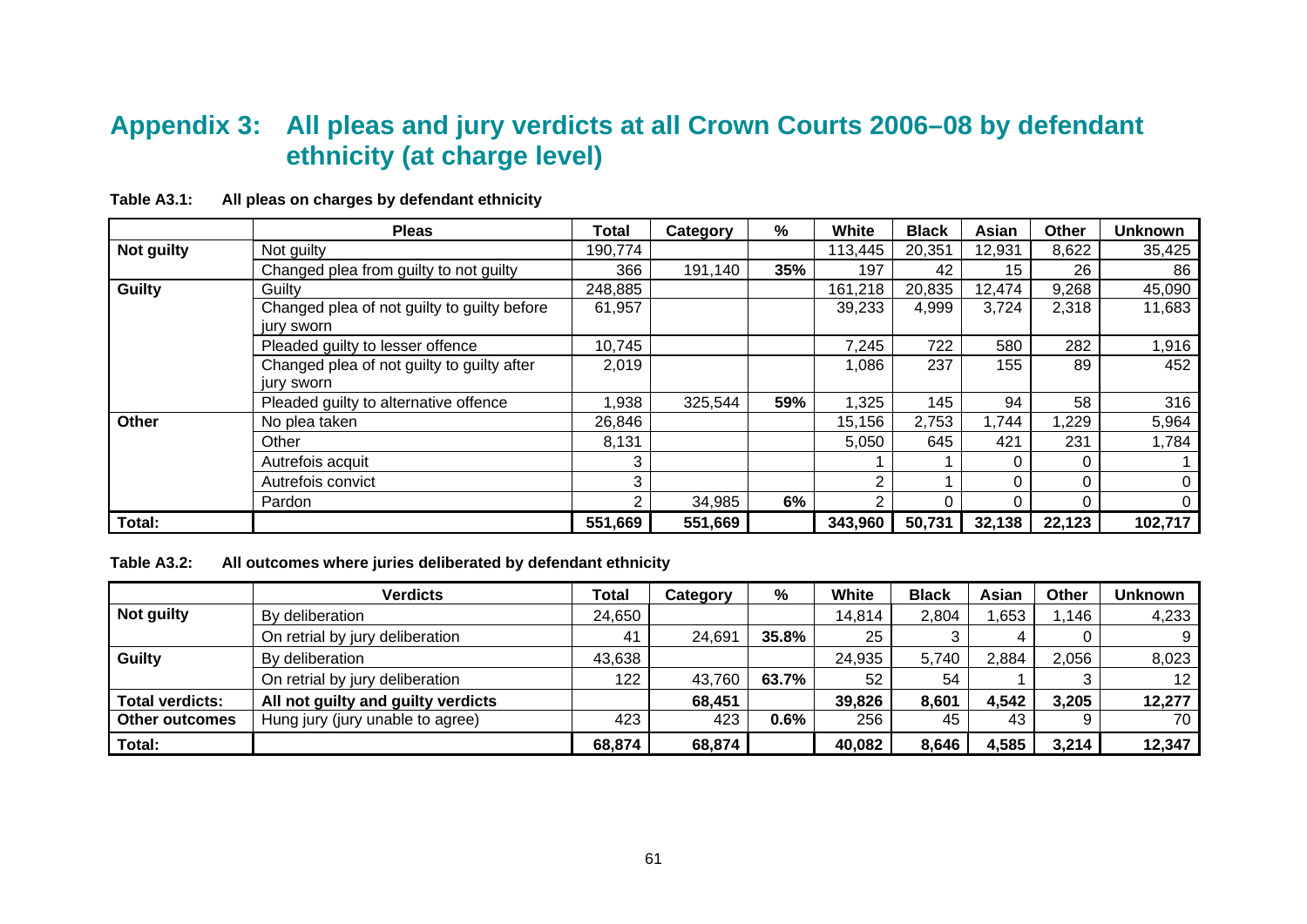## Appendix 3: All pleas and jury verdicts at all Crown Courts 2006–08 by defendant ethnicity (at charge level)

**Table A3.1: All pleas on charges by defendant ethnicity**

| | Pleas | Total | Category | % | White | Black | Asian | Other | Unknown |
|---|---|---|---|---|---|---|---|---|---|
| **Not guilty** | Not guilty | 190,774 | | | 113,445 | 20,351 | 12,931 | 8,622 | 35,425 |
| | Changed plea from guilty to not guilty | 366 | 191,140 | **35%** | 197 | 42 | 15 | 26 | 86 |
| **Guilty** | Guilty | 248,885 | | | 161,218 | 20,835 | 12,474 | 9,268 | 45,090 |
| | Changed plea of not guilty to guilty before jury sworn | 61,957 | | | 39,233 | 4,999 | 3,724 | 2,318 | 11,683 |
| | Pleaded guilty to lesser offence | 10,745 | | | 7,245 | 722 | 580 | 282 | 1,916 |
| | Changed plea of not guilty to guilty after jury sworn | 2,019 | | | 1,086 | 237 | 155 | 89 | 452 |
| | Pleaded guilty to alternative offence | 1,938 | 325,544 | **59%** | 1,325 | 145 | 94 | 58 | 316 |
| **Other** | No plea taken | 26,846 | | | 15,156 | 2,753 | 1,744 | 1,229 | 5,964 |
| | Other | 8,131 | | | 5,050 | 645 | 421 | 231 | 1,784 |
| | Autrefois acquit | 3 | | | 1 | 1 | 0 | 0 | 1 |
| | Autrefois convict | 3 | | | 2 | 1 | 0 | 0 | 0 |
| | Pardon | 2 | 34,985 | **6%** | 2 | 0 | 0 | 0 | 0 |
| **Total:** | | **551,669** | **551,669** | | **343,960** | **50,731** | **32,138** | **22,123** | **102,717** |

**Table A3.2: All outcomes where juries deliberated by defendant ethnicity**

| | Verdicts | Total | Category | % | White | Black | Asian | Other | Unknown |
|---|---|---|---|---|---|---|---|---|---|
| **Not guilty** | By deliberation | 24,650 | | | 14,814 | 2,804 | 1,653 | 1,146 | 4,233 |
| | On retrial by jury deliberation | 41 | 24,691 | **35.8%** | 25 | 3 | 4 | 0 | 9 |
| **Guilty** | By deliberation | 43,638 | | | 24,935 | 5,740 | 2,884 | 2,056 | 8,023 |
| | On retrial by jury deliberation | 122 | 43,760 | **63.7%** | 52 | 54 | 1 | 3 | 12 |
| **Total verdicts:** | **All not guilty and guilty verdicts** | | **68,451** | | **39,826** | **8,601** | **4,542** | **3,205** | **12,277** |
| **Other outcomes** | Hung jury (jury unable to agree) | 423 | 423 | **0.6%** | 256 | 45 | 43 | 9 | 70 |
| **Total:** | | **68,874** | **68,874** | | **40,082** | **8,646** | **4,585** | **3,214** | **12,347** |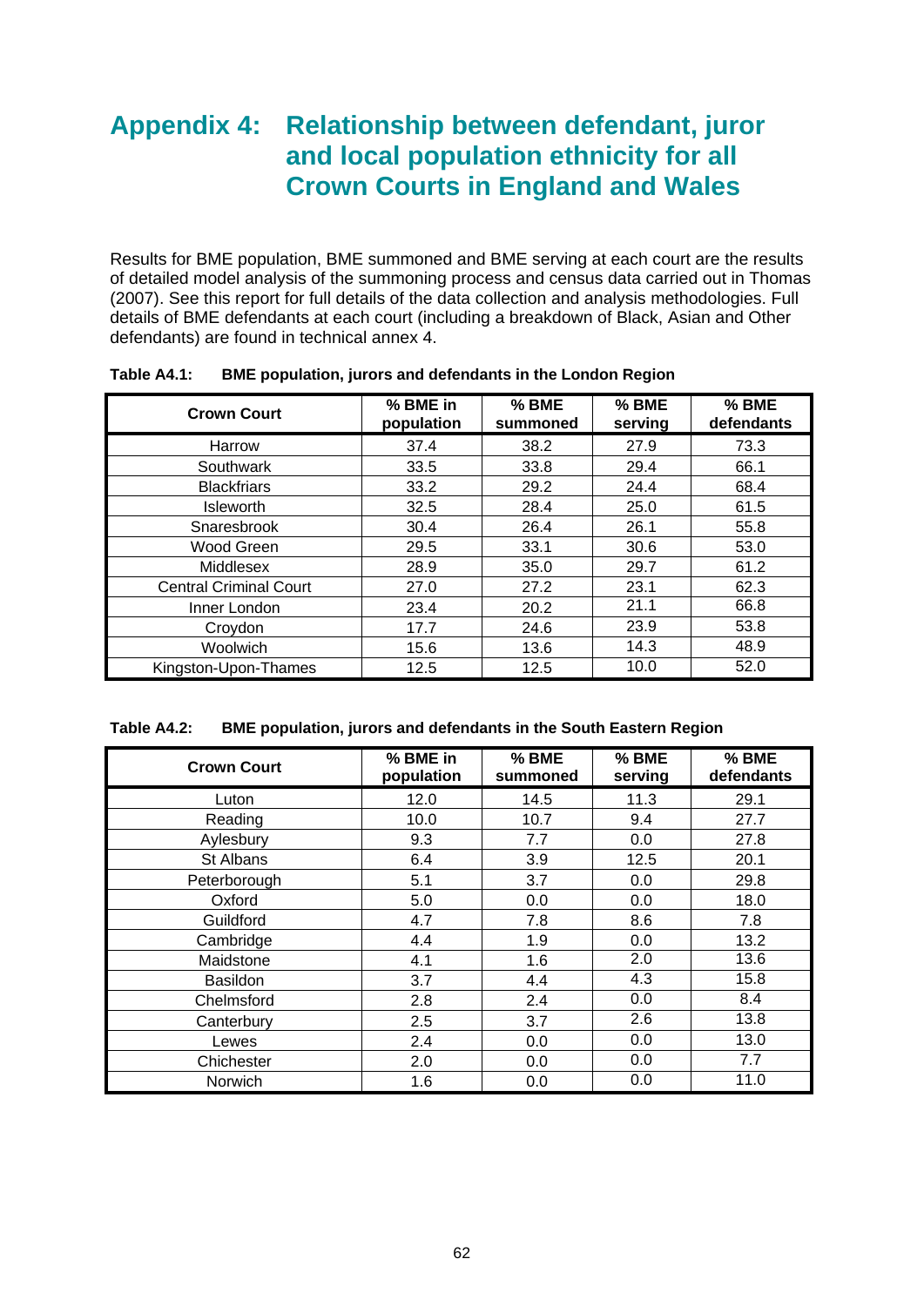# Appendix 4: Relationship between defendant, juror and local population ethnicity for all Crown Courts in England and Wales

Results for BME population, BME summoned and BME serving at each court are the results of detailed model analysis of the summoning process and census data carried out in Thomas (2007). See this report for full details of the data collection and analysis methodologies. Full details of BME defendants at each court (including a breakdown of Black, Asian and Other defendants) are found in technical annex 4.

**Table A4.1: BME population, jurors and defendants in the London Region**

| Crown Court | % BME in population | % BME summoned | % BME serving | % BME defendants |
|---|---|---|---|---|
| Harrow | 37.4 | 38.2 | 27.9 | 73.3 |
| Southwark | 33.5 | 33.8 | 29.4 | 66.1 |
| Blackfriars | 33.2 | 29.2 | 24.4 | 68.4 |
| Isleworth | 32.5 | 28.4 | 25.0 | 61.5 |
| Snaresbrook | 30.4 | 26.4 | 26.1 | 55.8 |
| Wood Green | 29.5 | 33.1 | 30.6 | 53.0 |
| Middlesex | 28.9 | 35.0 | 29.7 | 61.2 |
| Central Criminal Court | 27.0 | 27.2 | 23.1 | 62.3 |
| Inner London | 23.4 | 20.2 | 21.1 | 66.8 |
| Croydon | 17.7 | 24.6 | 23.9 | 53.8 |
| Woolwich | 15.6 | 13.6 | 14.3 | 48.9 |
| Kingston-Upon-Thames | 12.5 | 12.5 | 10.0 | 52.0 |

**Table A4.2: BME population, jurors and defendants in the South Eastern Region**

| Crown Court | % BME in population | % BME summoned | % BME serving | % BME defendants |
|---|---|---|---|---|
| Luton | 12.0 | 14.5 | 11.3 | 29.1 |
| Reading | 10.0 | 10.7 | 9.4 | 27.7 |
| Aylesbury | 9.3 | 7.7 | 0.0 | 27.8 |
| St Albans | 6.4 | 3.9 | 12.5 | 20.1 |
| Peterborough | 5.1 | 3.7 | 0.0 | 29.8 |
| Oxford | 5.0 | 0.0 | 0.0 | 18.0 |
| Guildford | 4.7 | 7.8 | 8.6 | 7.8 |
| Cambridge | 4.4 | 1.9 | 0.0 | 13.2 |
| Maidstone | 4.1 | 1.6 | 2.0 | 13.6 |
| Basildon | 3.7 | 4.4 | 4.3 | 15.8 |
| Chelmsford | 2.8 | 2.4 | 0.0 | 8.4 |
| Canterbury | 2.5 | 3.7 | 2.6 | 13.8 |
| Lewes | 2.4 | 0.0 | 0.0 | 13.0 |
| Chichester | 2.0 | 0.0 | 0.0 | 7.7 |
| Norwich | 1.6 | 0.0 | 0.0 | 11.0 |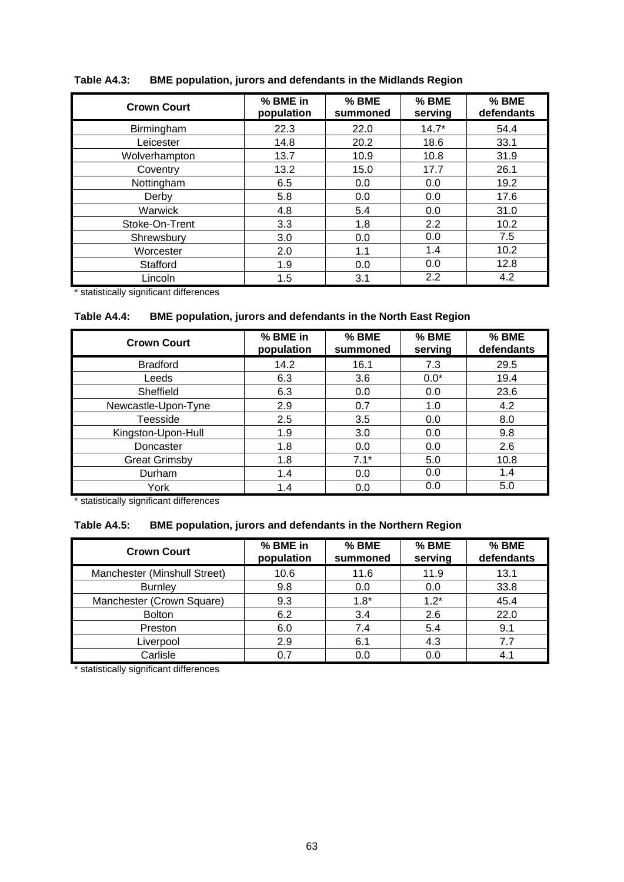**Table A4.3: BME population, jurors and defendants in the Midlands Region**

| Crown Court | % BME in population | % BME summoned | % BME serving | % BME defendants |
|---|---|---|---|---|
| Birmingham | 22.3 | 22.0 | 14.7* | 54.4 |
| Leicester | 14.8 | 20.2 | 18.6 | 33.1 |
| Wolverhampton | 13.7 | 10.9 | 10.8 | 31.9 |
| Coventry | 13.2 | 15.0 | 17.7 | 26.1 |
| Nottingham | 6.5 | 0.0 | 0.0 | 19.2 |
| Derby | 5.8 | 0.0 | 0.0 | 17.6 |
| Warwick | 4.8 | 5.4 | 0.0 | 31.0 |
| Stoke-On-Trent | 3.3 | 1.8 | 2.2 | 10.2 |
| Shrewsbury | 3.0 | 0.0 | 0.0 | 7.5 |
| Worcester | 2.0 | 1.1 | 1.4 | 10.2 |
| Stafford | 1.9 | 0.0 | 0.0 | 12.8 |
| Lincoln | 1.5 | 3.1 | 2.2 | 4.2 |

* statistically significant differences

**Table A4.4: BME population, jurors and defendants in the North East Region**

| Crown Court | % BME in population | % BME summoned | % BME serving | % BME defendants |
|---|---|---|---|---|
| Bradford | 14.2 | 16.1 | 7.3 | 29.5 |
| Leeds | 6.3 | 3.6 | 0.0* | 19.4 |
| Sheffield | 6.3 | 0.0 | 0.0 | 23.6 |
| Newcastle-Upon-Tyne | 2.9 | 0.7 | 1.0 | 4.2 |
| Teesside | 2.5 | 3.5 | 0.0 | 8.0 |
| Kingston-Upon-Hull | 1.9 | 3.0 | 0.0 | 9.8 |
| Doncaster | 1.8 | 0.0 | 0.0 | 2.6 |
| Great Grimsby | 1.8 | 7.1* | 5.0 | 10.8 |
| Durham | 1.4 | 0.0 | 0.0 | 1.4 |
| York | 1.4 | 0.0 | 0.0 | 5.0 |

* statistically significant differences

**Table A4.5: BME population, jurors and defendants in the Northern Region**

| Crown Court | % BME in population | % BME summoned | % BME serving | % BME defendants |
|---|---|---|---|---|
| Manchester (Minshull Street) | 10.6 | 11.6 | 11.9 | 13.1 |
| Burnley | 9.8 | 0.0 | 0.0 | 33.8 |
| Manchester (Crown Square) | 9.3 | 1.8* | 1.2* | 45.4 |
| Bolton | 6.2 | 3.4 | 2.6 | 22.0 |
| Preston | 6.0 | 7.4 | 5.4 | 9.1 |
| Liverpool | 2.9 | 6.1 | 4.3 | 7.7 |
| Carlisle | 0.7 | 0.0 | 0.0 | 4.1 |

* statistically significant differences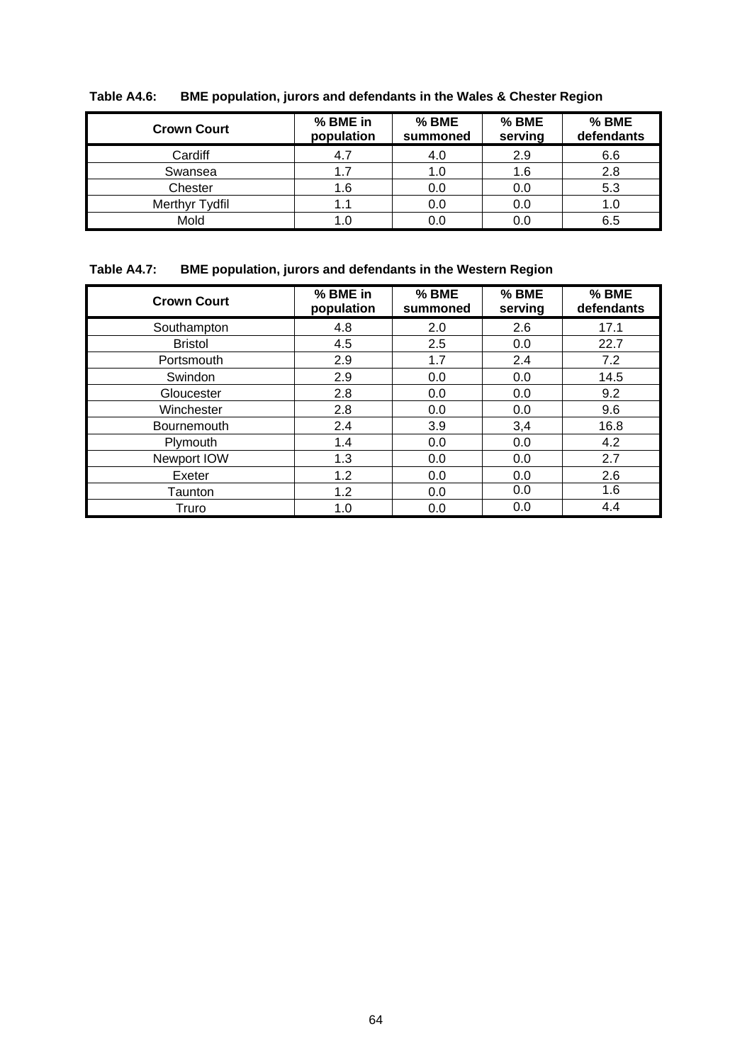**Table A4.6: BME population, jurors and defendants in the Wales & Chester Region**

| Crown Court | % BME in population | % BME summoned | % BME serving | % BME defendants |
|---|---|---|---|---|
| Cardiff | 4.7 | 4.0 | 2.9 | 6.6 |
| Swansea | 1.7 | 1.0 | 1.6 | 2.8 |
| Chester | 1.6 | 0.0 | 0.0 | 5.3 |
| Merthyr Tydfil | 1.1 | 0.0 | 0.0 | 1.0 |
| Mold | 1.0 | 0.0 | 0.0 | 6.5 |

**Table A4.7: BME population, jurors and defendants in the Western Region**

| Crown Court | % BME in population | % BME summoned | % BME serving | % BME defendants |
|---|---|---|---|---|
| Southampton | 4.8 | 2.0 | 2.6 | 17.1 |
| Bristol | 4.5 | 2.5 | 0.0 | 22.7 |
| Portsmouth | 2.9 | 1.7 | 2.4 | 7.2 |
| Swindon | 2.9 | 0.0 | 0.0 | 14.5 |
| Gloucester | 2.8 | 0.0 | 0.0 | 9.2 |
| Winchester | 2.8 | 0.0 | 0.0 | 9.6 |
| Bournemouth | 2.4 | 3.9 | 3,4 | 16.8 |
| Plymouth | 1.4 | 0.0 | 0.0 | 4.2 |
| Newport IOW | 1.3 | 0.0 | 0.0 | 2.7 |
| Exeter | 1.2 | 0.0 | 0.0 | 2.6 |
| Taunton | 1.2 | 0.0 | 0.0 | 1.6 |
| Truro | 1.0 | 0.0 | 0.0 | 4.4 |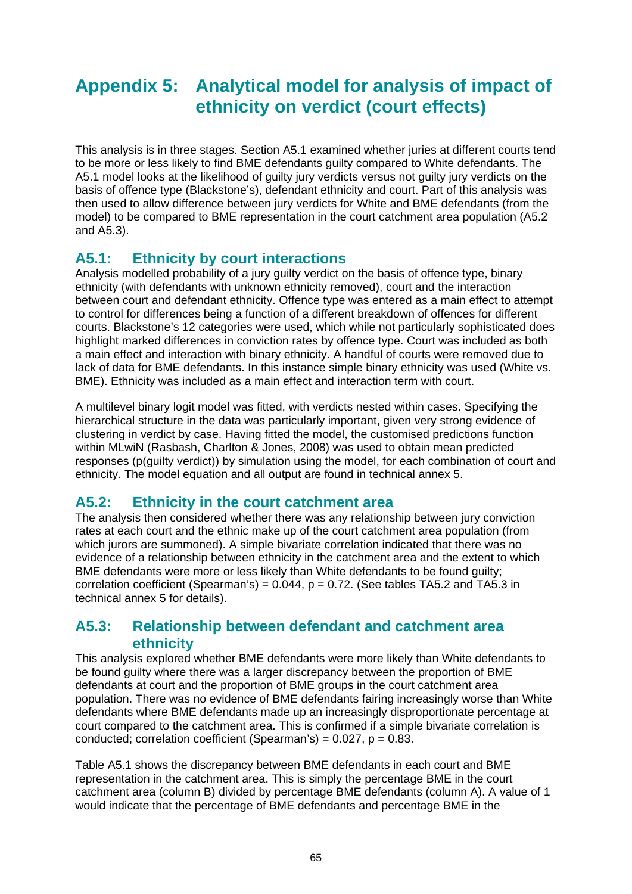# Appendix 5: Analytical model for analysis of impact of ethnicity on verdict (court effects)

This analysis is in three stages. Section A5.1 examined whether juries at different courts tend to be more or less likely to find BME defendants guilty compared to White defendants. The A5.1 model looks at the likelihood of guilty jury verdicts versus not guilty jury verdicts on the basis of offence type (Blackstone's), defendant ethnicity and court. Part of this analysis was then used to allow difference between jury verdicts for White and BME defendants (from the model) to be compared to BME representation in the court catchment area population (A5.2 and A5.3).

## A5.1: Ethnicity by court interactions

Analysis modelled probability of a jury guilty verdict on the basis of offence type, binary ethnicity (with defendants with unknown ethnicity removed), court and the interaction between court and defendant ethnicity. Offence type was entered as a main effect to attempt to control for differences being a function of a different breakdown of offences for different courts. Blackstone's 12 categories were used, which while not particularly sophisticated does highlight marked differences in conviction rates by offence type. Court was included as both a main effect and interaction with binary ethnicity. A handful of courts were removed due to lack of data for BME defendants. In this instance simple binary ethnicity was used (White vs. BME). Ethnicity was included as a main effect and interaction term with court.

A multilevel binary logit model was fitted, with verdicts nested within cases. Specifying the hierarchical structure in the data was particularly important, given very strong evidence of clustering in verdict by case. Having fitted the model, the customised predictions function within MLwiN (Rasbash, Charlton & Jones, 2008) was used to obtain mean predicted responses (p(guilty verdict)) by simulation using the model, for each combination of court and ethnicity. The model equation and all output are found in technical annex 5.

## A5.2: Ethnicity in the court catchment area

The analysis then considered whether there was any relationship between jury conviction rates at each court and the ethnic make up of the court catchment area population (from which jurors are summoned). A simple bivariate correlation indicated that there was no evidence of a relationship between ethnicity in the catchment area and the extent to which BME defendants were more or less likely than White defendants to be found guilty; correlation coefficient (Spearman's) = 0.044, $p = 0.72$. (See tables TA5.2 and TA5.3 in technical annex 5 for details).

## A5.3: Relationship between defendant and catchment area ethnicity

This analysis explored whether BME defendants were more likely than White defendants to be found guilty where there was a larger discrepancy between the proportion of BME defendants at court and the proportion of BME groups in the court catchment area population. There was no evidence of BME defendants fairing increasingly worse than White defendants where BME defendants made up an increasingly disproportionate percentage at court compared to the catchment area. This is confirmed if a simple bivariate correlation is conducted; correlation coefficient (Spearman's) = 0.027, $p = 0.83$.

Table A5.1 shows the discrepancy between BME defendants in each court and BME representation in the catchment area. This is simply the percentage BME in the court catchment area (column B) divided by percentage BME defendants (column A). A value of 1 would indicate that the percentage of BME defendants and percentage BME in the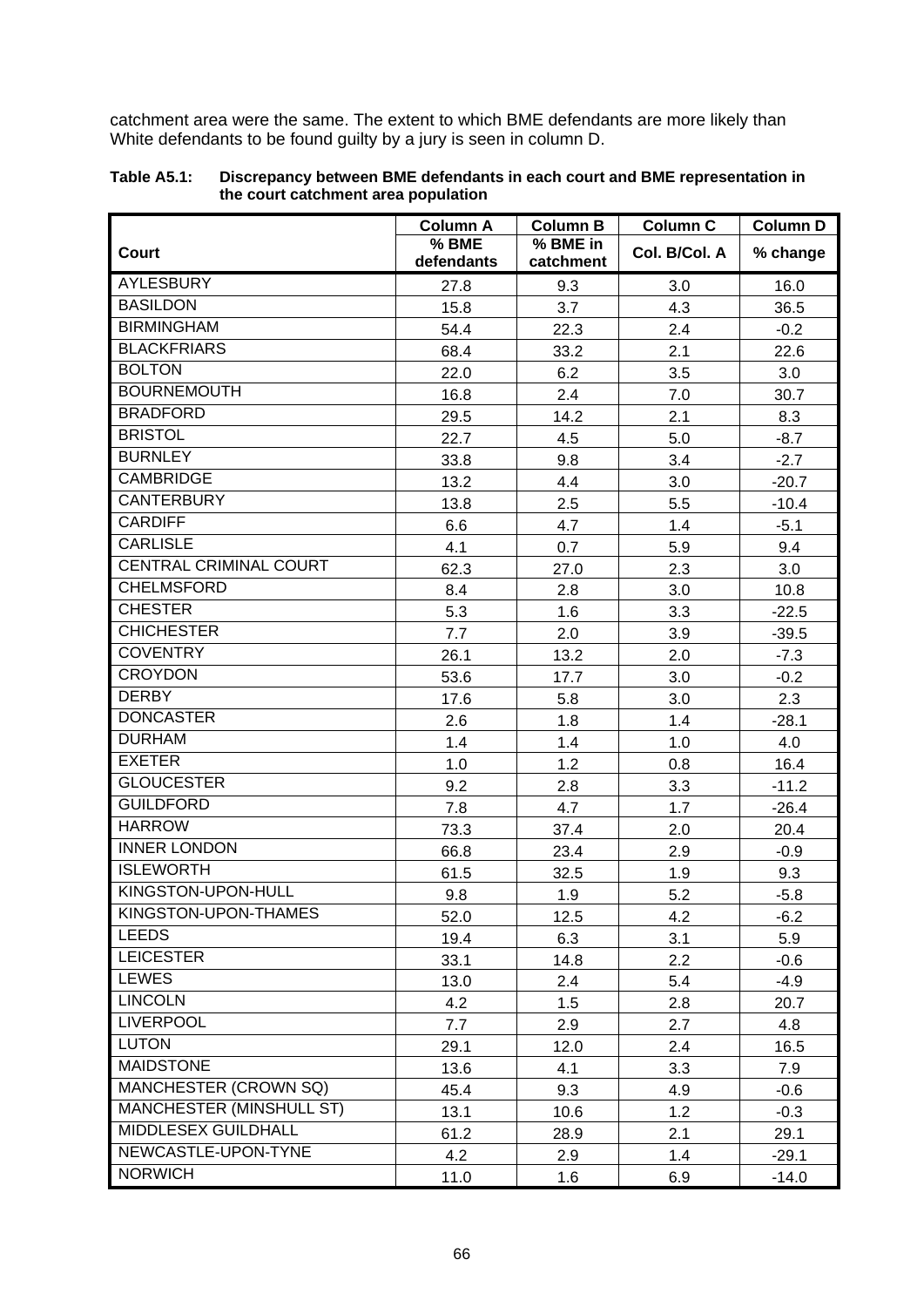catchment area were the same. The extent to which BME defendants are more likely than White defendants to be found guilty by a jury is seen in column D.

**Table A5.1: Discrepancy between BME defendants in each court and BME representation in the court catchment area population**

| Court | Column A<br>% BME defendants | Column B<br>% BME in catchment | Column C<br>Col. B/Col. A | Column D<br>% change |
|---|---|---|---|---|
| AYLESBURY | 27.8 | 9.3 | 3.0 | 16.0 |
| BASILDON | 15.8 | 3.7 | 4.3 | 36.5 |
| BIRMINGHAM | 54.4 | 22.3 | 2.4 | -0.2 |
| BLACKFRIARS | 68.4 | 33.2 | 2.1 | 22.6 |
| BOLTON | 22.0 | 6.2 | 3.5 | 3.0 |
| BOURNEMOUTH | 16.8 | 2.4 | 7.0 | 30.7 |
| BRADFORD | 29.5 | 14.2 | 2.1 | 8.3 |
| BRISTOL | 22.7 | 4.5 | 5.0 | -8.7 |
| BURNLEY | 33.8 | 9.8 | 3.4 | -2.7 |
| CAMBRIDGE | 13.2 | 4.4 | 3.0 | -20.7 |
| CANTERBURY | 13.8 | 2.5 | 5.5 | -10.4 |
| CARDIFF | 6.6 | 4.7 | 1.4 | -5.1 |
| CARLISLE | 4.1 | 0.7 | 5.9 | 9.4 |
| CENTRAL CRIMINAL COURT | 62.3 | 27.0 | 2.3 | 3.0 |
| CHELMSFORD | 8.4 | 2.8 | 3.0 | 10.8 |
| CHESTER | 5.3 | 1.6 | 3.3 | -22.5 |
| CHICHESTER | 7.7 | 2.0 | 3.9 | -39.5 |
| COVENTRY | 26.1 | 13.2 | 2.0 | -7.3 |
| CROYDON | 53.6 | 17.7 | 3.0 | -0.2 |
| DERBY | 17.6 | 5.8 | 3.0 | 2.3 |
| DONCASTER | 2.6 | 1.8 | 1.4 | -28.1 |
| DURHAM | 1.4 | 1.4 | 1.0 | 4.0 |
| EXETER | 1.0 | 1.2 | 0.8 | 16.4 |
| GLOUCESTER | 9.2 | 2.8 | 3.3 | -11.2 |
| GUILDFORD | 7.8 | 4.7 | 1.7 | -26.4 |
| HARROW | 73.3 | 37.4 | 2.0 | 20.4 |
| INNER LONDON | 66.8 | 23.4 | 2.9 | -0.9 |
| ISLEWORTH | 61.5 | 32.5 | 1.9 | 9.3 |
| KINGSTON-UPON-HULL | 9.8 | 1.9 | 5.2 | -5.8 |
| KINGSTON-UPON-THAMES | 52.0 | 12.5 | 4.2 | -6.2 |
| LEEDS | 19.4 | 6.3 | 3.1 | 5.9 |
| LEICESTER | 33.1 | 14.8 | 2.2 | -0.6 |
| LEWES | 13.0 | 2.4 | 5.4 | -4.9 |
| LINCOLN | 4.2 | 1.5 | 2.8 | 20.7 |
| LIVERPOOL | 7.7 | 2.9 | 2.7 | 4.8 |
| LUTON | 29.1 | 12.0 | 2.4 | 16.5 |
| MAIDSTONE | 13.6 | 4.1 | 3.3 | 7.9 |
| MANCHESTER (CROWN SQ) | 45.4 | 9.3 | 4.9 | -0.6 |
| MANCHESTER (MINSHULL ST) | 13.1 | 10.6 | 1.2 | -0.3 |
| MIDDLESEX GUILDHALL | 61.2 | 28.9 | 2.1 | 29.1 |
| NEWCASTLE-UPON-TYNE | 4.2 | 2.9 | 1.4 | -29.1 |
| NORWICH | 11.0 | 1.6 | 6.9 | -14.0 |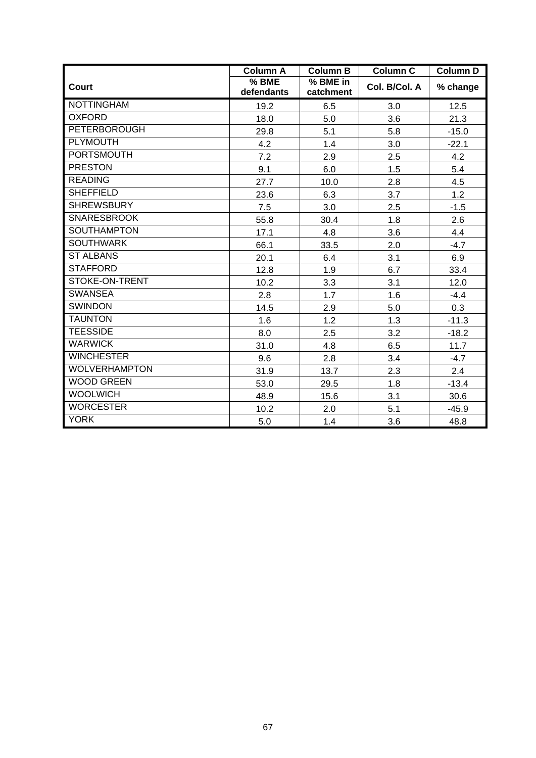| Court | Column A<br>% BME defendants | Column B<br>% BME in catchment | Column C<br>Col. B/Col. A | Column D<br>% change |
|---|---|---|---|---|
| NOTTINGHAM | 19.2 | 6.5 | 3.0 | 12.5 |
| OXFORD | 18.0 | 5.0 | 3.6 | 21.3 |
| PETERBOROUGH | 29.8 | 5.1 | 5.8 | -15.0 |
| PLYMOUTH | 4.2 | 1.4 | 3.0 | -22.1 |
| PORTSMOUTH | 7.2 | 2.9 | 2.5 | 4.2 |
| PRESTON | 9.1 | 6.0 | 1.5 | 5.4 |
| READING | 27.7 | 10.0 | 2.8 | 4.5 |
| SHEFFIELD | 23.6 | 6.3 | 3.7 | 1.2 |
| SHREWSBURY | 7.5 | 3.0 | 2.5 | -1.5 |
| SNARESBROOK | 55.8 | 30.4 | 1.8 | 2.6 |
| SOUTHAMPTON | 17.1 | 4.8 | 3.6 | 4.4 |
| SOUTHWARK | 66.1 | 33.5 | 2.0 | -4.7 |
| ST ALBANS | 20.1 | 6.4 | 3.1 | 6.9 |
| STAFFORD | 12.8 | 1.9 | 6.7 | 33.4 |
| STOKE-ON-TRENT | 10.2 | 3.3 | 3.1 | 12.0 |
| SWANSEA | 2.8 | 1.7 | 1.6 | -4.4 |
| SWINDON | 14.5 | 2.9 | 5.0 | 0.3 |
| TAUNTON | 1.6 | 1.2 | 1.3 | -11.3 |
| TEESSIDE | 8.0 | 2.5 | 3.2 | -18.2 |
| WARWICK | 31.0 | 4.8 | 6.5 | 11.7 |
| WINCHESTER | 9.6 | 2.8 | 3.4 | -4.7 |
| WOLVERHAMPTON | 31.9 | 13.7 | 2.3 | 2.4 |
| WOOD GREEN | 53.0 | 29.5 | 1.8 | -13.4 |
| WOOLWICH | 48.9 | 15.6 | 3.1 | 30.6 |
| WORCESTER | 10.2 | 2.0 | 5.1 | -45.9 |
| YORK | 5.0 | 1.4 | 3.6 | 48.8 |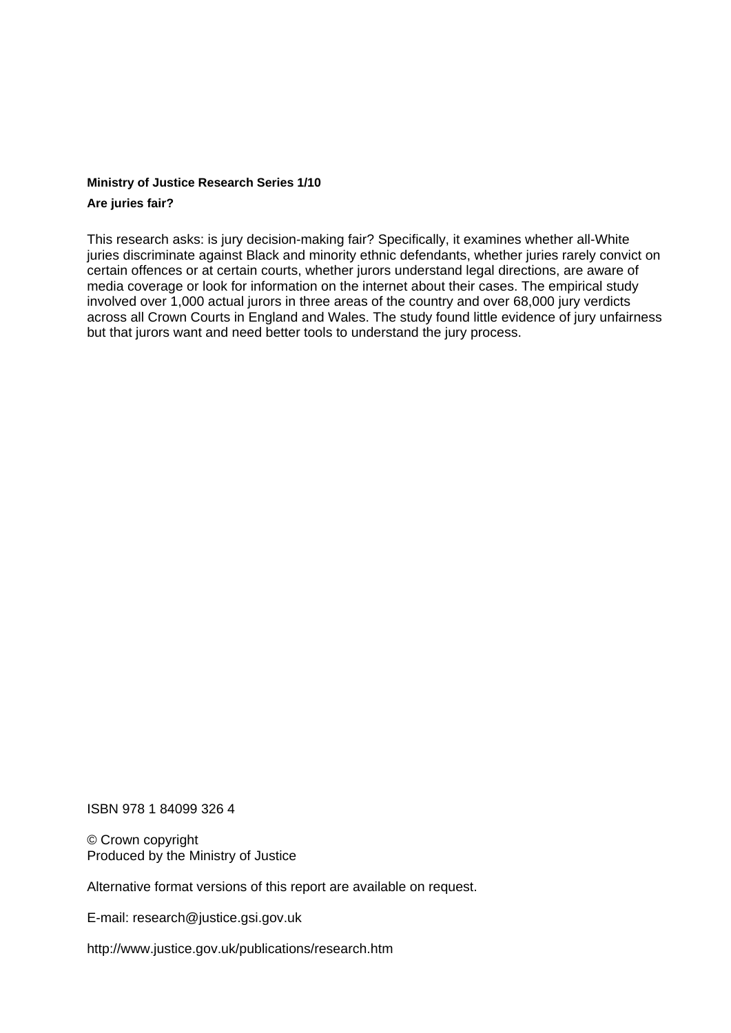**Ministry of Justice Research Series 1/10**

**Are juries fair?**

This research asks: is jury decision-making fair? Specifically, it examines whether all-White juries discriminate against Black and minority ethnic defendants, whether juries rarely convict on certain offences or at certain courts, whether jurors understand legal directions, are aware of media coverage or look for information on the internet about their cases. The empirical study involved over 1,000 actual jurors in three areas of the country and over 68,000 jury verdicts across all Crown Courts in England and Wales. The study found little evidence of jury unfairness but that jurors want and need better tools to understand the jury process.

ISBN 978 1 84099 326 4

© Crown copyright
Produced by the Ministry of Justice

Alternative format versions of this report are available on request.

E-mail: research@justice.gsi.gov.uk

http://www.justice.gov.uk/publications/research.htm